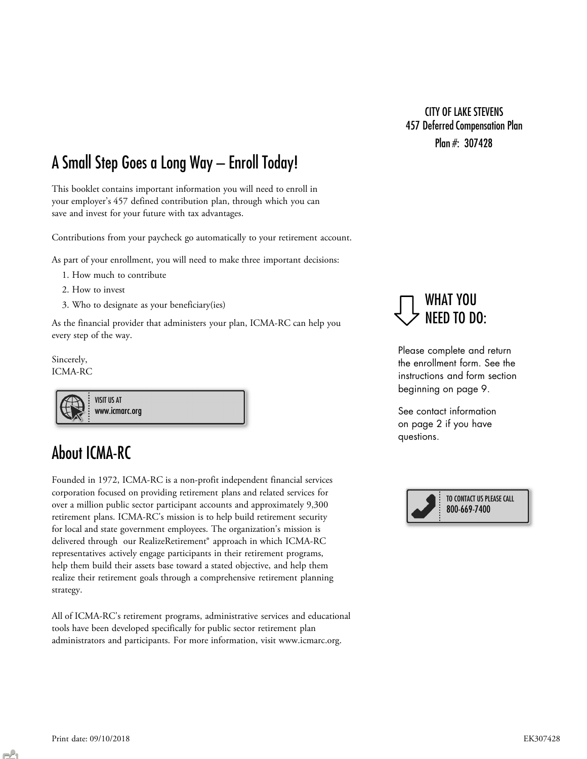CITY OF LAKE STEVENS
457 Deferred Compensation Plan
Plan #: 307428

# A Small Step Goes a Long Way – Enroll Today!

This booklet contains important information you will need to enroll in your employer's 457 defined contribution plan, through which you can save and invest for your future with tax advantages.

Contributions from your paycheck go automatically to your retirement account.

As part of your enrollment, you will need to make three important decisions:

1. How much to contribute
2. How to invest
3. Who to designate as your beneficiary(ies)

As the financial provider that administers your plan, ICMA-RC can help you every step of the way.

Sincerely,
ICMA-RC

VISIT US AT
www.icmarc.org

## WHAT YOU NEED TO DO:

Please complete and return the enrollment form. See the instructions and form section beginning on page 9.

See contact information on page 2 if you have questions.

TO CONTACT US PLEASE CALL
800-669-7400

# About ICMA-RC

Founded in 1972, ICMA-RC is a non-profit independent financial services corporation focused on providing retirement plans and related services for over a million public sector participant accounts and approximately 9,300 retirement plans. ICMA-RC's mission is to help build retirement security for local and state government employees. The organization's mission is delivered through our RealizeRetirement® approach in which ICMA-RC representatives actively engage participants in their retirement programs, help them build their assets base toward a stated objective, and help them realize their retirement goals through a comprehensive retirement planning strategy.

All of ICMA-RC's retirement programs, administrative services and educational tools have been developed specifically for public sector retirement plan administrators and participants. For more information, visit www.icmarc.org.

Print date: 09/10/2018

EK307428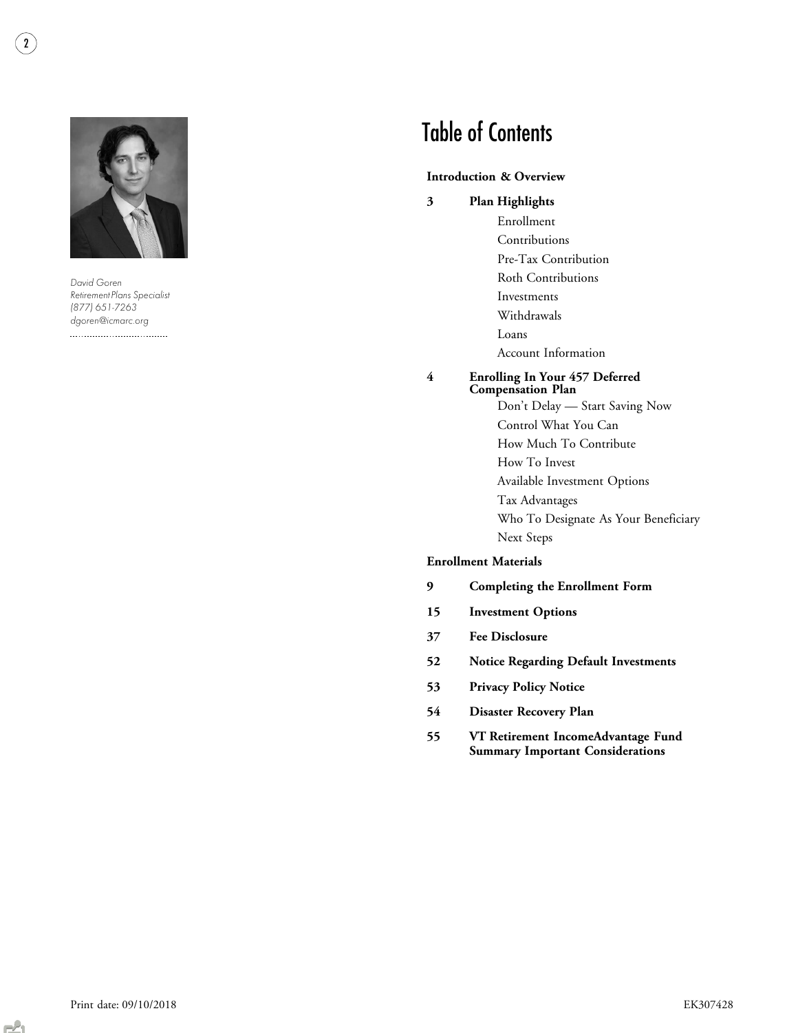*David Goren*
*Retirement Plans Specialist*
*(877) 651-7263*
*dgoren@icmarc.org*

# Table of Contents

**Introduction & Overview**

**3 Plan Highlights**
- Enrollment
- Contributions
- Pre-Tax Contribution
- Roth Contributions
- Investments
- Withdrawals
- Loans
- Account Information

**4 Enrolling In Your 457 Deferred Compensation Plan**
- Don't Delay — Start Saving Now
- Control What You Can
- How Much To Contribute
- How To Invest
- Available Investment Options
- Tax Advantages
- Who To Designate As Your Beneficiary
- Next Steps

**Enrollment Materials**

**9 Completing the Enrollment Form**

**15 Investment Options**

**37 Fee Disclosure**

**52 Notice Regarding Default Investments**

**53 Privacy Policy Notice**

**54 Disaster Recovery Plan**

**55 VT Retirement IncomeAdvantage Fund Summary Important Considerations**

Print date: 09/10/2018 EK307428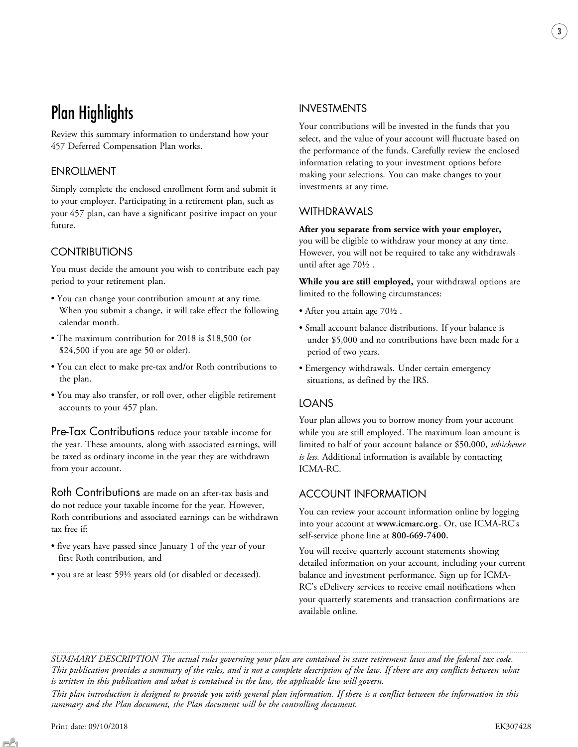# Plan Highlights

Review this summary information to understand how your 457 Deferred Compensation Plan works.

## ENROLLMENT

Simply complete the enclosed enrollment form and submit it to your employer. Participating in a retirement plan, such as your 457 plan, can have a significant positive impact on your future.

## CONTRIBUTIONS

You must decide the amount you wish to contribute each pay period to your retirement plan.

- You can change your contribution amount at any time. When you submit a change, it will take effect the following calendar month.
- The maximum contribution for 2018 is $18,500 (or $24,500 if you are age 50 or older).
- You can elect to make pre-tax and/or Roth contributions to the plan.
- You may also transfer, or roll over, other eligible retirement accounts to your 457 plan.

### Pre-Tax Contributions

Pre-Tax Contributions reduce your taxable income for the year. These amounts, along with associated earnings, will be taxed as ordinary income in the year they are withdrawn from your account.

### Roth Contributions

Roth Contributions are made on an after-tax basis and do not reduce your taxable income for the year. However, Roth contributions and associated earnings can be withdrawn tax free if:

- five years have passed since January 1 of the year of your first Roth contribution, and
- you are at least 59½ years old (or disabled or deceased).

## INVESTMENTS

Your contributions will be invested in the funds that you select, and the value of your account will fluctuate based on the performance of the funds. Carefully review the enclosed information relating to your investment options before making your selections. You can make changes to your investments at any time.

## WITHDRAWALS

**After you separate from service with your employer,** you will be eligible to withdraw your money at any time. However, you will not be required to take any withdrawals until after age 70½ .

**While you are still employed,** your withdrawal options are limited to the following circumstances:

- After you attain age 70½ .
- Small account balance distributions. If your balance is under $5,000 and no contributions have been made for a period of two years.
- Emergency withdrawals. Under certain emergency situations, as defined by the IRS.

## LOANS

Your plan allows you to borrow money from your account while you are still employed. The maximum loan amount is limited to half of your account balance or $50,000, *whichever is less.* Additional information is available by contacting ICMA-RC.

## ACCOUNT INFORMATION

You can review your account information online by logging into your account at **www.icmarc.org**. Or, use ICMA-RC's self-service phone line at **800-669-7400.**

You will receive quarterly account statements showing detailed information on your account, including your current balance and investment performance. Sign up for ICMA-RC's eDelivery services to receive email notifications when your quarterly statements and transaction confirmations are available online.

---

*SUMMARY DESCRIPTION The actual rules governing your plan are contained in state retirement laws and the federal tax code. This publication provides a summary of the rules, and is not a complete description of the law. If there are any conflicts between what is written in this publication and what is contained in the law, the applicable law will govern.*

*This plan introduction is designed to provide you with general plan information. If there is a conflict between the information in this summary and the Plan document, the Plan document will be the controlling document.*

Print date: 09/10/2018 EK307428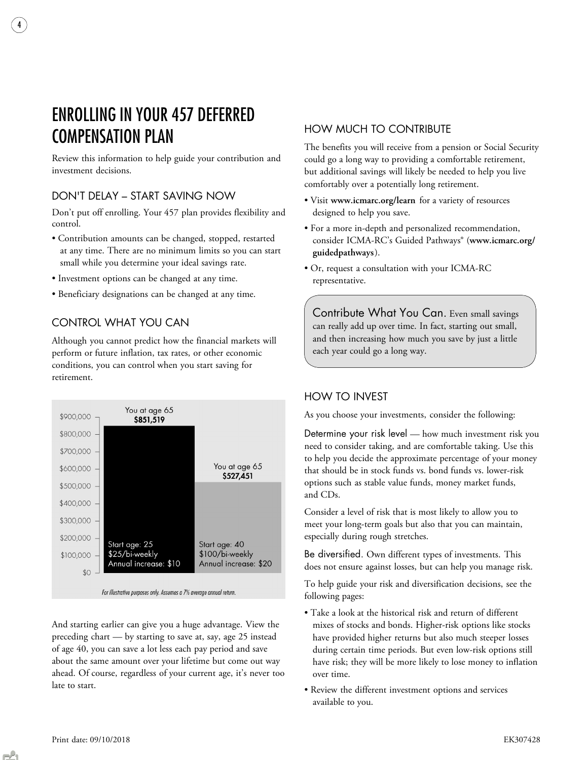# ENROLLING IN YOUR 457 DEFERRED COMPENSATION PLAN

Review this information to help guide your contribution and investment decisions.

## DON'T DELAY – START SAVING NOW

Don't put off enrolling. Your 457 plan provides flexibility and control.

- Contribution amounts can be changed, stopped, restarted at any time. There are no minimum limits so you can start small while you determine your ideal savings rate.
- Investment options can be changed at any time.
- Beneficiary designations can be changed at any time.

## CONTROL WHAT YOU CAN

Although you cannot predict how the financial markets will perform or future inflation, tax rates, or other economic conditions, you can control when you start saving for retirement.

| | Start age: 25<br>$25/bi-weekly<br>Annual increase: $10 | Start age: 40<br>$100/bi-weekly<br>Annual increase: $20 |
|---|---|---|
| You at age 65 | $851,519 | $527,451 |

*For illustrative purposes only. Assumes a 7% average annual return.*

And starting earlier can give you a huge advantage. View the preceding chart — by starting to save at, say, age 25 instead of age 40, you can save a lot less each pay period and save about the same amount over your lifetime but come out way ahead. Of course, regardless of your current age, it's never too late to start.

## HOW MUCH TO CONTRIBUTE

The benefits you will receive from a pension or Social Security could go a long way to providing a comfortable retirement, but additional savings will likely be needed to help you live comfortably over a potentially long retirement.

- Visit **www.icmarc.org/learn** for a variety of resources designed to help you save.
- For a more in-depth and personalized recommendation, consider ICMA-RC's Guided Pathways® (**www.icmarc.org/guidedpathways**).
- Or, request a consultation with your ICMA-RC representative.

> Contribute What You Can. Even small savings can really add up over time. In fact, starting out small, and then increasing how much you save by just a little each year could go a long way.

## HOW TO INVEST

As you choose your investments, consider the following:

Determine your risk level — how much investment risk you need to consider taking, and are comfortable taking. Use this to help you decide the approximate percentage of your money that should be in stock funds vs. bond funds vs. lower-risk options such as stable value funds, money market funds, and CDs.

Consider a level of risk that is most likely to allow you to meet your long-term goals but also that you can maintain, especially during rough stretches.

Be diversified. Own different types of investments. This does not ensure against losses, but can help you manage risk.

To help guide your risk and diversification decisions, see the following pages:

- Take a look at the historical risk and return of different mixes of stocks and bonds. Higher-risk options like stocks have provided higher returns but also much steeper losses during certain time periods. But even low-risk options still have risk; they will be more likely to lose money to inflation over time.
- Review the different investment options and services available to you.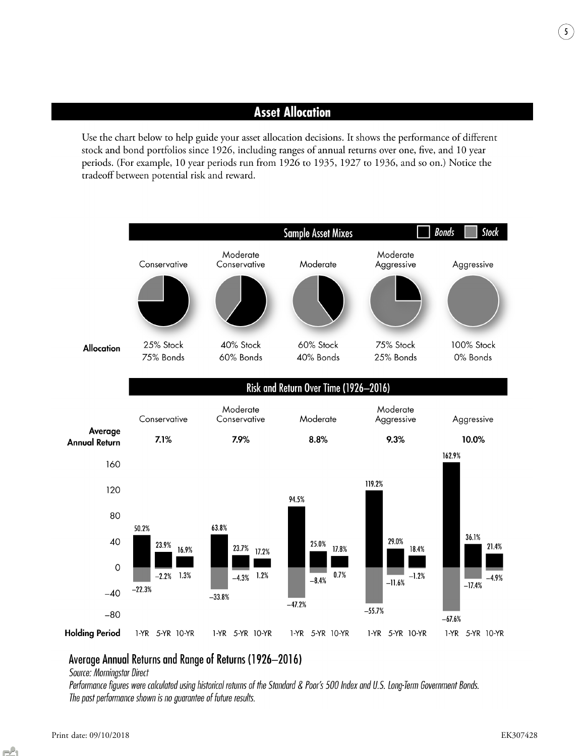## Asset Allocation

Use the chart below to help guide your asset allocation decisions. It shows the performance of different stock and bond portfolios since 1926, including ranges of annual returns over one, five, and 10 year periods. (For example, 10 year periods run from 1926 to 1935, 1927 to 1936, and so on.) Notice the tradeoff between potential risk and reward.

### Sample Asset Mixes

| | Conservative | Moderate Conservative | Moderate | Moderate Aggressive | Aggressive |
|---|---|---|---|---|---|
| **Allocation** | 25% Stock<br>75% Bonds | 40% Stock<br>60% Bonds | 60% Stock<br>40% Bonds | 75% Stock<br>25% Bonds | 100% Stock<br>0% Bonds |

### Risk and Return Over Time (1926–2016)

| | Conservative | Moderate Conservative | Moderate | Moderate Aggressive | Aggressive |
|---|---|---|---|---|---|
| **Average Annual Return** | 7.1% | 7.9% | 8.8% | 9.3% | 10.0% |

| Holding Period | Conservative (High / Low) | Moderate Conservative (High / Low) | Moderate (High / Low) | Moderate Aggressive (High / Low) | Aggressive (High / Low) |
|---|---|---|---|---|---|
| 1-YR | 50.2% / –22.3% | 63.8% / –33.8% | 94.5% / –47.2% | 119.2% / –55.7% | 162.9% / –67.6% |
| 5-YR | 23.9% / –2.2% | 23.7% / –4.3% | 25.0% / –8.4% | 29.0% / –11.6% | 36.1% / –17.4% |
| 10-YR | 16.9% / 1.3% | 17.2% / 1.2% | 17.8% / 0.7% | 18.4% / –1.2% | 21.4% / –4.9% |

### Average Annual Returns and Range of Returns (1926–2016)

*Source: Morningstar Direct*

*Performance figures were calculated using historical returns of the Standard & Poor's 500 Index and U.S. Long-Term Government Bonds. The past performance shown is no guarantee of future results.*

Print date: 09/10/2018

EK307428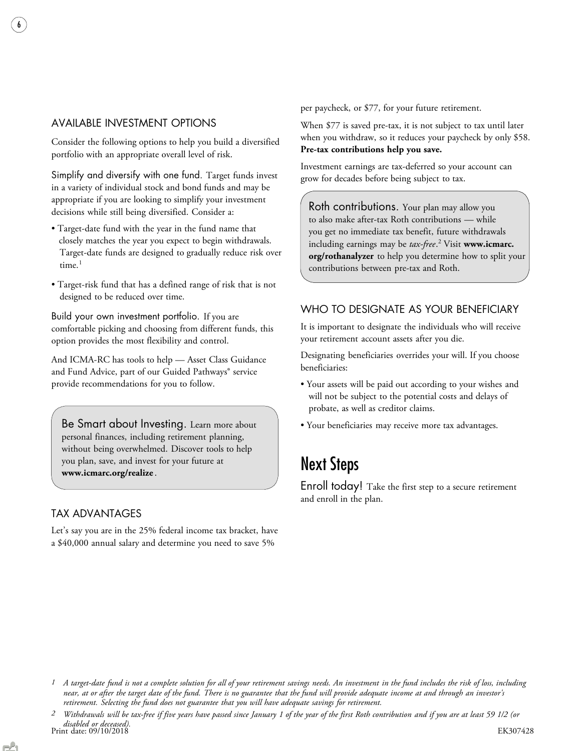## AVAILABLE INVESTMENT OPTIONS

Consider the following options to help you build a diversified portfolio with an appropriate overall level of risk.

Simplify and diversify with one fund. Target funds invest in a variety of individual stock and bond funds and may be appropriate if you are looking to simplify your investment decisions while still being diversified. Consider a:

- Target-date fund with the year in the fund name that closely matches the year you expect to begin withdrawals. Target-date funds are designed to gradually reduce risk over time.[1]
- Target-risk fund that has a defined range of risk that is not designed to be reduced over time.

Build your own investment portfolio. If you are comfortable picking and choosing from different funds, this option provides the most flexibility and control.

And ICMA-RC has tools to help — Asset Class Guidance and Fund Advice, part of our Guided Pathways® service provide recommendations for you to follow.

> Be Smart about Investing. Learn more about personal finances, including retirement planning, without being overwhelmed. Discover tools to help you plan, save, and invest for your future at **www.icmarc.org/realize**.

## TAX ADVANTAGES

Let's say you are in the 25% federal income tax bracket, have a $40,000 annual salary and determine you need to save 5% per paycheck, or $77, for your future retirement.

When $77 is saved pre-tax, it is not subject to tax until later when you withdraw, so it reduces your paycheck by only $58. **Pre-tax contributions help you save.**

Investment earnings are tax-deferred so your account can grow for decades before being subject to tax.

> Roth contributions. Your plan may allow you to also make after-tax Roth contributions — while you get no immediate tax benefit, future withdrawals including earnings may be *tax-free*.[2] Visit **www.icmarc.org/rothanalyzer** to help you determine how to split your contributions between pre-tax and Roth.

## WHO TO DESIGNATE AS YOUR BENEFICIARY

It is important to designate the individuals who will receive your retirement account assets after you die.

Designating beneficiaries overrides your will. If you choose beneficiaries:

- Your assets will be paid out according to your wishes and will not be subject to the potential costs and delays of probate, as well as creditor claims.
- Your beneficiaries may receive more tax advantages.

# Next Steps

Enroll today! Take the first step to a secure retirement and enroll in the plan.

---

*1 A target-date fund is not a complete solution for all of your retirement savings needs. An investment in the fund includes the risk of loss, including near, at or after the target date of the fund. There is no guarantee that the fund will provide adequate income at and through an investor's retirement. Selecting the fund does not guarantee that you will have adequate savings for retirement.*

*2 Withdrawals will be tax-free if five years have passed since January 1 of the year of the first Roth contribution and if you are at least 59 1/2 (or disabled or deceased).*

Print date: 09/10/2018 EK307428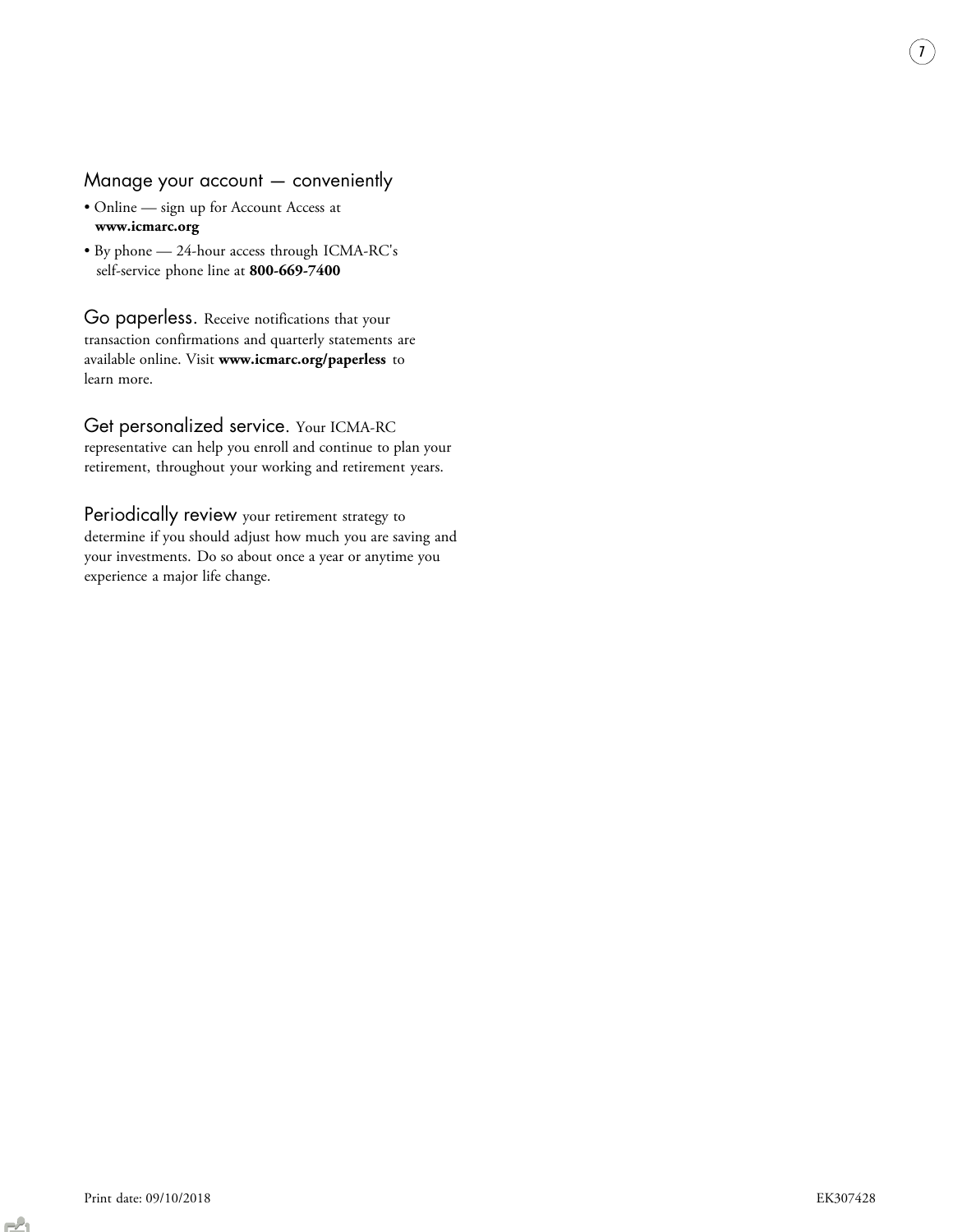## Manage your account — conveniently

- Online — sign up for Account Access at **www.icmarc.org**
- By phone — 24-hour access through ICMA-RC's self-service phone line at **800-669-7400**

**Go paperless.** Receive notifications that your transaction confirmations and quarterly statements are available online. Visit **www.icmarc.org/paperless** to learn more.

**Get personalized service.** Your ICMA-RC representative can help you enroll and continue to plan your retirement, throughout your working and retirement years.

**Periodically review** your retirement strategy to determine if you should adjust how much you are saving and your investments. Do so about once a year or anytime you experience a major life change.

Print date: 09/10/2018

EK307428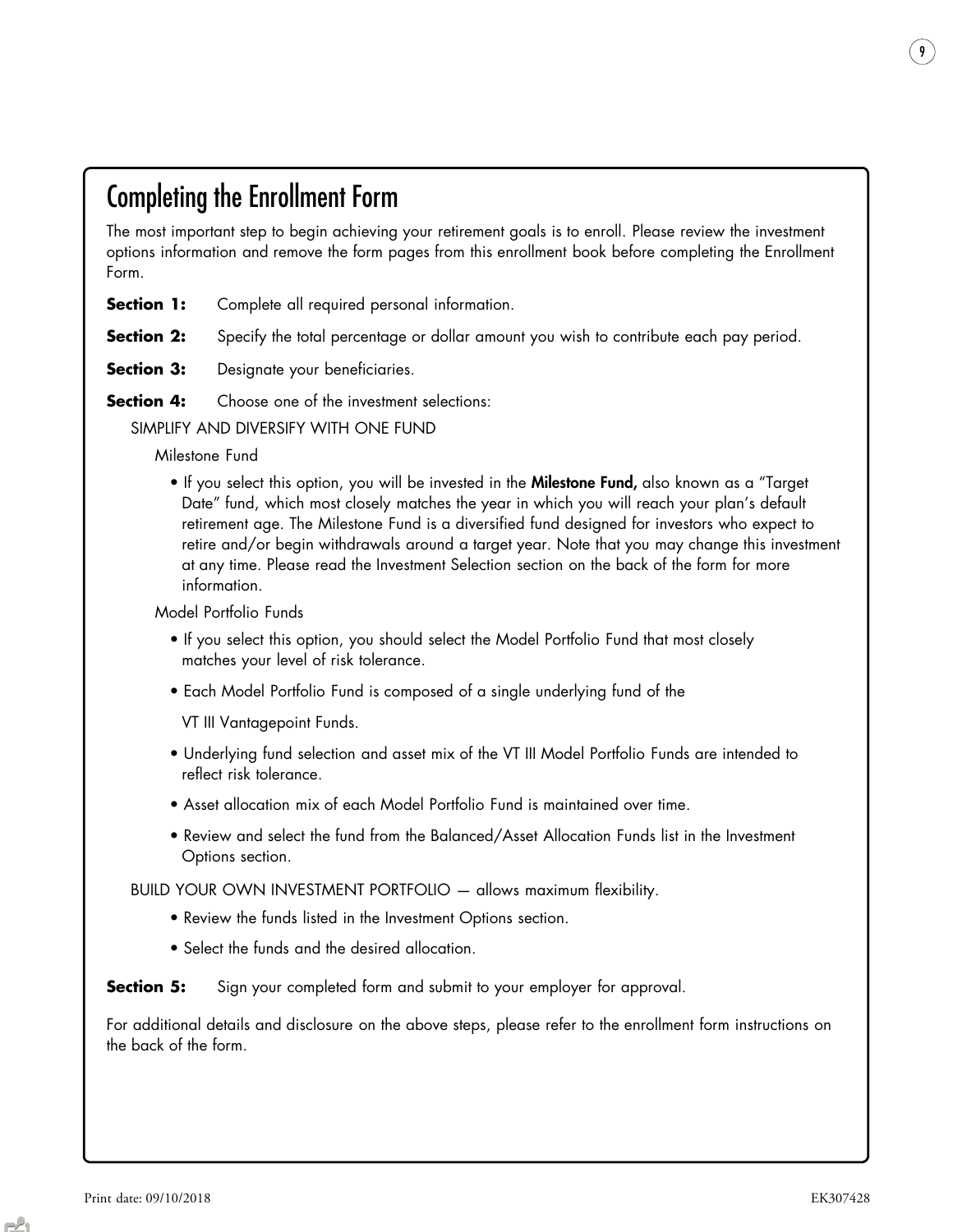# Completing the Enrollment Form

The most important step to begin achieving your retirement goals is to enroll. Please review the investment options information and remove the form pages from this enrollment book before completing the Enrollment Form.

**Section 1:** Complete all required personal information.

**Section 2:** Specify the total percentage or dollar amount you wish to contribute each pay period.

**Section 3:** Designate your beneficiaries.

**Section 4:** Choose one of the investment selections:

SIMPLIFY AND DIVERSIFY WITH ONE FUND

Milestone Fund

- If you select this option, you will be invested in the **Milestone Fund,** also known as a "Target Date" fund, which most closely matches the year in which you will reach your plan's default retirement age. The Milestone Fund is a diversified fund designed for investors who expect to retire and/or begin withdrawals around a target year. Note that you may change this investment at any time. Please read the Investment Selection section on the back of the form for more information.

Model Portfolio Funds

- If you select this option, you should select the Model Portfolio Fund that most closely matches your level of risk tolerance.
- Each Model Portfolio Fund is composed of a single underlying fund of the VT III Vantagepoint Funds.
- Underlying fund selection and asset mix of the VT III Model Portfolio Funds are intended to reflect risk tolerance.
- Asset allocation mix of each Model Portfolio Fund is maintained over time.
- Review and select the fund from the Balanced/Asset Allocation Funds list in the Investment Options section.

BUILD YOUR OWN INVESTMENT PORTFOLIO — allows maximum flexibility.

- Review the funds listed in the Investment Options section.
- Select the funds and the desired allocation.

**Section 5:** Sign your completed form and submit to your employer for approval.

For additional details and disclosure on the above steps, please refer to the enrollment form instructions on the back of the form.

Print date: 09/10/2018 EK307428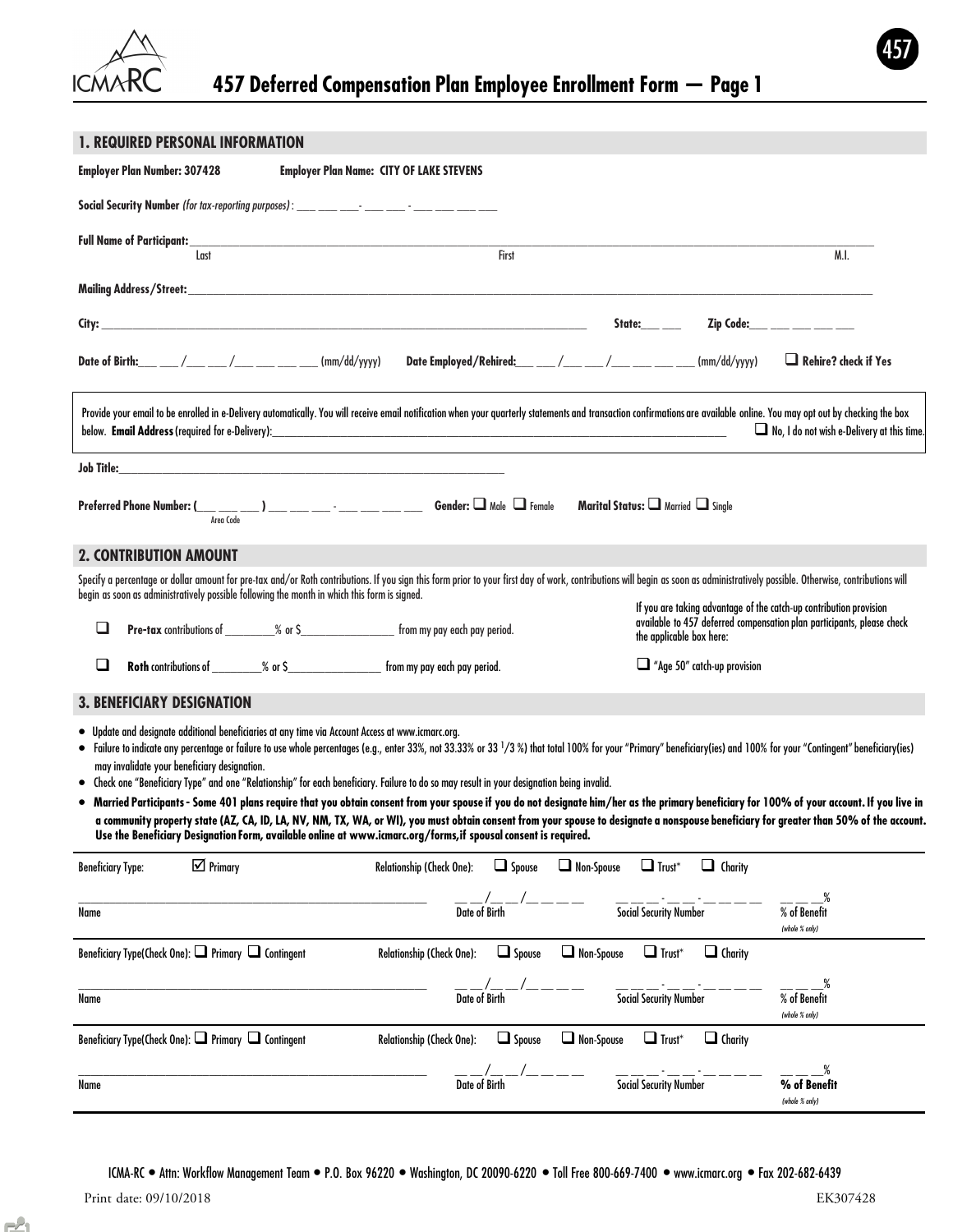# 457 Deferred Compensation Plan Employee Enrollment Form — Page 1

ICMA-RC

457

## 1. REQUIRED PERSONAL INFORMATION

**Employer Plan Number: 307428** **Employer Plan Name: CITY OF LAKE STEVENS**

**Social Security Number** *(for tax-reporting purposes)*: ___ ___ ___- ___ ___ - ___ ___ ___ ___

**Full Name of Participant:** ______________________________________________
Last First M.I.

**Mailing Address/Street:** ______________________________________________

**City:** ______________________ **State:** ___ ___ **Zip Code:** ___ ___ ___ ___ ___

**Date of Birth:** ___ ___ /___ ___ /___ ___ ___ ___ (mm/dd/yyyy) **Date Employed/Rehired:** ___ ___ /___ ___ /___ ___ ___ ___ (mm/dd/yyyy) ☐ **Rehire? check if Yes**

Provide your email to be enrolled in e-Delivery automatically. You will receive email notification when your quarterly statements and transaction confirmations are available online. You may opt out by checking the box below. **Email Address** (required for e-Delivery): ______________________ ☐ No, I do not wish e-Delivery at this time.

**Job Title:** ______________________

**Preferred Phone Number: (**___ ___ ___**)** ___ ___ ___ - ___ ___ ___ ___ **Gender:** ☐ Male ☐ Female **Marital Status:** ☐ Married ☐ Single
Area Code

## 2. CONTRIBUTION AMOUNT

Specify a percentage or dollar amount for pre-tax and/or Roth contributions. If you sign this form prior to your first day of work, contributions will begin as soon as administratively possible. Otherwise, contributions will begin as soon as administratively possible following the month in which this form is signed.

☐ **Pre-tax** contributions of ________% or $________________ from my pay each pay period.

☐ **Roth** contributions of ________% or $________________ from my pay each pay period.

If you are taking advantage of the catch-up contribution provision available to 457 deferred compensation plan participants, please check the applicable box here:

☐ "Age 50" catch-up provision

## 3. BENEFICIARY DESIGNATION

- Update and designate additional beneficiaries at any time via Account Access at www.icmarc.org.
- Failure to indicate any percentage or failure to use whole percentages (e.g., enter 33%, not 33.33% or 33 1/3 %) that total 100% for your "Primary" beneficiary(ies) and 100% for your "Contingent" beneficiary(ies) may invalidate your beneficiary designation.
- Check one "Beneficiary Type" and one "Relationship" for each beneficiary. Failure to do so may result in your designation being invalid.
- **Married Participants - Some 401 plans require that you obtain consent from your spouse if you do not designate him/her as the primary beneficiary for 100% of your account. If you live in a community property state (AZ, CA, ID, LA, NV, NM, TX, WA, or WI), you must obtain consent from your spouse to designate a nonspouse beneficiary for greater than 50% of the account. Use the Beneficiary Designation Form, available online at www.icmarc.org/forms, if spousal consent is required.**

Beneficiary Type: ☑ Primary Relationship (Check One): ☐ Spouse ☐ Non-Spouse ☐ Trust* ☐ Charity

| Name | Date of Birth | Social Security Number | % of Benefit *(whole % only)* |
|---|---|---|---|
| ______________________ | __ __/__ __/__ __ __ __ | __ __ __-__ __-__ __ __ __ | __ __ __% |

Beneficiary Type(Check One): ☐ Primary ☐ Contingent Relationship (Check One): ☐ Spouse ☐ Non-Spouse ☐ Trust* ☐ Charity

| Name | Date of Birth | Social Security Number | % of Benefit *(whole % only)* |
|---|---|---|---|
| ______________________ | __ __/__ __/__ __ __ __ | __ __ __-__ __-__ __ __ __ | __ __ __% |

Beneficiary Type(Check One): ☐ Primary ☐ Contingent Relationship (Check One): ☐ Spouse ☐ Non-Spouse ☐ Trust* ☐ Charity

| Name | Date of Birth | Social Security Number | **% of Benefit** *(whole % only)* |
|---|---|---|---|
| ______________________ | __ __/__ __/__ __ __ __ | __ __ __-__ __-__ __ __ __ | __ __ __% |

ICMA-RC • Attn: Workflow Management Team • P.O. Box 96220 • Washington, DC 20090-6220 • Toll Free 800-669-7400 • www.icmarc.org • Fax 202-682-6439

Print date: 09/10/2018 EK307428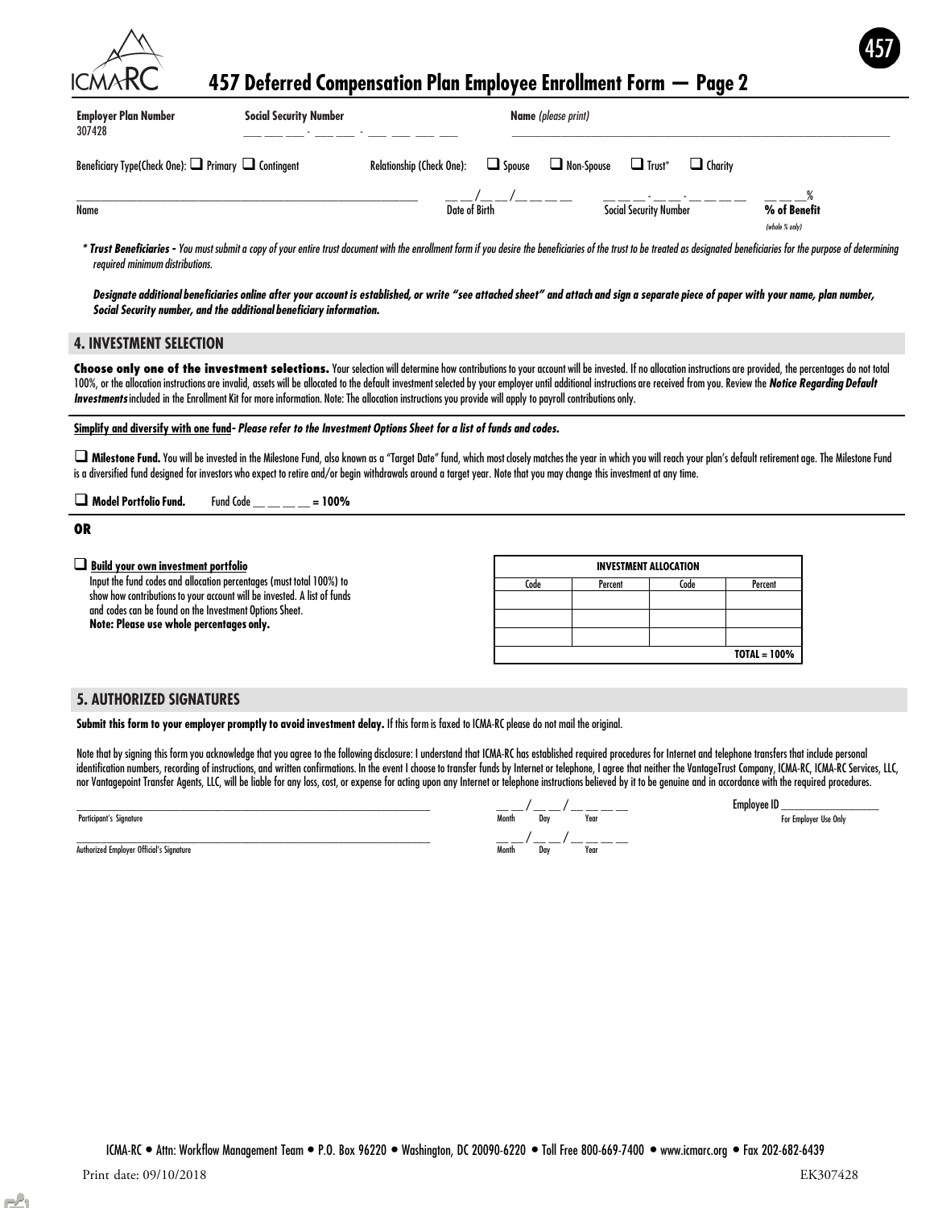# 457 Deferred Compensation Plan Employee Enrollment Form — Page 2

**Employer Plan Number** 307428

**Social Security Number** ___ ___ ___ - ___ ___ - ___ ___ ___ ___

**Name** *(please print)* ________________________________

Beficiary Type(Check One): ❑ Primary ❑ Contingent

Relationship (Check One): ❑ Spouse ❑ Non-Spouse ❑ Trust* ❑ Charity

| Name | Date of Birth | Social Security Number | % of Benefit *(whole % only)* |
|---|---|---|---|
| ________________________________ | __ __/__ __/__ __ __ __ | __ __ __-__ __-__ __ __ __ | __ __ __% |

*** Trust Beneficiaries -** *You must submit a copy of your entire trust document with the enrollment form if you desire the beneficiaries of the trust to be treated as designated beneficiaries for the purpose of determining required minimum distributions.*

***Designate additional beneficiaries online after your account is established, or write "see attached sheet" and attach and sign a separate piece of paper with your name, plan number, Social Security number, and the additional beneficiary information.***

## 4. INVESTMENT SELECTION

**Choose only one of the investment selections.** Your selection will determine how contributions to your account will be invested. If no allocation instructions are provided, the percentages do not total 100%, or the allocation instructions are invalid, assets will be allocated to the default investment selected by your employer until additional instructions are received from you. Review the ***Notice Regarding Default Investments*** included in the Enrollment Kit for more information. Note: The allocation instructions you provide will apply to payroll contributions only.

**Simplify and diversify with one fund**- ***Please refer to the Investment Options Sheet for a list of funds and codes.***

❑ **Milestone Fund.** You will be invested in the Milestone Fund, also known as a "Target Date" fund, which most closely matches the year in which you will reach your plan's default retirement age. The Milestone Fund is a diversified fund designed for investors who expect to retire and/or begin withdrawals around a target year. Note that you may change this investment at any time.

❑ **Model Portfolio Fund.** Fund Code __ __ __ __ **= 100%**

**OR**

❑ **Build your own investment portfolio**

Input the fund codes and allocation percentages (must total 100%) to show how contributions to your account will be invested. A list of funds and codes can be found on the Investment Options Sheet.
**Note: Please use whole percentages only.**

| INVESTMENT ALLOCATION | | | |
|---|---|---|---|
| Code | Percent | Code | Percent |
| | | | |
| | | | |
| | | | |
| | | | **TOTAL = 100%** |

## 5. AUTHORIZED SIGNATURES

**Submit this form to your employer promptly to avoid investment delay.** If this form is faxed to ICMA-RC please do not mail the original.

Note that by signing this form you acknowledge that you agree to the following disclosure: I understand that ICMA-RC has established required procedures for Internet and telephone transfers that include personal identification numbers, recording of instructions, and written confirmations. In the event I choose to transfer funds by Internet or telephone, I agree that neither the VantageTrust Company, ICMA-RC, ICMA-RC Services, LLC, nor Vantagepoint Transfer Agents, LLC, will be liable for any loss, cost, or expense for acting upon any Internet or telephone instructions believed by it to be genuine and in accordance with the required procedures.

________________________________ __ __/__ __/__ __ __ __ Employee ID ______________
Participant's Signature Month Day Year For Employer Use Only

________________________________ __ __/__ __/__ __ __ __
Authorized Employer Official's Signature Month Day Year

ICMA-RC • Attn: Workflow Management Team • P.O. Box 96220 • Washington, DC 20090-6220 • Toll Free 800-669-7400 • www.icmarc.org • Fax 202-682-6439

Print date: 09/10/2018 EK307428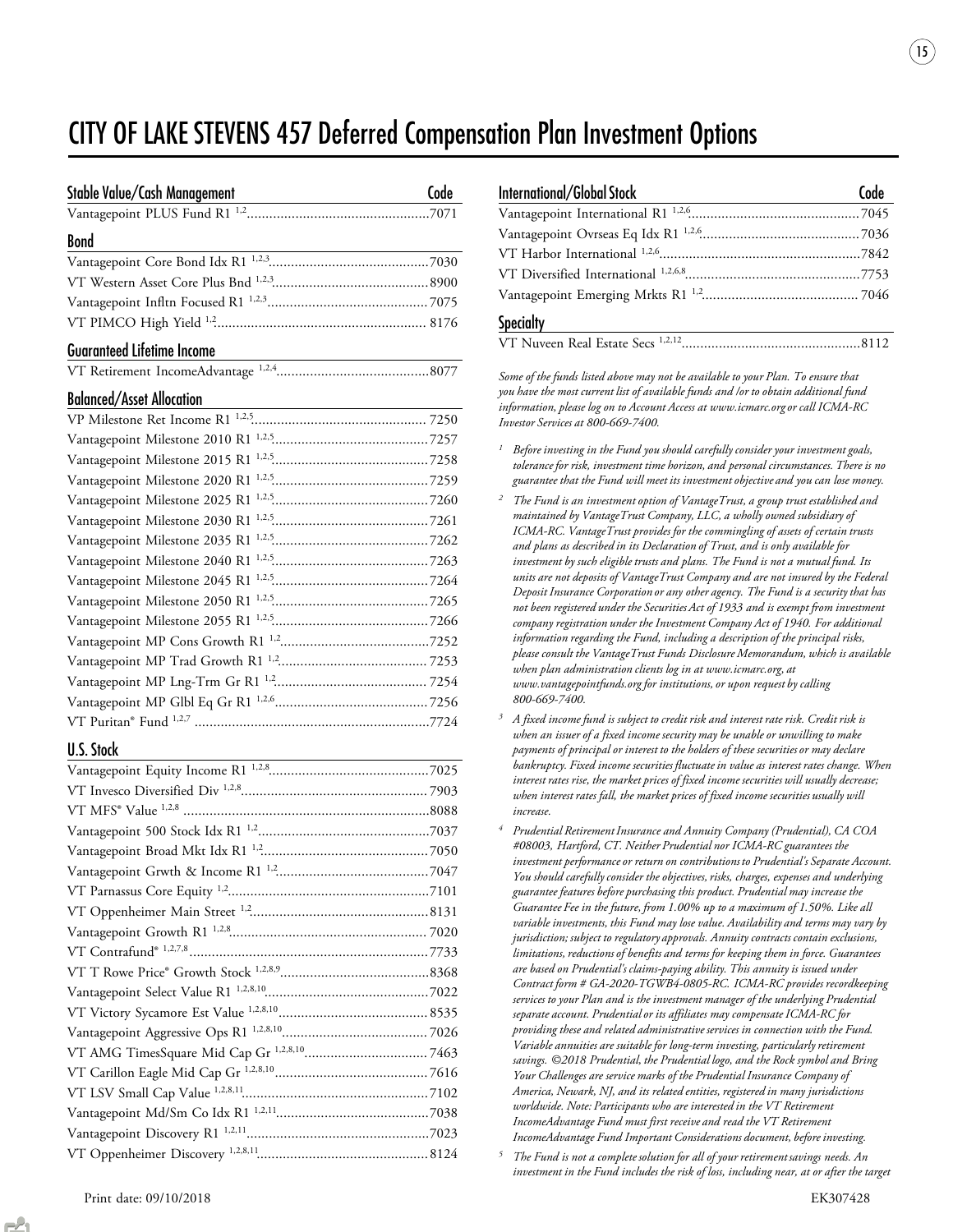# CITY OF LAKE STEVENS 457 Deferred Compensation Plan Investment Options

| Stable Value/Cash Management | Code |
| --- | --- |
| Vantagepoint PLUS Fund R1 [1,2] | 7071 |

| Bond | Code |
| --- | --- |
| Vantagepoint Core Bond Idx R1 [1,2,3] | 7030 |
| VT Western Asset Core Plus Bnd [1,2,3] | 8900 |
| Vantagepoint Infltn Focused R1 [1,2,3] | 7075 |
| VT PIMCO High Yield [1,2] | 8176 |

| Guaranteed Lifetime Income | Code |
| --- | --- |
| VT Retirement IncomeAdvantage [1,2,4] | 8077 |

| Balanced/Asset Allocation | Code |
| --- | --- |
| VP Milestone Ret Income R1 [1,2,5] | 7250 |
| Vantagepoint Milestone 2010 R1 [1,2,5] | 7257 |
| Vantagepoint Milestone 2015 R1 [1,2,5] | 7258 |
| Vantagepoint Milestone 2020 R1 [1,2,5] | 7259 |
| Vantagepoint Milestone 2025 R1 [1,2,5] | 7260 |
| Vantagepoint Milestone 2030 R1 [1,2,5] | 7261 |
| Vantagepoint Milestone 2035 R1 [1,2,5] | 7262 |
| Vantagepoint Milestone 2040 R1 [1,2,5] | 7263 |
| Vantagepoint Milestone 2045 R1 [1,2,5] | 7264 |
| Vantagepoint Milestone 2050 R1 [1,2,5] | 7265 |
| Vantagepoint Milestone 2055 R1 [1,2,5] | 7266 |
| Vantagepoint MP Cons Growth R1 [1,2] | 7252 |
| Vantagepoint MP Trad Growth R1 [1,2] | 7253 |
| Vantagepoint MP Lng-Trm Gr R1 [1,2] | 7254 |
| Vantagepoint MP Glbl Eq Gr R1 [1,2,6] | 7256 |
| VT Puritan® Fund [1,2,7] | 7724 |

| U.S. Stock | Code |
| --- | --- |
| Vantagepoint Equity Income R1 [1,2,8] | 7025 |
| VT Invesco Diversified Div [1,2,8] | 7903 |
| VT MFS® Value [1,2,8] | 8088 |
| Vantagepoint 500 Stock Idx R1 [1,2] | 7037 |
| Vantagepoint Broad Mkt Idx R1 [1,2] | 7050 |
| Vantagepoint Grwth & Income R1 [1,2] | 7047 |
| VT Parnassus Core Equity [1,2] | 7101 |
| VT Oppenheimer Main Street [1,2] | 8131 |
| Vantagepoint Growth R1 [1,2,8] | 7020 |
| VT Contrafund® [1,2,7,8] | 7733 |
| VT T Rowe Price® Growth Stock [1,2,8,9] | 8368 |
| Vantagepoint Select Value R1 [1,2,8,10] | 7022 |
| VT Victory Sycamore Est Value [1,2,8,10] | 8535 |
| Vantagepoint Aggressive Ops R1 [1,2,8,10] | 7026 |
| VT AMG TimesSquare Mid Cap Gr [1,2,8,10] | 7463 |
| VT Carillon Eagle Mid Cap Gr [1,2,8,10] | 7616 |
| VT LSV Small Cap Value [1,2,8,11] | 7102 |
| Vantagepoint Md/Sm Co Idx R1 [1,2,11] | 7038 |
| Vantagepoint Discovery R1 [1,2,11] | 7023 |
| VT Oppenheimer Discovery [1,2,8,11] | 8124 |

| International/Global Stock | Code |
| --- | --- |
| Vantagepoint International R1 [1,2,6] | 7045 |
| Vantagepoint Ovrseas Eq Idx R1 [1,2,6] | 7036 |
| VT Harbor International [1,2,6] | 7842 |
| VT Diversified International [1,2,6,8] | 7753 |
| Vantagepoint Emerging Mrkts R1 [1,2] | 7046 |

| Specialty | Code |
| --- | --- |
| VT Nuveen Real Estate Secs [1,2,12] | 8112 |

*Some of the funds listed above may not be available to your Plan. To ensure that you have the most current list of available funds and /or to obtain additional fund information, please log on to Account Access at www.icmarc.org or call ICMA-RC Investor Services at 800-669-7400.*

[1] *Before investing in the Fund you should carefully consider your investment goals, tolerance for risk, investment time horizon, and personal circumstances. There is no guarantee that the Fund will meet its investment objective and you can lose money.*

[2] *The Fund is an investment option of VantageTrust, a group trust established and maintained by VantageTrust Company, LLC, a wholly owned subsidiary of ICMA-RC. VantageTrust provides for the commingling of assets of certain trusts and plans as described in its Declaration of Trust, and is only available for investment by such eligible trusts and plans. The Fund is not a mutual fund. Its units are not deposits of VantageTrust Company and are not insured by the Federal Deposit Insurance Corporation or any other agency. The Fund is a security that has not been registered under the Securities Act of 1933 and is exempt from investment company registration under the Investment Company Act of 1940. For additional information regarding the Fund, including a description of the principal risks, please consult the VantageTrust Funds Disclosure Memorandum, which is available when plan administration clients log in at www.icmarc.org, at www.vantagepointfunds.org for institutions, or upon request by calling 800-669-7400.*

[3] *A fixed income fund is subject to credit risk and interest rate risk. Credit risk is when an issuer of a fixed income security may be unable or unwilling to make payments of principal or interest to the holders of these securities or may declare bankruptcy. Fixed income securities fluctuate in value as interest rates change. When interest rates rise, the market prices of fixed income securities will usually decrease; when interest rates fall, the market prices of fixed income securities usually will increase.*

[4] *Prudential Retirement Insurance and Annuity Company (Prudential), CA COA #08003, Hartford, CT. Neither Prudential nor ICMA-RC guarantees the investment performance or return on contributions to Prudential's Separate Account. You should carefully consider the objectives, risks, charges, expenses and underlying guarantee features before purchasing this product. Prudential may increase the Guarantee Fee in the future, from 1.00% up to a maximum of 1.50%. Like all variable investments, this Fund may lose value. Availability and terms may vary by jurisdiction; subject to regulatory approvals. Annuity contracts contain exclusions, limitations, reductions of benefits and terms for keeping them in force. Guarantees are based on Prudential's claims-paying ability. This annuity is issued under Contract form # GA-2020-TGWB4-0805-RC. ICMA-RC provides recordkeeping services to your Plan and is the investment manager of the underlying Prudential separate account. Prudential or its affiliates may compensate ICMA-RC for providing these and related administrative services in connection with the Fund. Variable annuities are suitable for long-term investing, particularly retirement savings. ©2018 Prudential, the Prudential logo, and the Rock symbol and Bring Your Challenges are service marks of the Prudential Insurance Company of America, Newark, NJ, and its related entities, registered in many jurisdictions worldwide. Note: Participants who are interested in the VT Retirement IncomeAdvantage Fund must first receive and read the VT Retirement IncomeAdvantage Fund Important Considerations document, before investing.*

[5] *The Fund is not a complete solution for all of your retirement savings needs. An investment in the Fund includes the risk of loss, including near, at or after the target*

Print date: 09/10/2018 EK307428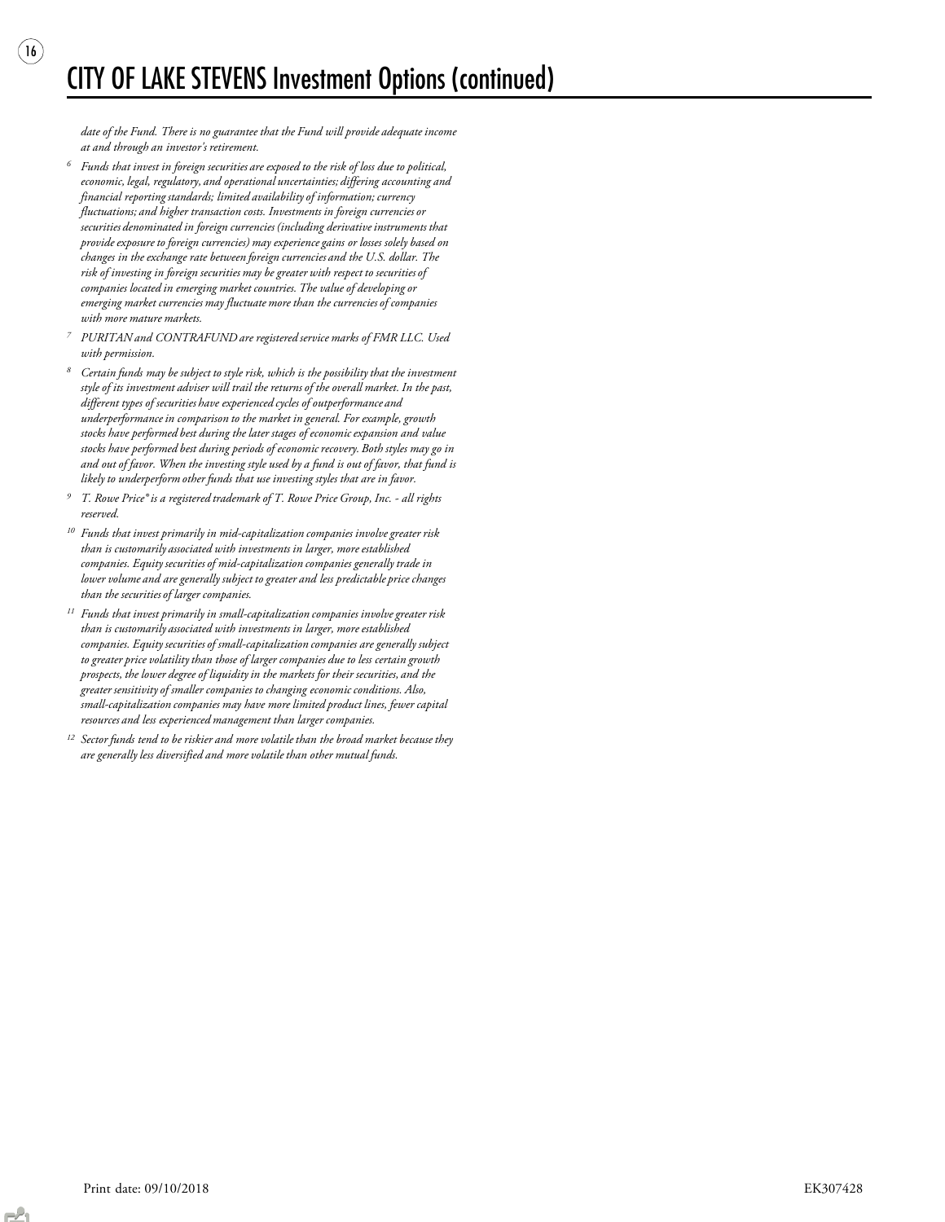# CITY OF LAKE STEVENS Investment Options (continued)

*date of the Fund. There is no guarantee that the Fund will provide adequate income at and through an investor's retirement.*

[6] *Funds that invest in foreign securities are exposed to the risk of loss due to political, economic, legal, regulatory, and operational uncertainties; differing accounting and financial reporting standards; limited availability of information; currency fluctuations; and higher transaction costs. Investments in foreign currencies or securities denominated in foreign currencies (including derivative instruments that provide exposure to foreign currencies) may experience gains or losses solely based on changes in the exchange rate between foreign currencies and the U.S. dollar. The risk of investing in foreign securities may be greater with respect to securities of companies located in emerging market countries. The value of developing or emerging market currencies may fluctuate more than the currencies of companies with more mature markets.*

[7] *PURITAN and CONTRAFUND are registered service marks of FMR LLC. Used with permission.*

[8] *Certain funds may be subject to style risk, which is the possibility that the investment style of its investment adviser will trail the returns of the overall market. In the past, different types of securities have experienced cycles of outperformance and underperformance in comparison to the market in general. For example, growth stocks have performed best during the later stages of economic expansion and value stocks have performed best during periods of economic recovery. Both styles may go in and out of favor. When the investing style used by a fund is out of favor, that fund is likely to underperform other funds that use investing styles that are in favor.*

[9] *T. Rowe Price® is a registered trademark of T. Rowe Price Group, Inc. - all rights reserved.*

[10] *Funds that invest primarily in mid-capitalization companies involve greater risk than is customarily associated with investments in larger, more established companies. Equity securities of mid-capitalization companies generally trade in lower volume and are generally subject to greater and less predictable price changes than the securities of larger companies.*

[11] *Funds that invest primarily in small-capitalization companies involve greater risk than is customarily associated with investments in larger, more established companies. Equity securities of small-capitalization companies are generally subject to greater price volatility than those of larger companies due to less certain growth prospects, the lower degree of liquidity in the markets for their securities, and the greater sensitivity of smaller companies to changing economic conditions. Also, small-capitalization companies may have more limited product lines, fewer capital resources and less experienced management than larger companies.*

[12] *Sector funds tend to be riskier and more volatile than the broad market because they are generally less diversified and more volatile than other mutual funds.*

Print date: 09/10/2018 EK307428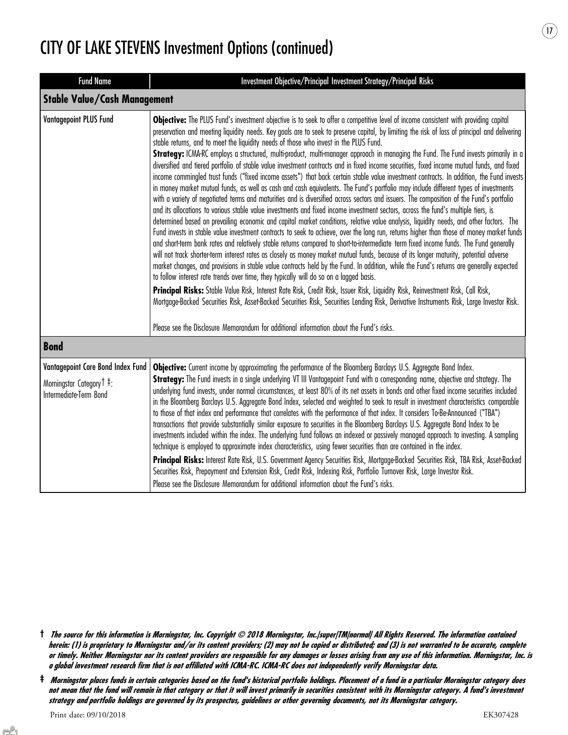# CITY OF LAKE STEVENS Investment Options (continued)

| Fund Name | Investment Objective/Principal Investment Strategy/Principal Risks |
|---|---|
| **Stable Value/Cash Management** | |
| Vantagepoint PLUS Fund | **Objective:** The PLUS Fund's investment objective is to seek to offer a competitive level of income consistent with providing capital preservation and meeting liquidity needs. Key goals are to seek to preserve capital, by limiting the risk of loss of principal and delivering stable returns, and to meet the liquidity needs of those who invest in the PLUS Fund.<br>**Strategy:** ICMA-RC employs a structured, multi-product, multi-manager approach in managing the Fund. The Fund invests primarily in a diversified and tiered portfolio of stable value investment contracts and in fixed income securities, fixed income mutual funds, and fixed income commingled trust funds ("fixed income assets") that back certain stable value investment contracts. In addition, the Fund invests in money market mutual funds, as well as cash and cash equivalents. The Fund's portfolio may include different types of investments with a variety of negotiated terms and maturities and is diversified across sectors and issuers. The composition of the Fund's portfolio and its allocations to various stable value investments and fixed income investment sectors, across the fund's multiple tiers, is determined based on prevailing economic and capital market conditions, relative value analysis, liquidity needs, and other factors. The Fund invests in stable value investment contracts to seek to achieve, over the long run, returns higher than those of money market funds and short-term bank rates and relatively stable returns compared to short-to-intermediate term fixed income funds. The Fund generally will not track shorter-term interest rates as closely as money market mutual funds, because of its longer maturity, potential adverse market changes, and provisions in stable value contracts held by the Fund. In addition, while the Fund's returns are generally expected to follow interest rate trends over time, they typically will do so on a lagged basis.<br>**Principal Risks:** Stable Value Risk, Interest Rate Risk, Credit Risk, Issuer Risk, Liquidity Risk, Reinvestment Risk, Call Risk, Mortgage-Backed Securities Risk, Asset-Backed Securities Risk, Securities Lending Risk, Derivative Instruments Risk, Large Investor Risk.<br><br>Please see the Disclosure Memorandum for additional information about the Fund's risks. |
| **Bond** | |
| Vantagepoint Core Bond Index Fund<br><br>Morningstar Category† ‡: Intermediate-Term Bond | **Objective:** Current income by approximating the performance of the Bloomberg Barclays U.S. Aggregate Bond Index.<br>**Strategy:** The Fund invests in a single underlying VT III Vantagepoint Fund with a corresponding name, objective and strategy. The underlying fund invests, under normal circumstances, at least 80% of its net assets in bonds and other fixed income securities included in the Bloomberg Barclays U.S. Aggregate Bond Index, selected and weighted to seek to result in investment characteristics comparable to those of that index and performance that correlates with the performance of that index. It considers To-Be-Announced ("TBA") transactions that provide substantially similar exposure to securities in the Bloomberg Barclays U.S. Aggregate Bond Index to be investments included within the index. The underlying fund follows an indexed or passively managed approach to investing. A sampling technique is employed to approximate index characteristics, using fewer securities than are contained in the index.<br>**Principal Risks:** Interest Rate Risk, U.S. Government Agency Securities Risk, Mortgage-Backed Securities Risk, TBA Risk, Asset-Backed Securities Risk, Prepayment and Extension Risk, Credit Risk, Indexing Risk, Portfolio Turnover Risk, Large Investor Risk.<br>Please see the Disclosure Memorandum for additional information about the Fund's risks. |

† ***The source for this information is Morningstar, Inc. Copyright © 2018 Morningstar, Inc./super/TM/normal/ All Rights Reserved. The information contained herein: (1) is proprietary to Morningstar and/or its content providers; (2) may not be copied or distributed; and (3) is not warranted to be accurate, complete or timely. Neither Morningstar nor its content providers are responsible for any damages or losses arising from any use of this information. Morningstar, Inc. is a global investment research firm that is not affiliated with ICMA-RC. ICMA-RC does not independently verify Morningstar data.***

‡ ***Morningstar places funds in certain categories based on the fund's historical portfolio holdings. Placement of a fund in a particular Morningstar category does not mean that the fund will remain in that category or that it will invest primarily in securities consistent with its Morningstar category. A fund's investment strategy and portfolio holdings are governed by its prospectus, guidelines or other governing documents, not its Morningstar category.***

Print date: 09/10/2018 EK307428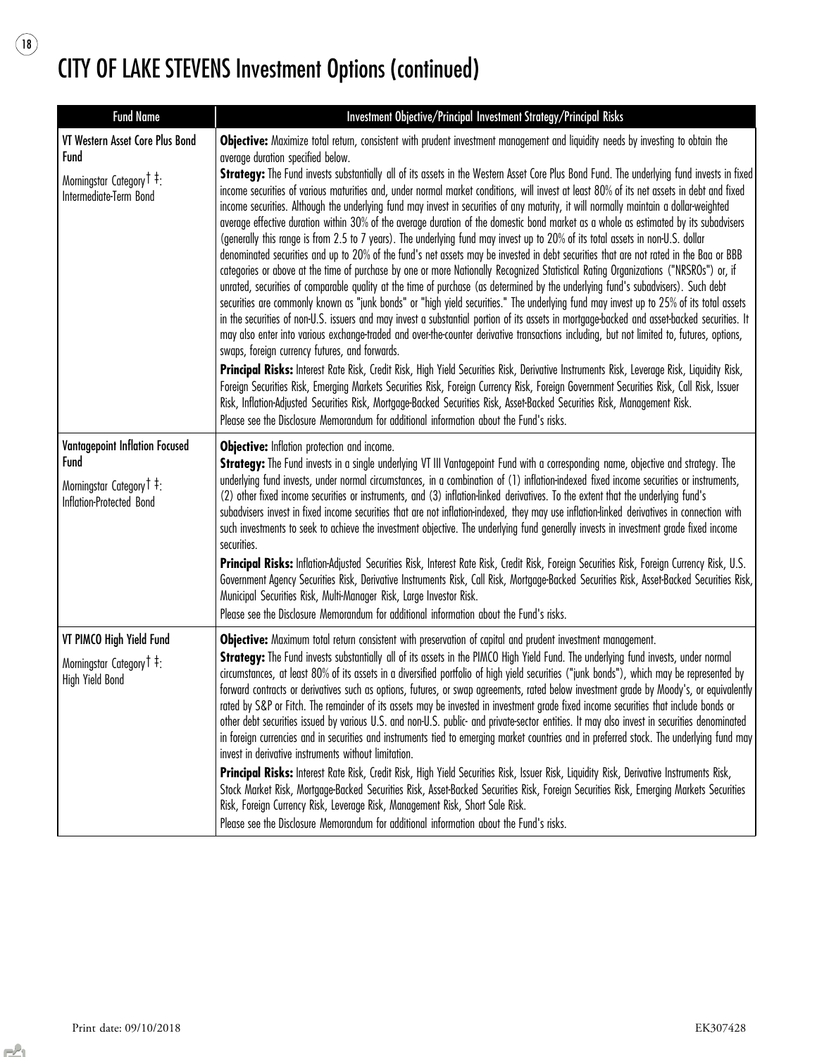# CITY OF LAKE STEVENS Investment Options (continued)

| Fund Name | Investment Objective/Principal Investment Strategy/Principal Risks |
|---|---|
| **VT Western Asset Core Plus Bond Fund**<br><br>Morningstar Category † ‡: Intermediate-Term Bond | **Objective:** Maximize total return, consistent with prudent investment management and liquidity needs by investing to obtain the average duration specified below.<br>**Strategy:** The Fund invests substantially all of its assets in the Western Asset Core Plus Bond Fund. The underlying fund invests in fixed income securities of various maturities and, under normal market conditions, will invest at least 80% of its net assets in debt and fixed income securities. Although the underlying fund may invest in securities of any maturity, it will normally maintain a dollar-weighted average effective duration within 30% of the average duration of the domestic bond market as a whole as estimated by its subadvisers (generally this range is from 2.5 to 7 years). The underlying fund may invest up to 20% of its total assets in non-U.S. dollar denominated securities and up to 20% of the fund's net assets may be invested in debt securities that are not rated in the Baa or BBB categories or above at the time of purchase by one or more Nationally Recognized Statistical Rating Organizations ("NRSROs") or, if unrated, securities of comparable quality at the time of purchase (as determined by the underlying fund's subadvisers). Such debt securities are commonly known as "junk bonds" or "high yield securities." The underlying fund may invest up to 25% of its total assets in the securities of non-U.S. issuers and may invest a substantial portion of its assets in mortgage-backed and asset-backed securities. It may also enter into various exchange-traded and over-the-counter derivative transactions including, but not limited to, futures, options, swaps, foreign currency futures, and forwards.<br>**Principal Risks:** Interest Rate Risk, Credit Risk, High Yield Securities Risk, Derivative Instruments Risk, Leverage Risk, Liquidity Risk, Foreign Securities Risk, Emerging Markets Securities Risk, Foreign Currency Risk, Foreign Government Securities Risk, Call Risk, Issuer Risk, Inflation-Adjusted Securities Risk, Mortgage-Backed Securities Risk, Asset-Backed Securities Risk, Management Risk.<br>Please see the Disclosure Memorandum for additional information about the Fund's risks. |
| **Vantagepoint Inflation Focused Fund**<br><br>Morningstar Category † ‡: Inflation-Protected Bond | **Objective:** Inflation protection and income.<br>**Strategy:** The Fund invests in a single underlying VT III Vantagepoint Fund with a corresponding name, objective and strategy. The underlying fund invests, under normal circumstances, in a combination of (1) inflation-indexed fixed income securities or instruments, (2) other fixed income securities or instruments, and (3) inflation-linked derivatives. To the extent that the underlying fund's subadvisers invest in fixed income securities that are not inflation-indexed, they may use inflation-linked derivatives in connection with such investments to seek to achieve the investment objective. The underlying fund generally invests in investment grade fixed income securities.<br>**Principal Risks:** Inflation-Adjusted Securities Risk, Interest Rate Risk, Credit Risk, Foreign Securities Risk, Foreign Currency Risk, U.S. Government Agency Securities Risk, Derivative Instruments Risk, Call Risk, Mortgage-Backed Securities Risk, Asset-Backed Securities Risk, Municipal Securities Risk, Multi-Manager Risk, Large Investor Risk.<br>Please see the Disclosure Memorandum for additional information about the Fund's risks. |
| **VT PIMCO High Yield Fund**<br><br>Morningstar Category † ‡: High Yield Bond | **Objective:** Maximum total return consistent with preservation of capital and prudent investment management.<br>**Strategy:** The Fund invests substantially all of its assets in the PIMCO High Yield Fund. The underlying fund invests, under normal circumstances, at least 80% of its assets in a diversified portfolio of high yield securities ("junk bonds"), which may be represented by forward contracts or derivatives such as options, futures, or swap agreements, rated below investment grade by Moody's, or equivalently rated by S&P or Fitch. The remainder of its assets may be invested in investment grade fixed income securities that include bonds or other debt securities issued by various U.S. and non-U.S. public- and private-sector entities. It may also invest in securities denominated in foreign currencies and in securities and instruments tied to emerging market countries and in preferred stock. The underlying fund may invest in derivative instruments without limitation.<br>**Principal Risks:** Interest Rate Risk, Credit Risk, High Yield Securities Risk, Issuer Risk, Liquidity Risk, Derivative Instruments Risk, Stock Market Risk, Mortgage-Backed Securities Risk, Asset-Backed Securities Risk, Foreign Securities Risk, Emerging Markets Securities Risk, Foreign Currency Risk, Leverage Risk, Management Risk, Short Sale Risk.<br>Please see the Disclosure Memorandum for additional information about the Fund's risks. |

Print date: 09/10/2018 EK307428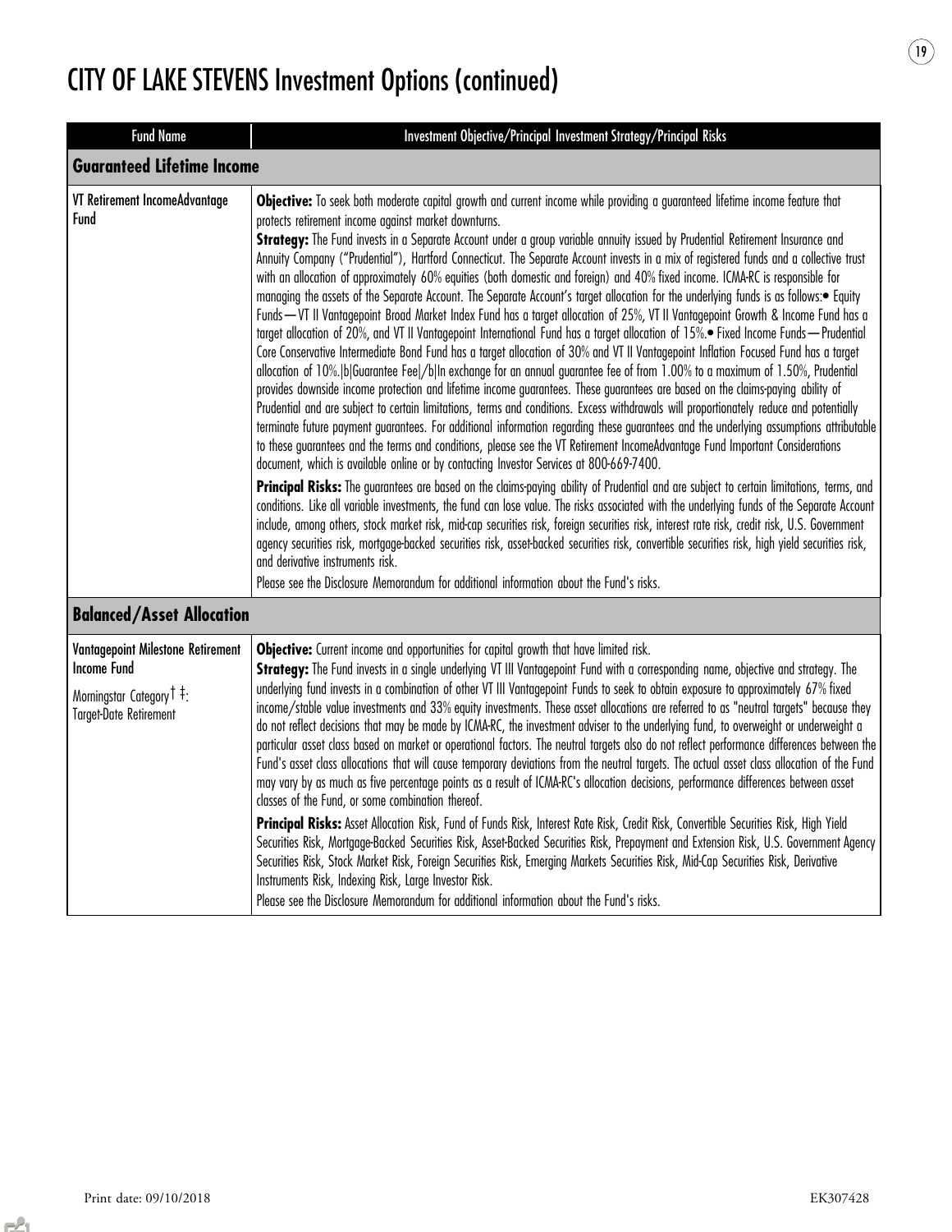# CITY OF LAKE STEVENS Investment Options (continued)

| Fund Name | Investment Objective/Principal Investment Strategy/Principal Risks |
|---|---|
| **Guaranteed Lifetime Income** | |
| VT Retirement IncomeAdvantage Fund | **Objective:** To seek both moderate capital growth and current income while providing a guaranteed lifetime income feature that protects retirement income against market downturns.<br>**Strategy:** The Fund invests in a Separate Account under a group variable annuity issued by Prudential Retirement Insurance and Annuity Company ("Prudential"), Hartford Connecticut. The Separate Account invests in a mix of registered funds and a collective trust with an allocation of approximately 60% equities (both domestic and foreign) and 40% fixed income. ICMA-RC is responsible for managing the assets of the Separate Account. The Separate Account's target allocation for the underlying funds is as follows:• Equity Funds—VT II Vantagepoint Broad Market Index Fund has a target allocation of 25%, VT II Vantagepoint Growth & Income Fund has a target allocation of 20%, and VT II Vantagepoint International Fund has a target allocation of 15%.• Fixed Income Funds—Prudential Core Conservative Intermediate Bond Fund has a target allocation of 30% and VT II Vantagepoint Inflation Focused Fund has a target allocation of 10%.\|b\|Guarantee Fee\|/b\|In exchange for an annual guarantee fee of from 1.00% to a maximum of 1.50%, Prudential provides downside income protection and lifetime income guarantees. These guarantees are based on the claims-paying ability of Prudential and are subject to certain limitations, terms and conditions. Excess withdrawals will proportionately reduce and potentially terminate future payment guarantees. For additional information regarding these guarantees and the underlying assumptions attributable to these guarantees and the terms and conditions, please see the VT Retirement IncomeAdvantage Fund Important Considerations document, which is available online or by contacting Investor Services at 800-669-7400.<br>**Principal Risks:** The guarantees are based on the claims-paying ability of Prudential and are subject to certain limitations, terms, and conditions. Like all variable investments, the fund can lose value. The risks associated with the underlying funds of the Separate Account include, among others, stock market risk, mid-cap securities risk, foreign securities risk, interest rate risk, credit risk, U.S. Government agency securities risk, mortgage-backed securities risk, asset-backed securities risk, convertible securities risk, high yield securities risk, and derivative instruments risk.<br>Please see the Disclosure Memorandum for additional information about the Fund's risks. |
| **Balanced/Asset Allocation** | |
| Vantagepoint Milestone Retirement Income Fund<br>Morningstar Category† ‡: Target-Date Retirement | **Objective:** Current income and opportunities for capital growth that have limited risk.<br>**Strategy:** The Fund invests in a single underlying VT III Vantagepoint Fund with a corresponding name, objective and strategy. The underlying fund invests in a combination of other VT III Vantagepoint Funds to seek to obtain exposure to approximately 67% fixed income/stable value investments and 33% equity investments. These asset allocations are referred to as "neutral targets" because they do not reflect decisions that may be made by ICMA-RC, the investment adviser to the underlying fund, to overweight or underweight a particular asset class based on market or operational factors. The neutral targets also do not reflect performance differences between the Fund's asset class allocations that will cause temporary deviations from the neutral targets. The actual asset class allocation of the Fund may vary by as much as five percentage points as a result of ICMA-RC's allocation decisions, performance differences between asset classes of the Fund, or some combination thereof.<br>**Principal Risks:** Asset Allocation Risk, Fund of Funds Risk, Interest Rate Risk, Credit Risk, Convertible Securities Risk, High Yield Securities Risk, Mortgage-Backed Securities Risk, Asset-Backed Securities Risk, Prepayment and Extension Risk, U.S. Government Agency Securities Risk, Stock Market Risk, Foreign Securities Risk, Emerging Markets Securities Risk, Mid-Cap Securities Risk, Derivative Instruments Risk, Indexing Risk, Large Investor Risk.<br>Please see the Disclosure Memorandum for additional information about the Fund's risks. |

Print date: 09/10/2018 EK307428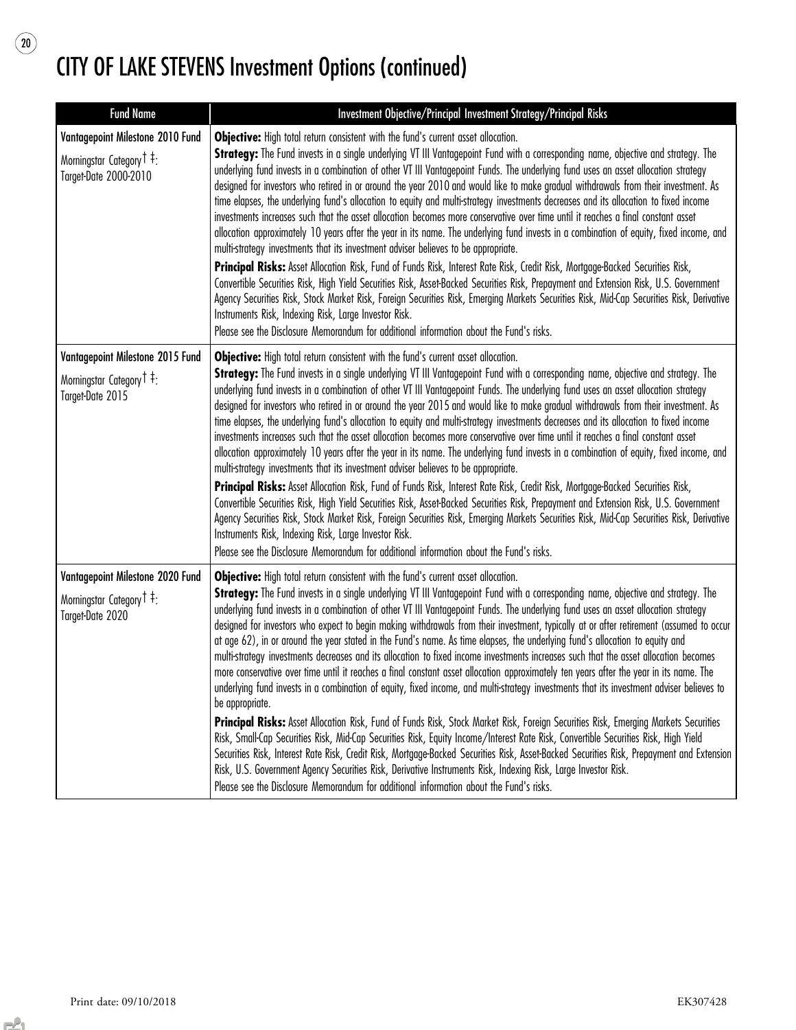# CITY OF LAKE STEVENS Investment Options (continued)

| Fund Name | Investment Objective/Principal Investment Strategy/Principal Risks |
|---|---|
| **Vantagepoint Milestone 2010 Fund**<br>Morningstar Category † ‡:<br>Target-Date 2000-2010 | **Objective:** High total return consistent with the fund's current asset allocation.<br>**Strategy:** The Fund invests in a single underlying VT III Vantagepoint Fund with a corresponding name, objective and strategy. The underlying fund invests in a combination of other VT III Vantagepoint Funds. The underlying fund uses an asset allocation strategy designed for investors who retired in or around the year 2010 and would like to make gradual withdrawals from their investment. As time elapses, the underlying fund's allocation to equity and multi-strategy investments decreases and its allocation to fixed income investments increases such that the asset allocation becomes more conservative over time until it reaches a final constant asset allocation approximately 10 years after the year in its name. The underlying fund invests in a combination of equity, fixed income, and multi-strategy investments that its investment adviser believes to be appropriate.<br>**Principal Risks:** Asset Allocation Risk, Fund of Funds Risk, Interest Rate Risk, Credit Risk, Mortgage-Backed Securities Risk, Convertible Securities Risk, High Yield Securities Risk, Asset-Backed Securities Risk, Prepayment and Extension Risk, U.S. Government Agency Securities Risk, Stock Market Risk, Foreign Securities Risk, Emerging Markets Securities Risk, Mid-Cap Securities Risk, Derivative Instruments Risk, Indexing Risk, Large Investor Risk.<br>Please see the Disclosure Memorandum for additional information about the Fund's risks. |
| **Vantagepoint Milestone 2015 Fund**<br>Morningstar Category † ‡:<br>Target-Date 2015 | **Objective:** High total return consistent with the fund's current asset allocation.<br>**Strategy:** The Fund invests in a single underlying VT III Vantagepoint Fund with a corresponding name, objective and strategy. The underlying fund invests in a combination of other VT III Vantagepoint Funds. The underlying fund uses an asset allocation strategy designed for investors who retired in or around the year 2015 and would like to make gradual withdrawals from their investment. As time elapses, the underlying fund's allocation to equity and multi-strategy investments decreases and its allocation to fixed income investments increases such that the asset allocation becomes more conservative over time until it reaches a final constant asset allocation approximately 10 years after the year in its name. The underlying fund invests in a combination of equity, fixed income, and multi-strategy investments that its investment adviser believes to be appropriate.<br>**Principal Risks:** Asset Allocation Risk, Fund of Funds Risk, Interest Rate Risk, Credit Risk, Mortgage-Backed Securities Risk, Convertible Securities Risk, High Yield Securities Risk, Asset-Backed Securities Risk, Prepayment and Extension Risk, U.S. Government Agency Securities Risk, Stock Market Risk, Foreign Securities Risk, Emerging Markets Securities Risk, Mid-Cap Securities Risk, Derivative Instruments Risk, Indexing Risk, Large Investor Risk.<br>Please see the Disclosure Memorandum for additional information about the Fund's risks. |
| **Vantagepoint Milestone 2020 Fund**<br>Morningstar Category † ‡:<br>Target-Date 2020 | **Objective:** High total return consistent with the fund's current asset allocation.<br>**Strategy:** The Fund invests in a single underlying VT III Vantagepoint Fund with a corresponding name, objective and strategy. The underlying fund invests in a combination of other VT III Vantagepoint Funds. The underlying fund uses an asset allocation strategy designed for investors who expect to begin making withdrawals from their investment, typically at or after retirement (assumed to occur at age 62), in or around the year stated in the Fund's name. As time elapses, the underlying fund's allocation to equity and multi-strategy investments decreases and its allocation to fixed income investments increases such that the asset allocation becomes more conservative over time until it reaches a final constant asset allocation approximately ten years after the year in its name. The underlying fund invests in a combination of equity, fixed income, and multi-strategy investments that its investment adviser believes to be appropriate.<br>**Principal Risks:** Asset Allocation Risk, Fund of Funds Risk, Stock Market Risk, Foreign Securities Risk, Emerging Markets Securities Risk, Small-Cap Securities Risk, Mid-Cap Securities Risk, Equity Income/Interest Rate Risk, Convertible Securities Risk, High Yield Securities Risk, Interest Rate Risk, Credit Risk, Mortgage-Backed Securities Risk, Asset-Backed Securities Risk, Prepayment and Extension Risk, U.S. Government Agency Securities Risk, Derivative Instruments Risk, Indexing Risk, Large Investor Risk.<br>Please see the Disclosure Memorandum for additional information about the Fund's risks. |

Print date: 09/10/2018 EK307428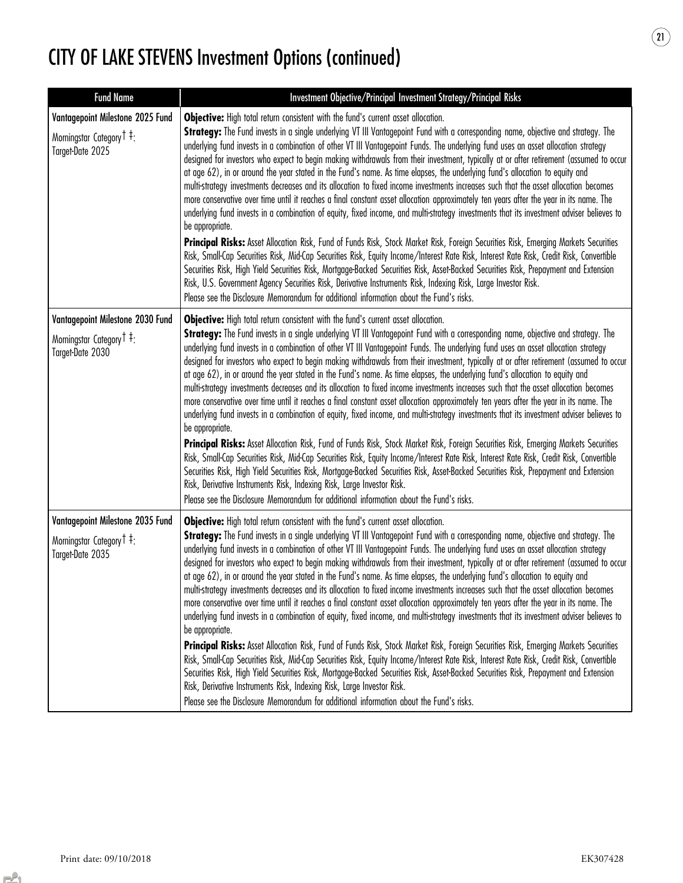# CITY OF LAKE STEVENS Investment Options (continued)

| Fund Name | Investment Objective/Principal Investment Strategy/Principal Risks |
|---|---|
| **Vantagepoint Milestone 2025 Fund**<br>Morningstar Category † ‡:<br>Target-Date 2025 | **Objective:** High total return consistent with the fund's current asset allocation.<br>**Strategy:** The Fund invests in a single underlying VT III Vantagepoint Fund with a corresponding name, objective and strategy. The underlying fund invests in a combination of other VT III Vantagepoint Funds. The underlying fund uses an asset allocation strategy designed for investors who expect to begin making withdrawals from their investment, typically at or after retirement (assumed to occur at age 62), in or around the year stated in the Fund's name. As time elapses, the underlying fund's allocation to equity and multi-strategy investments decreases and its allocation to fixed income investments increases such that the asset allocation becomes more conservative over time until it reaches a final constant asset allocation approximately ten years after the year in its name. The underlying fund invests in a combination of equity, fixed income, and multi-strategy investments that its investment adviser believes to be appropriate.<br>**Principal Risks:** Asset Allocation Risk, Fund of Funds Risk, Stock Market Risk, Foreign Securities Risk, Emerging Markets Securities Risk, Small-Cap Securities Risk, Mid-Cap Securities Risk, Equity Income/Interest Rate Risk, Interest Rate Risk, Credit Risk, Convertible Securities Risk, High Yield Securities Risk, Mortgage-Backed Securities Risk, Asset-Backed Securities Risk, Prepayment and Extension Risk, U.S. Government Agency Securities Risk, Derivative Instruments Risk, Indexing Risk, Large Investor Risk.<br>Please see the Disclosure Memorandum for additional information about the Fund's risks. |
| **Vantagepoint Milestone 2030 Fund**<br>Morningstar Category † ‡:<br>Target-Date 2030 | **Objective:** High total return consistent with the fund's current asset allocation.<br>**Strategy:** The Fund invests in a single underlying VT III Vantagepoint Fund with a corresponding name, objective and strategy. The underlying fund invests in a combination of other VT III Vantagepoint Funds. The underlying fund uses an asset allocation strategy designed for investors who expect to begin making withdrawals from their investment, typically at or after retirement (assumed to occur at age 62), in or around the year stated in the Fund's name. As time elapses, the underlying fund's allocation to equity and multi-strategy investments decreases and its allocation to fixed income investments increases such that the asset allocation becomes more conservative over time until it reaches a final constant asset allocation approximately ten years after the year in its name. The underlying fund invests in a combination of equity, fixed income, and multi-strategy investments that its investment adviser believes to be appropriate.<br>**Principal Risks:** Asset Allocation Risk, Fund of Funds Risk, Stock Market Risk, Foreign Securities Risk, Emerging Markets Securities Risk, Small-Cap Securities Risk, Mid-Cap Securities Risk, Equity Income/Interest Rate Risk, Interest Rate Risk, Credit Risk, Convertible Securities Risk, High Yield Securities Risk, Mortgage-Backed Securities Risk, Asset-Backed Securities Risk, Prepayment and Extension Risk, Derivative Instruments Risk, Indexing Risk, Large Investor Risk.<br>Please see the Disclosure Memorandum for additional information about the Fund's risks. |
| **Vantagepoint Milestone 2035 Fund**<br>Morningstar Category † ‡:<br>Target-Date 2035 | **Objective:** High total return consistent with the fund's current asset allocation.<br>**Strategy:** The Fund invests in a single underlying VT III Vantagepoint Fund with a corresponding name, objective and strategy. The underlying fund invests in a combination of other VT III Vantagepoint Funds. The underlying fund uses an asset allocation strategy designed for investors who expect to begin making withdrawals from their investment, typically at or after retirement (assumed to occur at age 62), in or around the year stated in the Fund's name. As time elapses, the underlying fund's allocation to equity and multi-strategy investments decreases and its allocation to fixed income investments increases such that the asset allocation becomes more conservative over time until it reaches a final constant asset allocation approximately ten years after the year in its name. The underlying fund invests in a combination of equity, fixed income, and multi-strategy investments that its investment adviser believes to be appropriate.<br>**Principal Risks:** Asset Allocation Risk, Fund of Funds Risk, Stock Market Risk, Foreign Securities Risk, Emerging Markets Securities Risk, Small-Cap Securities Risk, Mid-Cap Securities Risk, Equity Income/Interest Rate Risk, Interest Rate Risk, Credit Risk, Convertible Securities Risk, High Yield Securities Risk, Mortgage-Backed Securities Risk, Asset-Backed Securities Risk, Prepayment and Extension Risk, Derivative Instruments Risk, Indexing Risk, Large Investor Risk.<br>Please see the Disclosure Memorandum for additional information about the Fund's risks. |

Print date: 09/10/2018 EK307428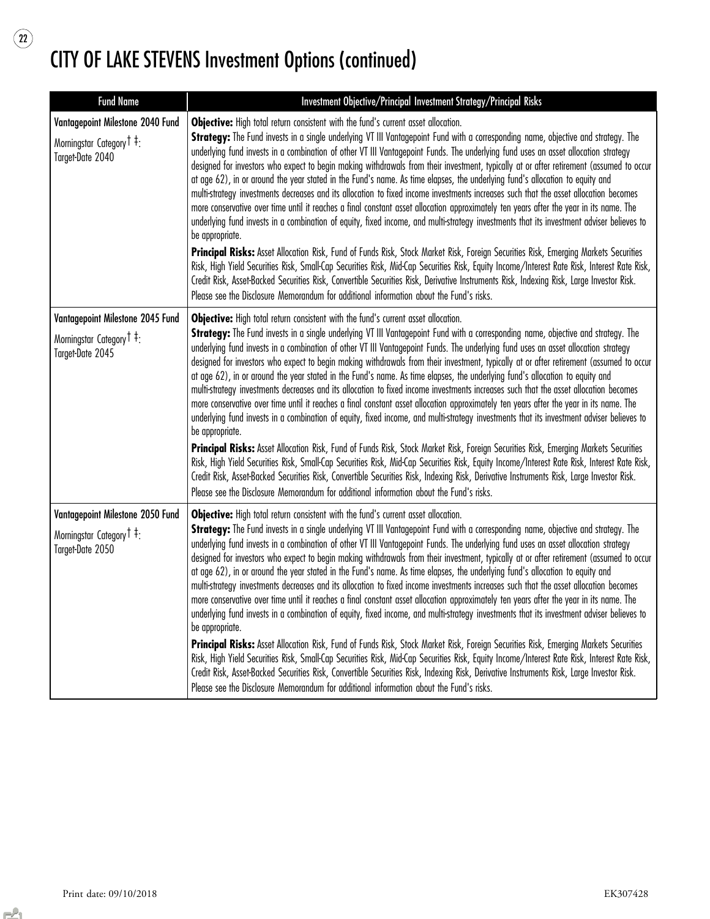# CITY OF LAKE STEVENS Investment Options (continued)

| Fund Name | Investment Objective/Principal Investment Strategy/Principal Risks |
| --- | --- |
| **Vantagepoint Milestone 2040 Fund**<br><br>Morningstar Category † ‡: Target-Date 2040 | **Objective:** High total return consistent with the fund's current asset allocation.<br>**Strategy:** The Fund invests in a single underlying VT III Vantagepoint Fund with a corresponding name, objective and strategy. The underlying fund invests in a combination of other VT III Vantagepoint Funds. The underlying fund uses an asset allocation strategy designed for investors who expect to begin making withdrawals from their investment, typically at or after retirement (assumed to occur at age 62), in or around the year stated in the Fund's name. As time elapses, the underlying fund's allocation to equity and multi-strategy investments decreases and its allocation to fixed income investments increases such that the asset allocation becomes more conservative over time until it reaches a final constant asset allocation approximately ten years after the year in its name. The underlying fund invests in a combination of equity, fixed income, and multi-strategy investments that its investment adviser believes to be appropriate.<br>**Principal Risks:** Asset Allocation Risk, Fund of Funds Risk, Stock Market Risk, Foreign Securities Risk, Emerging Markets Securities Risk, High Yield Securities Risk, Small-Cap Securities Risk, Mid-Cap Securities Risk, Equity Income/Interest Rate Risk, Interest Rate Risk, Credit Risk, Asset-Backed Securities Risk, Convertible Securities Risk, Derivative Instruments Risk, Indexing Risk, Large Investor Risk. Please see the Disclosure Memorandum for additional information about the Fund's risks. |
| **Vantagepoint Milestone 2045 Fund**<br><br>Morningstar Category † ‡: Target-Date 2045 | **Objective:** High total return consistent with the fund's current asset allocation.<br>**Strategy:** The Fund invests in a single underlying VT III Vantagepoint Fund with a corresponding name, objective and strategy. The underlying fund invests in a combination of other VT III Vantagepoint Funds. The underlying fund uses an asset allocation strategy designed for investors who expect to begin making withdrawals from their investment, typically at or after retirement (assumed to occur at age 62), in or around the year stated in the Fund's name. As time elapses, the underlying fund's allocation to equity and multi-strategy investments decreases and its allocation to fixed income investments increases such that the asset allocation becomes more conservative over time until it reaches a final constant asset allocation approximately ten years after the year in its name. The underlying fund invests in a combination of equity, fixed income, and multi-strategy investments that its investment adviser believes to be appropriate.<br>**Principal Risks:** Asset Allocation Risk, Fund of Funds Risk, Stock Market Risk, Foreign Securities Risk, Emerging Markets Securities Risk, High Yield Securities Risk, Small-Cap Securities Risk, Mid-Cap Securities Risk, Equity Income/Interest Rate Risk, Interest Rate Risk, Credit Risk, Asset-Backed Securities Risk, Convertible Securities Risk, Indexing Risk, Derivative Instruments Risk, Large Investor Risk. Please see the Disclosure Memorandum for additional information about the Fund's risks. |
| **Vantagepoint Milestone 2050 Fund**<br><br>Morningstar Category † ‡: Target-Date 2050 | **Objective:** High total return consistent with the fund's current asset allocation.<br>**Strategy:** The Fund invests in a single underlying VT III Vantagepoint Fund with a corresponding name, objective and strategy. The underlying fund invests in a combination of other VT III Vantagepoint Funds. The underlying fund uses an asset allocation strategy designed for investors who expect to begin making withdrawals from their investment, typically at or after retirement (assumed to occur at age 62), in or around the year stated in the Fund's name. As time elapses, the underlying fund's allocation to equity and multi-strategy investments decreases and its allocation to fixed income investments increases such that the asset allocation becomes more conservative over time until it reaches a final constant asset allocation approximately ten years after the year in its name. The underlying fund invests in a combination of equity, fixed income, and multi-strategy investments that its investment adviser believes to be appropriate.<br>**Principal Risks:** Asset Allocation Risk, Fund of Funds Risk, Stock Market Risk, Foreign Securities Risk, Emerging Markets Securities Risk, High Yield Securities Risk, Small-Cap Securities Risk, Mid-Cap Securities Risk, Equity Income/Interest Rate Risk, Interest Rate Risk, Credit Risk, Asset-Backed Securities Risk, Convertible Securities Risk, Indexing Risk, Derivative Instruments Risk, Large Investor Risk. Please see the Disclosure Memorandum for additional information about the Fund's risks. |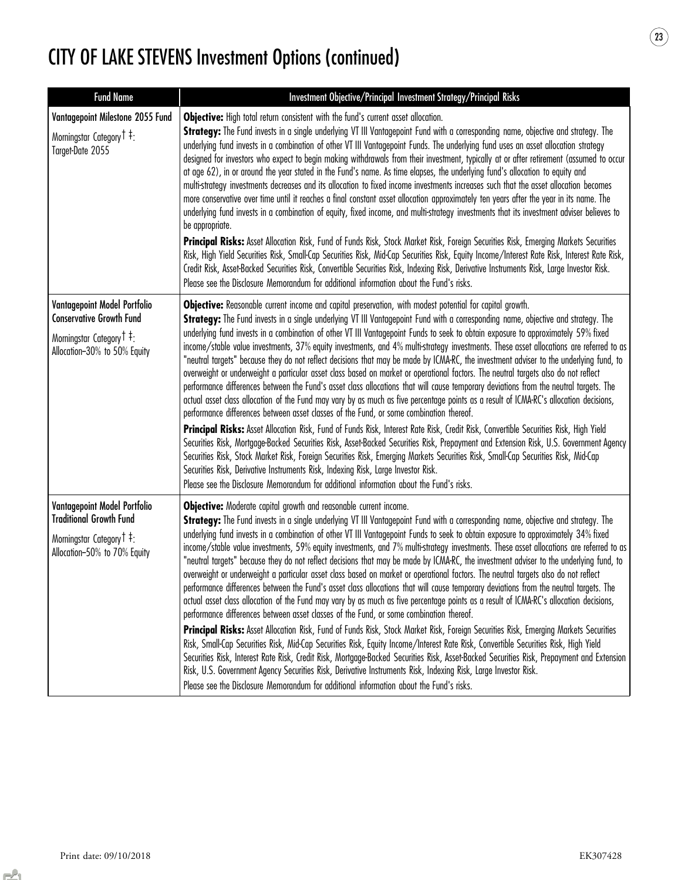# CITY OF LAKE STEVENS Investment Options (continued)

| Fund Name | Investment Objective/Principal Investment Strategy/Principal Risks |
|---|---|
| **Vantagepoint Milestone 2055 Fund**<br>Morningstar Category † ‡:<br>Target-Date 2055 | **Objective:** High total return consistent with the fund's current asset allocation.<br>**Strategy:** The Fund invests in a single underlying VT III Vantagepoint Fund with a corresponding name, objective and strategy. The underlying fund invests in a combination of other VT III Vantagepoint Funds. The underlying fund uses an asset allocation strategy designed for investors who expect to begin making withdrawals from their investment, typically at or after retirement (assumed to occur at age 62), in or around the year stated in the Fund's name. As time elapses, the underlying fund's allocation to equity and multi-strategy investments decreases and its allocation to fixed income investments increases such that the asset allocation becomes more conservative over time until it reaches a final constant asset allocation approximately ten years after the year in its name. The underlying fund invests in a combination of equity, fixed income, and multi-strategy investments that its investment adviser believes to be appropriate.<br>**Principal Risks:** Asset Allocation Risk, Fund of Funds Risk, Stock Market Risk, Foreign Securities Risk, Emerging Markets Securities Risk, High Yield Securities Risk, Small-Cap Securities Risk, Mid-Cap Securities Risk, Equity Income/Interest Rate Risk, Interest Rate Risk, Credit Risk, Asset-Backed Securities Risk, Convertible Securities Risk, Indexing Risk, Derivative Instruments Risk, Large Investor Risk.<br>Please see the Disclosure Memorandum for additional information about the Fund's risks. |
| **Vantagepoint Model Portfolio Conservative Growth Fund**<br>Morningstar Category † ‡:<br>Allocation–30% to 50% Equity | **Objective:** Reasonable current income and capital preservation, with modest potential for capital growth.<br>**Strategy:** The Fund invests in a single underlying VT III Vantagepoint Fund with a corresponding name, objective and strategy. The underlying fund invests in a combination of other VT III Vantagepoint Funds to seek to obtain exposure to approximately 59% fixed income/stable value investments, 37% equity investments, and 4% multi-strategy investments. These asset allocations are referred to as "neutral targets" because they do not reflect decisions that may be made by ICMA-RC, the investment adviser to the underlying fund, to overweight or underweight a particular asset class based on market or operational factors. The neutral targets also do not reflect performance differences between the Fund's asset class allocations that will cause temporary deviations from the neutral targets. The actual asset class allocation of the Fund may vary by as much as five percentage points as a result of ICMA-RC's allocation decisions, performance differences between asset classes of the Fund, or some combination thereof.<br>**Principal Risks:** Asset Allocation Risk, Fund of Funds Risk, Interest Rate Risk, Credit Risk, Convertible Securities Risk, High Yield Securities Risk, Mortgage-Backed Securities Risk, Asset-Backed Securities Risk, Prepayment and Extension Risk, U.S. Government Agency Securities Risk, Stock Market Risk, Foreign Securities Risk, Emerging Markets Securities Risk, Small-Cap Securities Risk, Mid-Cap Securities Risk, Derivative Instruments Risk, Indexing Risk, Large Investor Risk.<br>Please see the Disclosure Memorandum for additional information about the Fund's risks. |
| **Vantagepoint Model Portfolio Traditional Growth Fund**<br>Morningstar Category † ‡:<br>Allocation–50% to 70% Equity | **Objective:** Moderate capital growth and reasonable current income.<br>**Strategy:** The Fund invests in a single underlying VT III Vantagepoint Fund with a corresponding name, objective and strategy. The underlying fund invests in a combination of other VT III Vantagepoint Funds to seek to obtain exposure to approximately 34% fixed income/stable value investments, 59% equity investments, and 7% multi-strategy investments. These asset allocations are referred to as "neutral targets" because they do not reflect decisions that may be made by ICMA-RC, the investment adviser to the underlying fund, to overweight or underweight a particular asset class based on market or operational factors. The neutral targets also do not reflect performance differences between the Fund's asset class allocations that will cause temporary deviations from the neutral targets. The actual asset class allocation of the Fund may vary by as much as five percentage points as a result of ICMA-RC's allocation decisions, performance differences between asset classes of the Fund, or some combination thereof.<br>**Principal Risks:** Asset Allocation Risk, Fund of Funds Risk, Stock Market Risk, Foreign Securities Risk, Emerging Markets Securities Risk, Small-Cap Securities Risk, Mid-Cap Securities Risk, Equity Income/Interest Rate Risk, Convertible Securities Risk, High Yield Securities Risk, Interest Rate Risk, Credit Risk, Mortgage-Backed Securities Risk, Asset-Backed Securities Risk, Prepayment and Extension Risk, U.S. Government Agency Securities Risk, Derivative Instruments Risk, Indexing Risk, Large Investor Risk.<br>Please see the Disclosure Memorandum for additional information about the Fund's risks. |

Print date: 09/10/2018

EK307428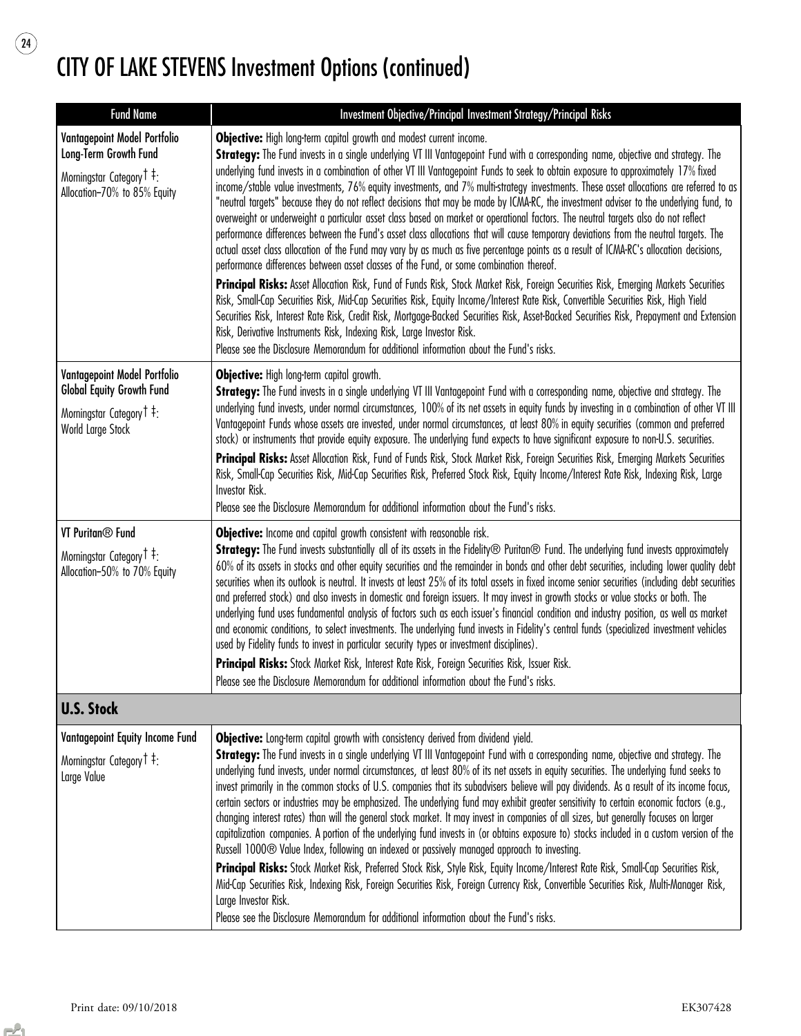# CITY OF LAKE STEVENS Investment Options (continued)

| Fund Name | Investment Objective/Principal Investment Strategy/Principal Risks |
|---|---|
| **Vantagepoint Model Portfolio Long-Term Growth Fund**<br><br>Morningstar Category † ‡:<br>Allocation–70% to 85% Equity | **Objective:** High long-term capital growth and modest current income.<br>**Strategy:** The Fund invests in a single underlying VT III Vantagepoint Fund with a corresponding name, objective and strategy. The underlying fund invests in a combination of other VT III Vantagepoint Funds to seek to obtain exposure to approximately 17% fixed income/stable value investments, 76% equity investments, and 7% multi-strategy investments. These asset allocations are referred to as "neutral targets" because they do not reflect decisions that may be made by ICMA-RC, the investment adviser to the underlying fund, to overweight or underweight a particular asset class based on market or operational factors. The neutral targets also do not reflect performance differences between the Fund's asset class allocations that will cause temporary deviations from the neutral targets. The actual asset class allocation of the Fund may vary by as much as five percentage points as a result of ICMA-RC's allocation decisions, performance differences between asset classes of the Fund, or some combination thereof.<br>**Principal Risks:** Asset Allocation Risk, Fund of Funds Risk, Stock Market Risk, Foreign Securities Risk, Emerging Markets Securities Risk, Small-Cap Securities Risk, Mid-Cap Securities Risk, Equity Income/Interest Rate Risk, Convertible Securities Risk, High Yield Securities Risk, Interest Rate Risk, Credit Risk, Mortgage-Backed Securities Risk, Asset-Backed Securities Risk, Prepayment and Extension Risk, Derivative Instruments Risk, Indexing Risk, Large Investor Risk.<br>Please see the Disclosure Memorandum for additional information about the Fund's risks. |
| **Vantagepoint Model Portfolio Global Equity Growth Fund**<br><br>Morningstar Category † ‡:<br>World Large Stock | **Objective:** High long-term capital growth.<br>**Strategy:** The Fund invests in a single underlying VT III Vantagepoint Fund with a corresponding name, objective and strategy. The underlying fund invests, under normal circumstances, 100% of its net assets in equity funds by investing in a combination of other VT III Vantagepoint Funds whose assets are invested, under normal circumstances, at least 80% in equity securities (common and preferred stock) or instruments that provide equity exposure. The underlying fund expects to have significant exposure to non-U.S. securities.<br>**Principal Risks:** Asset Allocation Risk, Fund of Funds Risk, Stock Market Risk, Foreign Securities Risk, Emerging Markets Securities Risk, Small-Cap Securities Risk, Mid-Cap Securities Risk, Preferred Stock Risk, Equity Income/Interest Rate Risk, Indexing Risk, Large Investor Risk.<br>Please see the Disclosure Memorandum for additional information about the Fund's risks. |
| **VT Puritan® Fund**<br><br>Morningstar Category † ‡:<br>Allocation–50% to 70% Equity | **Objective:** Income and capital growth consistent with reasonable risk.<br>**Strategy:** The Fund invests substantially all of its assets in the Fidelity® Puritan® Fund. The underlying fund invests approximately 60% of its assets in stocks and other equity securities and the remainder in bonds and other debt securities, including lower quality debt securities when its outlook is neutral. It invests at least 25% of its total assets in fixed income senior securities (including debt securities and preferred stock) and also invests in domestic and foreign issuers. It may invest in growth stocks or value stocks or both. The underlying fund uses fundamental analysis of factors such as each issuer's financial condition and industry position, as well as market and economic conditions, to select investments. The underlying fund invests in Fidelity's central funds (specialized investment vehicles used by Fidelity funds to invest in particular security types or investment disciplines).<br>**Principal Risks:** Stock Market Risk, Interest Rate Risk, Foreign Securities Risk, Issuer Risk.<br>Please see the Disclosure Memorandum for additional information about the Fund's risks. |
| **U.S. Stock** | |
| **Vantagepoint Equity Income Fund**<br><br>Morningstar Category † ‡:<br>Large Value | **Objective:** Long-term capital growth with consistency derived from dividend yield.<br>**Strategy:** The Fund invests in a single underlying VT III Vantagepoint Fund with a corresponding name, objective and strategy. The underlying fund invests, under normal circumstances, at least 80% of its net assets in equity securities. The underlying fund seeks to invest primarily in the common stocks of U.S. companies that its subadvisers believe will pay dividends. As a result of its income focus, certain sectors or industries may be emphasized. The underlying fund may exhibit greater sensitivity to certain economic factors (e.g., changing interest rates) than will the general stock market. It may invest in companies of all sizes, but generally focuses on larger capitalization companies. A portion of the underlying fund invests in (or obtains exposure to) stocks included in a custom version of the Russell 1000® Value Index, following an indexed or passively managed approach to investing.<br>**Principal Risks:** Stock Market Risk, Preferred Stock Risk, Style Risk, Equity Income/Interest Rate Risk, Small-Cap Securities Risk, Mid-Cap Securities Risk, Indexing Risk, Foreign Securities Risk, Foreign Currency Risk, Convertible Securities Risk, Multi-Manager Risk, Large Investor Risk.<br>Please see the Disclosure Memorandum for additional information about the Fund's risks. |

Print date: 09/10/2018 EK307428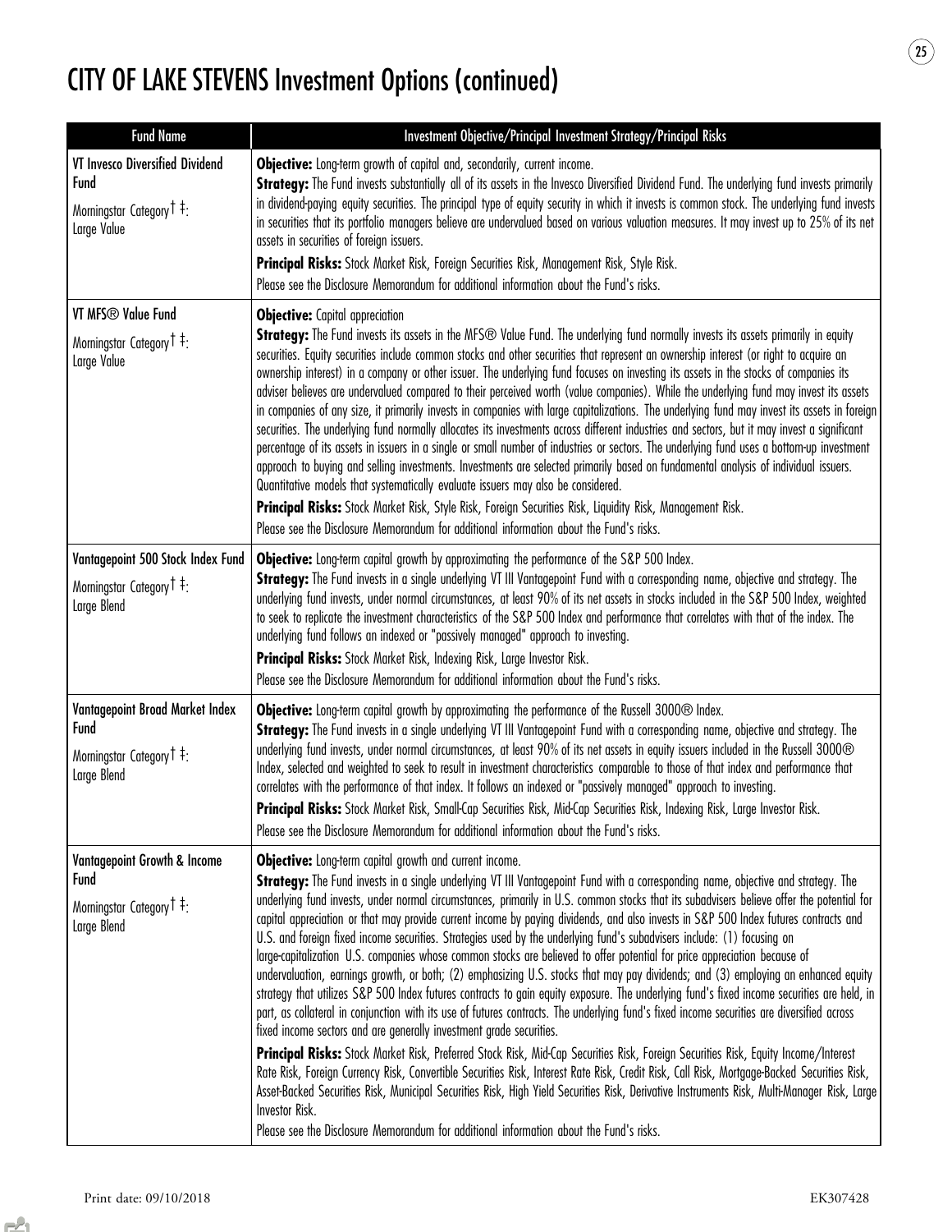# CITY OF LAKE STEVENS Investment Options (continued)

| Fund Name | Investment Objective/Principal Investment Strategy/Principal Risks |
|---|---|
| **VT Invesco Diversified Dividend Fund**<br><br>Morningstar Category † ‡:<br>Large Value | **Objective:** Long-term growth of capital and, secondarily, current income.<br>**Strategy:** The Fund invests substantially all of its assets in the Invesco Diversified Dividend Fund. The underlying fund invests primarily in dividend-paying equity securities. The principal type of equity security in which it invests is common stock. The underlying fund invests in securities that its portfolio managers believe are undervalued based on various valuation measures. It may invest up to 25% of its net assets in securities of foreign issuers.<br>**Principal Risks:** Stock Market Risk, Foreign Securities Risk, Management Risk, Style Risk.<br>Please see the Disclosure Memorandum for additional information about the Fund's risks. |
| **VT MFS® Value Fund**<br><br>Morningstar Category † ‡:<br>Large Value | **Objective:** Capital appreciation<br>**Strategy:** The Fund invests its assets in the MFS® Value Fund. The underlying fund normally invests its assets primarily in equity securities. Equity securities include common stocks and other securities that represent an ownership interest (or right to acquire an ownership interest) in a company or other issuer. The underlying fund focuses on investing its assets in the stocks of companies its adviser believes are undervalued compared to their perceived worth (value companies). While the underlying fund may invest its assets in companies of any size, it primarily invests in companies with large capitalizations. The underlying fund may invest its assets in foreign securities. The underlying fund normally allocates its investments across different industries and sectors, but it may invest a significant percentage of its assets in issuers in a single or small number of industries or sectors. The underlying fund uses a bottom-up investment approach to buying and selling investments. Investments are selected primarily based on fundamental analysis of individual issuers. Quantitative models that systematically evaluate issuers may also be considered.<br>**Principal Risks:** Stock Market Risk, Style Risk, Foreign Securities Risk, Liquidity Risk, Management Risk.<br>Please see the Disclosure Memorandum for additional information about the Fund's risks. |
| **Vantagepoint 500 Stock Index Fund**<br><br>Morningstar Category † ‡:<br>Large Blend | **Objective:** Long-term capital growth by approximating the performance of the S&P 500 Index.<br>**Strategy:** The Fund invests in a single underlying VT III Vantagepoint Fund with a corresponding name, objective and strategy. The underlying fund invests, under normal circumstances, at least 90% of its net assets in stocks included in the S&P 500 Index, weighted to seek to replicate the investment characteristics of the S&P 500 Index and performance that correlates with that of the index. The underlying fund follows an indexed or "passively managed" approach to investing.<br>**Principal Risks:** Stock Market Risk, Indexing Risk, Large Investor Risk.<br>Please see the Disclosure Memorandum for additional information about the Fund's risks. |
| **Vantagepoint Broad Market Index Fund**<br><br>Morningstar Category † ‡:<br>Large Blend | **Objective:** Long-term capital growth by approximating the performance of the Russell 3000® Index.<br>**Strategy:** The Fund invests in a single underlying VT III Vantagepoint Fund with a corresponding name, objective and strategy. The underlying fund invests, under normal circumstances, at least 90% of its net assets in equity issuers included in the Russell 3000® Index, selected and weighted to seek to result in investment characteristics comparable to those of that index and performance that correlates with the performance of that index. It follows an indexed or "passively managed" approach to investing.<br>**Principal Risks:** Stock Market Risk, Small-Cap Securities Risk, Mid-Cap Securities Risk, Indexing Risk, Large Investor Risk.<br>Please see the Disclosure Memorandum for additional information about the Fund's risks. |
| **Vantagepoint Growth & Income Fund**<br><br>Morningstar Category † ‡:<br>Large Blend | **Objective:** Long-term capital growth and current income.<br>**Strategy:** The Fund invests in a single underlying VT III Vantagepoint Fund with a corresponding name, objective and strategy. The underlying fund invests, under normal circumstances, primarily in U.S. common stocks that its subadvisers believe offer the potential for capital appreciation or that may provide current income by paying dividends, and also invests in S&P 500 Index futures contracts and U.S. and foreign fixed income securities. Strategies used by the underlying fund's subadvisers include: (1) focusing on large-capitalization U.S. companies whose common stocks are believed to offer potential for price appreciation because of undervaluation, earnings growth, or both; (2) emphasizing U.S. stocks that may pay dividends; and (3) employing an enhanced equity strategy that utilizes S&P 500 Index futures contracts to gain equity exposure. The underlying fund's fixed income securities are held, in part, as collateral in conjunction with its use of futures contracts. The underlying fund's fixed income securities are diversified across fixed income sectors and are generally investment grade securities.<br>**Principal Risks:** Stock Market Risk, Preferred Stock Risk, Mid-Cap Securities Risk, Foreign Securities Risk, Equity Income/Interest Rate Risk, Foreign Currency Risk, Convertible Securities Risk, Interest Rate Risk, Credit Risk, Call Risk, Mortgage-Backed Securities Risk, Asset-Backed Securities Risk, Municipal Securities Risk, High Yield Securities Risk, Derivative Instruments Risk, Multi-Manager Risk, Large Investor Risk.<br>Please see the Disclosure Memorandum for additional information about the Fund's risks. |

Print date: 09/10/2018

EK307428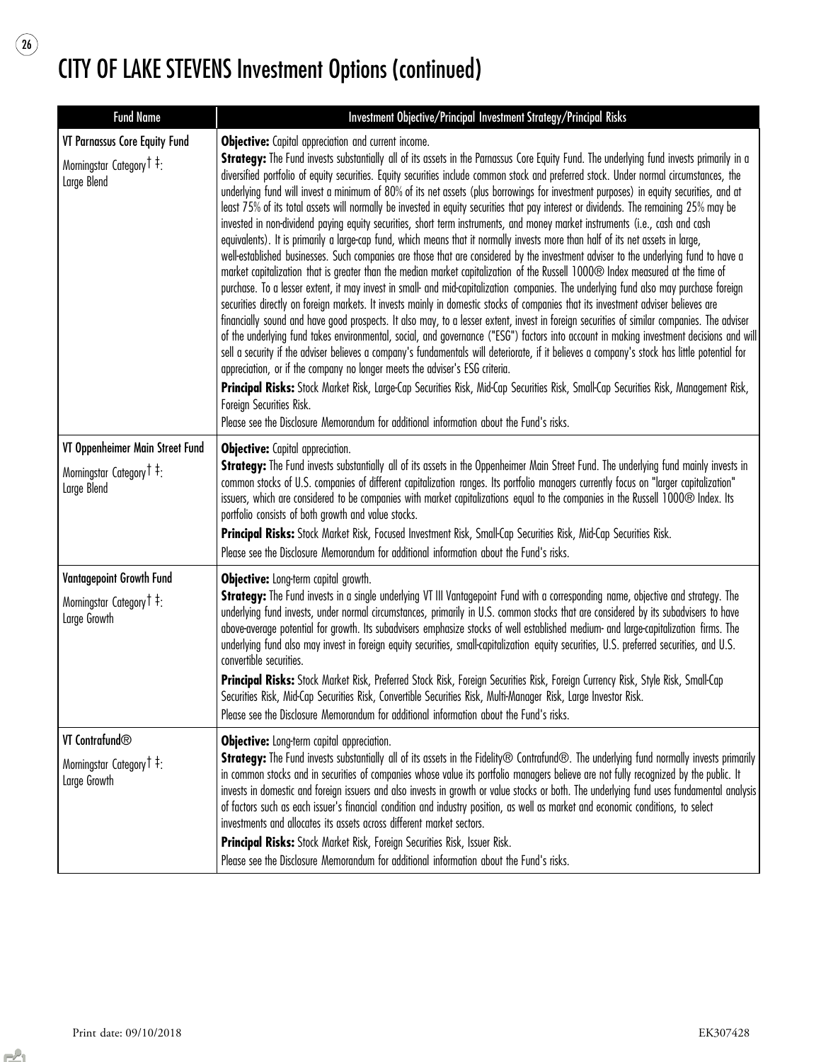# CITY OF LAKE STEVENS Investment Options (continued)

| Fund Name | Investment Objective/Principal Investment Strategy/Principal Risks |
|---|---|
| **VT Parnassus Core Equity Fund**<br>Morningstar Category † ‡:<br>Large Blend | **Objective:** Capital appreciation and current income.<br>**Strategy:** The Fund invests substantially all of its assets in the Parnassus Core Equity Fund. The underlying fund invests primarily in a diversified portfolio of equity securities. Equity securities include common stock and preferred stock. Under normal circumstances, the underlying fund will invest a minimum of 80% of its net assets (plus borrowings for investment purposes) in equity securities, and at least 75% of its total assets will normally be invested in equity securities that pay interest or dividends. The remaining 25% may be invested in non-dividend paying equity securities, short term instruments, and money market instruments (i.e., cash and cash equivalents). It is primarily a large-cap fund, which means that it normally invests more than half of its net assets in large, well-established businesses. Such companies are those that are considered by the investment adviser to the underlying fund to have a market capitalization that is greater than the median market capitalization of the Russell 1000® Index measured at the time of purchase. To a lesser extent, it may invest in small- and mid-capitalization companies. The underlying fund also may purchase foreign securities directly on foreign markets. It invests mainly in domestic stocks of companies that its investment adviser believes are financially sound and have good prospects. It also may, to a lesser extent, invest in foreign securities of similar companies. The adviser of the underlying fund takes environmental, social, and governance ("ESG") factors into account in making investment decisions and will sell a security if the adviser believes a company's fundamentals will deteriorate, if it believes a company's stock has little potential for appreciation, or if the company no longer meets the adviser's ESG criteria.<br>**Principal Risks:** Stock Market Risk, Large-Cap Securities Risk, Mid-Cap Securities Risk, Small-Cap Securities Risk, Management Risk, Foreign Securities Risk.<br>Please see the Disclosure Memorandum for additional information about the Fund's risks. |
| **VT Oppenheimer Main Street Fund**<br>Morningstar Category † ‡:<br>Large Blend | **Objective:** Capital appreciation.<br>**Strategy:** The Fund invests substantially all of its assets in the Oppenheimer Main Street Fund. The underlying fund mainly invests in common stocks of U.S. companies of different capitalization ranges. Its portfolio managers currently focus on "larger capitalization" issuers, which are considered to be companies with market capitalizations equal to the companies in the Russell 1000® Index. Its portfolio consists of both growth and value stocks.<br>**Principal Risks:** Stock Market Risk, Focused Investment Risk, Small-Cap Securities Risk, Mid-Cap Securities Risk.<br>Please see the Disclosure Memorandum for additional information about the Fund's risks. |
| **Vantagepoint Growth Fund**<br>Morningstar Category † ‡:<br>Large Growth | **Objective:** Long-term capital growth.<br>**Strategy:** The Fund invests in a single underlying VT III Vantagepoint Fund with a corresponding name, objective and strategy. The underlying fund invests, under normal circumstances, primarily in U.S. common stocks that are considered by its subadvisers to have above-average potential for growth. Its subadvisers emphasize stocks of well established medium- and large-capitalization firms. The underlying fund also may invest in foreign equity securities, small-capitalization equity securities, U.S. preferred securities, and U.S. convertible securities.<br>**Principal Risks:** Stock Market Risk, Preferred Stock Risk, Foreign Securities Risk, Foreign Currency Risk, Style Risk, Small-Cap Securities Risk, Mid-Cap Securities Risk, Convertible Securities Risk, Multi-Manager Risk, Large Investor Risk.<br>Please see the Disclosure Memorandum for additional information about the Fund's risks. |
| **VT Contrafund®**<br>Morningstar Category † ‡:<br>Large Growth | **Objective:** Long-term capital appreciation.<br>**Strategy:** The Fund invests substantially all of its assets in the Fidelity® Contrafund®. The underlying fund normally invests primarily in common stocks and in securities of companies whose value its portfolio managers believe are not fully recognized by the public. It invests in domestic and foreign issuers and also invests in growth or value stocks or both. The underlying fund uses fundamental analysis of factors such as each issuer's financial condition and industry position, as well as market and economic conditions, to select investments and allocates its assets across different market sectors.<br>**Principal Risks:** Stock Market Risk, Foreign Securities Risk, Issuer Risk.<br>Please see the Disclosure Memorandum for additional information about the Fund's risks. |

Print date: 09/10/2018 EK307428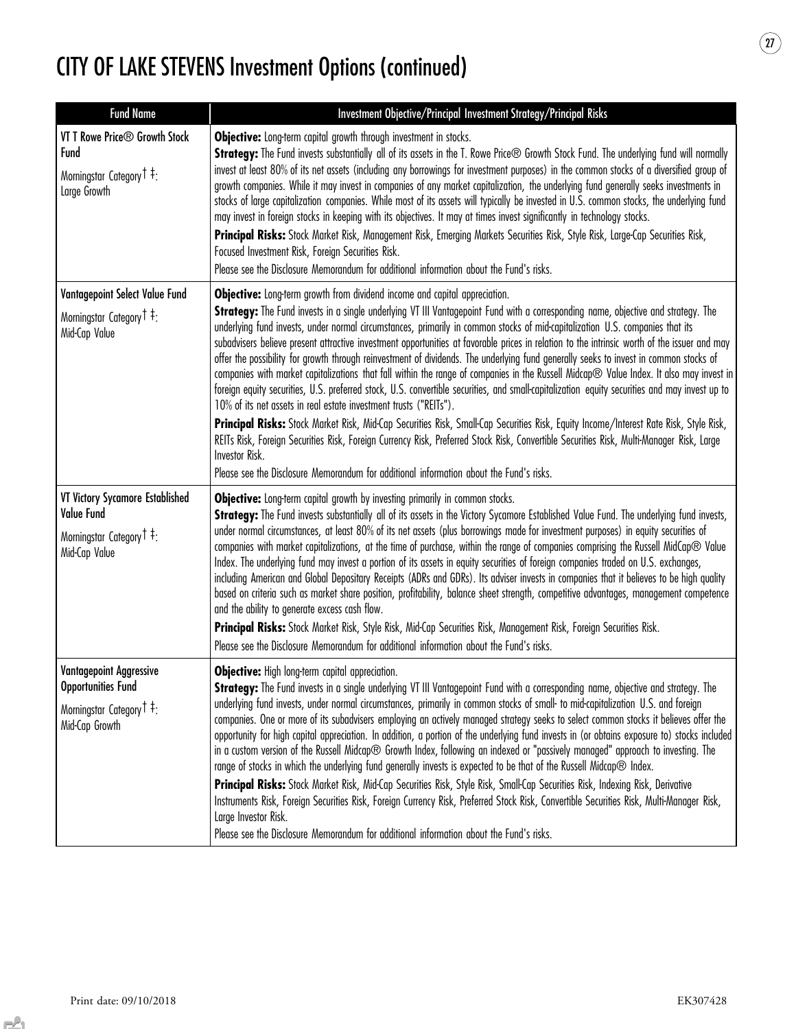# CITY OF LAKE STEVENS Investment Options (continued)

| Fund Name | Investment Objective/Principal Investment Strategy/Principal Risks |
|---|---|
| **VT T Rowe Price® Growth Stock Fund**<br><br>Morningstar Category † ‡:<br>Large Growth | **Objective:** Long-term capital growth through investment in stocks.<br>**Strategy:** The Fund invests substantially all of its assets in the T. Rowe Price® Growth Stock Fund. The underlying fund will normally invest at least 80% of its net assets (including any borrowings for investment purposes) in the common stocks of a diversified group of growth companies. While it may invest in companies of any market capitalization, the underlying fund generally seeks investments in stocks of large capitalization companies. While most of its assets will typically be invested in U.S. common stocks, the underlying fund may invest in foreign stocks in keeping with its objectives. It may at times invest significantly in technology stocks.<br>**Principal Risks:** Stock Market Risk, Management Risk, Emerging Markets Securities Risk, Style Risk, Large-Cap Securities Risk, Focused Investment Risk, Foreign Securities Risk.<br>Please see the Disclosure Memorandum for additional information about the Fund's risks. |
| **Vantagepoint Select Value Fund**<br><br>Morningstar Category † ‡:<br>Mid-Cap Value | **Objective:** Long-term growth from dividend income and capital appreciation.<br>**Strategy:** The Fund invests in a single underlying VT III Vantagepoint Fund with a corresponding name, objective and strategy. The underlying fund invests, under normal circumstances, primarily in common stocks of mid-capitalization U.S. companies that its subadvisers believe present attractive investment opportunities at favorable prices in relation to the intrinsic worth of the issuer and may offer the possibility for growth through reinvestment of dividends. The underlying fund generally seeks to invest in common stocks of companies with market capitalizations that fall within the range of companies in the Russell Midcap® Value Index. It also may invest in foreign equity securities, U.S. preferred stock, U.S. convertible securities, and small-capitalization equity securities and may invest up to 10% of its net assets in real estate investment trusts ("REITs").<br>**Principal Risks:** Stock Market Risk, Mid-Cap Securities Risk, Small-Cap Securities Risk, Equity Income/Interest Rate Risk, Style Risk, REITs Risk, Foreign Securities Risk, Foreign Currency Risk, Preferred Stock Risk, Convertible Securities Risk, Multi-Manager Risk, Large Investor Risk.<br>Please see the Disclosure Memorandum for additional information about the Fund's risks. |
| **VT Victory Sycamore Established Value Fund**<br><br>Morningstar Category † ‡:<br>Mid-Cap Value | **Objective:** Long-term capital growth by investing primarily in common stocks.<br>**Strategy:** The Fund invests substantially all of its assets in the Victory Sycamore Established Value Fund. The underlying fund invests, under normal circumstances, at least 80% of its net assets (plus borrowings made for investment purposes) in equity securities of companies with market capitalizations, at the time of purchase, within the range of companies comprising the Russell MidCap® Value Index. The underlying fund may invest a portion of its assets in equity securities of foreign companies traded on U.S. exchanges, including American and Global Depositary Receipts (ADRs and GDRs). Its adviser invests in companies that it believes to be high quality based on criteria such as market share position, profitability, balance sheet strength, competitive advantages, management competence and the ability to generate excess cash flow.<br>**Principal Risks:** Stock Market Risk, Style Risk, Mid-Cap Securities Risk, Management Risk, Foreign Securities Risk.<br>Please see the Disclosure Memorandum for additional information about the Fund's risks. |
| **Vantagepoint Aggressive Opportunities Fund**<br><br>Morningstar Category † ‡:<br>Mid-Cap Growth | **Objective:** High long-term capital appreciation.<br>**Strategy:** The Fund invests in a single underlying VT III Vantagepoint Fund with a corresponding name, objective and strategy. The underlying fund invests, under normal circumstances, primarily in common stocks of small- to mid-capitalization U.S. and foreign companies. One or more of its subadvisers employing an actively managed strategy seeks to select common stocks it believes offer the opportunity for high capital appreciation. In addition, a portion of the underlying fund invests in (or obtains exposure to) stocks included in a custom version of the Russell Midcap® Growth Index, following an indexed or "passively managed" approach to investing. The range of stocks in which the underlying fund generally invests is expected to be that of the Russell Midcap® Index.<br>**Principal Risks:** Stock Market Risk, Mid-Cap Securities Risk, Style Risk, Small-Cap Securities Risk, Indexing Risk, Derivative Instruments Risk, Foreign Securities Risk, Foreign Currency Risk, Preferred Stock Risk, Convertible Securities Risk, Multi-Manager Risk, Large Investor Risk.<br>Please see the Disclosure Memorandum for additional information about the Fund's risks. |

Print date: 09/10/2018 EK307428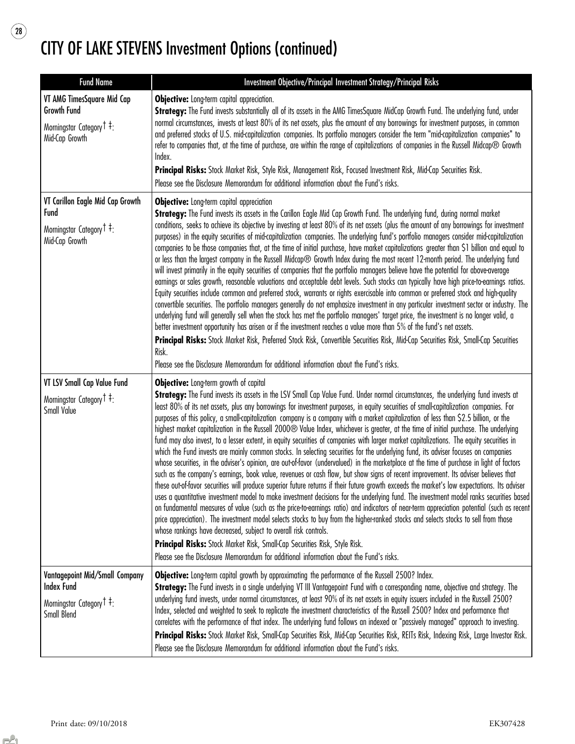# CITY OF LAKE STEVENS Investment Options (continued)

| Fund Name | Investment Objective/Principal Investment Strategy/Principal Risks |
|---|---|
| **VT AMG TimesSquare Mid Cap Growth Fund**<br><br>Morningstar Category † ‡:<br>Mid-Cap Growth | **Objective:** Long-term capital appreciation.<br>**Strategy:** The Fund invests substantially all of its assets in the AMG TimesSquare MidCap Growth Fund. The underlying fund, under normal circumstances, invests at least 80% of its net assets, plus the amount of any borrowings for investment purposes, in common and preferred stocks of U.S. mid-capitalization companies. Its portfolio managers consider the term "mid-capitalization companies" to refer to companies that, at the time of purchase, are within the range of capitalizations of companies in the Russell Midcap® Growth Index.<br>**Principal Risks:** Stock Market Risk, Style Risk, Management Risk, Focused Investment Risk, Mid-Cap Securities Risk.<br>Please see the Disclosure Memorandum for additional information about the Fund's risks. |
| **VT Carillon Eagle Mid Cap Growth Fund**<br><br>Morningstar Category † ‡:<br>Mid-Cap Growth | **Objective:** Long-term capital appreciation<br>**Strategy:** The Fund invests its assets in the Carillon Eagle Mid Cap Growth Fund. The underlying fund, during normal market conditions, seeks to achieve its objective by investing at least 80% of its net assets (plus the amount of any borrowings for investment purposes) in the equity securities of mid-capitalization companies. The underlying fund's portfolio managers consider mid-capitalization companies to be those companies that, at the time of initial purchase, have market capitalizations greater than $1 billion and equal to or less than the largest company in the Russell Midcap® Growth Index during the most recent 12-month period. The underlying fund will invest primarily in the equity securities of companies that the portfolio managers believe have the potential for above-average earnings or sales growth, reasonable valuations and acceptable debt levels. Such stocks can typically have high price-to-earnings ratios. Equity securities include common and preferred stock, warrants or rights exercisable into common or preferred stock and high-quality convertible securities. The portfolio managers generally do not emphasize investment in any particular investment sector or industry. The underlying fund will generally sell when the stock has met the portfolio managers' target price, the investment is no longer valid, a better investment opportunity has arisen or if the investment reaches a value more than 5% of the fund's net assets.<br>**Principal Risks:** Stock Market Risk, Preferred Stock Risk, Convertible Securities Risk, Mid-Cap Securities Risk, Small-Cap Securities Risk.<br>Please see the Disclosure Memorandum for additional information about the Fund's risks. |
| **VT LSV Small Cap Value Fund**<br><br>Morningstar Category † ‡:<br>Small Value | **Objective:** Long-term growth of capital<br>**Strategy:** The Fund invests its assets in the LSV Small Cap Value Fund. Under normal circumstances, the underlying fund invests at least 80% of its net assets, plus any borrowings for investment purposes, in equity securities of small-capitalization companies. For purposes of this policy, a small-capitalization company is a company with a market capitalization of less than $2.5 billion, or the highest market capitalization in the Russell 2000® Value Index, whichever is greater, at the time of initial purchase. The underlying fund may also invest, to a lesser extent, in equity securities of companies with larger market capitalizations. The equity securities in which the Fund invests are mainly common stocks. In selecting securities for the underlying fund, its adviser focuses on companies whose securities, in the adviser's opinion, are out-of-favor (undervalued) in the marketplace at the time of purchase in light of factors such as the company's earnings, book value, revenues or cash flow, but show signs of recent improvement. Its adviser believes that these out-of-favor securities will produce superior future returns if their future growth exceeds the market's low expectations. Its adviser uses a quantitative investment model to make investment decisions for the underlying fund. The investment model ranks securities based on fundamental measures of value (such as the price-to-earnings ratio) and indicators of near-term appreciation potential (such as recent price appreciation). The investment model selects stocks to buy from the higher-ranked stocks and selects stocks to sell from those whose rankings have decreased, subject to overall risk controls.<br>**Principal Risks:** Stock Market Risk, Small-Cap Securities Risk, Style Risk.<br>Please see the Disclosure Memorandum for additional information about the Fund's risks. |
| **Vantagepoint Mid/Small Company Index Fund**<br><br>Morningstar Category † ‡:<br>Small Blend | **Objective:** Long-term capital growth by approximating the performance of the Russell 2500? Index.<br>**Strategy:** The Fund invests in a single underlying VT III Vantagepoint Fund with a corresponding name, objective and strategy. The underlying fund invests, under normal circumstances, at least 90% of its net assets in equity issuers included in the Russell 2500? Index, selected and weighted to seek to replicate the investment characteristics of the Russell 2500? Index and performance that correlates with the performance of that index. The underlying fund follows an indexed or "passively managed" approach to investing.<br>**Principal Risks:** Stock Market Risk, Small-Cap Securities Risk, Mid-Cap Securities Risk, REITs Risk, Indexing Risk, Large Investor Risk.<br>Please see the Disclosure Memorandum for additional information about the Fund's risks. |

Print date: 09/10/2018 EK307428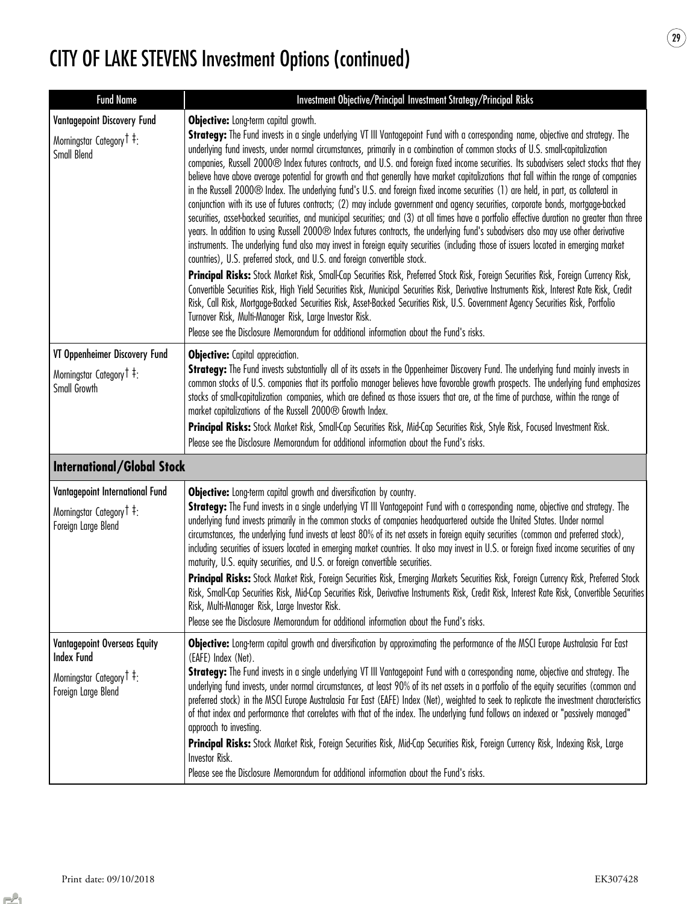# CITY OF LAKE STEVENS Investment Options (continued)

| Fund Name | Investment Objective/Principal Investment Strategy/Principal Risks |
|---|---|
| **Vantagepoint Discovery Fund**<br>Morningstar Category † ‡:<br>Small Blend | **Objective:** Long-term capital growth.<br>**Strategy:** The Fund invests in a single underlying VT III Vantagepoint Fund with a corresponding name, objective and strategy. The underlying fund invests, under normal circumstances, primarily in a combination of common stocks of U.S. small-capitalization companies, Russell 2000® Index futures contracts, and U.S. and foreign fixed income securities. Its subadvisers select stocks that they believe have above average potential for growth and that generally have market capitalizations that fall within the range of companies in the Russell 2000® Index. The underlying fund's U.S. and foreign fixed income securities (1) are held, in part, as collateral in conjunction with its use of futures contracts; (2) may include government and agency securities, corporate bonds, mortgage-backed securities, asset-backed securities, and municipal securities; and (3) at all times have a portfolio effective duration no greater than three years. In addition to using Russell 2000® Index futures contracts, the underlying fund's subadvisers also may use other derivative instruments. The underlying fund also may invest in foreign equity securities (including those of issuers located in emerging market countries), U.S. preferred stock, and U.S. and foreign convertible stock.<br>**Principal Risks:** Stock Market Risk, Small-Cap Securities Risk, Preferred Stock Risk, Foreign Securities Risk, Foreign Currency Risk, Convertible Securities Risk, High Yield Securities Risk, Municipal Securities Risk, Derivative Instruments Risk, Interest Rate Risk, Credit Risk, Call Risk, Mortgage-Backed Securities Risk, Asset-Backed Securities Risk, U.S. Government Agency Securities Risk, Portfolio Turnover Risk, Multi-Manager Risk, Large Investor Risk.<br>Please see the Disclosure Memorandum for additional information about the Fund's risks. |
| **VT Oppenheimer Discovery Fund**<br>Morningstar Category † ‡:<br>Small Growth | **Objective:** Capital appreciation.<br>**Strategy:** The Fund invests substantially all of its assets in the Oppenheimer Discovery Fund. The underlying fund mainly invests in common stocks of U.S. companies that its portfolio manager believes have favorable growth prospects. The underlying fund emphasizes stocks of small-capitalization companies, which are defined as those issuers that are, at the time of purchase, within the range of market capitalizations of the Russell 2000® Growth Index.<br>**Principal Risks:** Stock Market Risk, Small-Cap Securities Risk, Mid-Cap Securities Risk, Style Risk, Focused Investment Risk.<br>Please see the Disclosure Memorandum for additional information about the Fund's risks. |
| **International/Global Stock** | |
| **Vantagepoint International Fund**<br>Morningstar Category † ‡:<br>Foreign Large Blend | **Objective:** Long-term capital growth and diversification by country.<br>**Strategy:** The Fund invests in a single underlying VT III Vantagepoint Fund with a corresponding name, objective and strategy. The underlying fund invests primarily in the common stocks of companies headquartered outside the United States. Under normal circumstances, the underlying fund invests at least 80% of its net assets in foreign equity securities (common and preferred stock), including securities of issuers located in emerging market countries. It also may invest in U.S. or foreign fixed income securities of any maturity, U.S. equity securities, and U.S. or foreign convertible securities.<br>**Principal Risks:** Stock Market Risk, Foreign Securities Risk, Emerging Markets Securities Risk, Foreign Currency Risk, Preferred Stock Risk, Small-Cap Securities Risk, Mid-Cap Securities Risk, Derivative Instruments Risk, Credit Risk, Interest Rate Risk, Convertible Securities Risk, Multi-Manager Risk, Large Investor Risk.<br>Please see the Disclosure Memorandum for additional information about the Fund's risks. |
| **Vantagepoint Overseas Equity Index Fund**<br>Morningstar Category † ‡:<br>Foreign Large Blend | **Objective:** Long-term capital growth and diversification by approximating the performance of the MSCI Europe Australasia Far East (EAFE) Index (Net).<br>**Strategy:** The Fund invests in a single underlying VT III Vantagepoint Fund with a corresponding name, objective and strategy. The underlying fund invests, under normal circumstances, at least 90% of its net assets in a portfolio of the equity securities (common and preferred stock) in the MSCI Europe Australasia Far East (EAFE) Index (Net), weighted to seek to replicate the investment characteristics of that index and performance that correlates with that of the index. The underlying fund follows an indexed or "passively managed" approach to investing.<br>**Principal Risks:** Stock Market Risk, Foreign Securities Risk, Mid-Cap Securities Risk, Foreign Currency Risk, Indexing Risk, Large Investor Risk.<br>Please see the Disclosure Memorandum for additional information about the Fund's risks. |

Print date: 09/10/2018 EK307428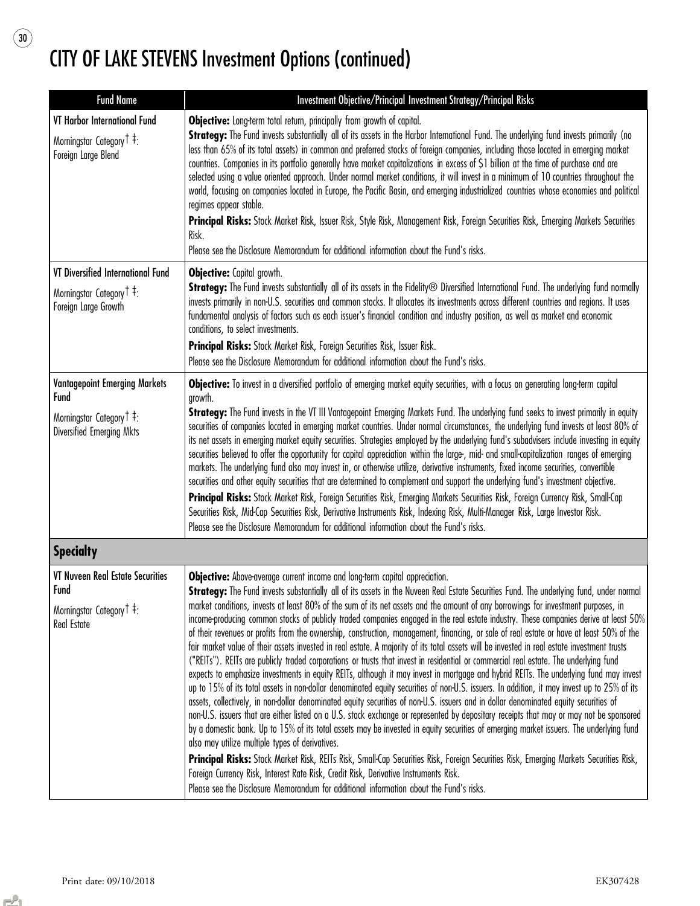# CITY OF LAKE STEVENS Investment Options (continued)

| Fund Name | Investment Objective/Principal Investment Strategy/Principal Risks |
|---|---|
| **VT Harbor International Fund**<br>Morningstar Category † ‡:<br>Foreign Large Blend | **Objective:** Long-term total return, principally from growth of capital.<br>**Strategy:** The Fund invests substantially all of its assets in the Harbor International Fund. The underlying fund invests primarily (no less than 65% of its total assets) in common and preferred stocks of foreign companies, including those located in emerging market countries. Companies in its portfolio generally have market capitalizations in excess of $1 billion at the time of purchase and are selected using a value oriented approach. Under normal market conditions, it will invest in a minimum of 10 countries throughout the world, focusing on companies located in Europe, the Pacific Basin, and emerging industrialized countries whose economies and political regimes appear stable.<br>**Principal Risks:** Stock Market Risk, Issuer Risk, Style Risk, Management Risk, Foreign Securities Risk, Emerging Markets Securities Risk.<br>Please see the Disclosure Memorandum for additional information about the Fund's risks. |
| **VT Diversified International Fund**<br>Morningstar Category † ‡:<br>Foreign Large Growth | **Objective:** Capital growth.<br>**Strategy:** The Fund invests substantially all of its assets in the Fidelity® Diversified International Fund. The underlying fund normally invests primarily in non-U.S. securities and common stocks. It allocates its investments across different countries and regions. It uses fundamental analysis of factors such as each issuer's financial condition and industry position, as well as market and economic conditions, to select investments.<br>**Principal Risks:** Stock Market Risk, Foreign Securities Risk, Issuer Risk.<br>Please see the Disclosure Memorandum for additional information about the Fund's risks. |
| **Vantagepoint Emerging Markets Fund**<br>Morningstar Category † ‡:<br>Diversified Emerging Mkts | **Objective:** To invest in a diversified portfolio of emerging market equity securities, with a focus on generating long-term capital growth.<br>**Strategy:** The Fund invests in the VT III Vantagepoint Emerging Markets Fund. The underlying fund seeks to invest primarily in equity securities of companies located in emerging market countries. Under normal circumstances, the underlying fund invests at least 80% of its net assets in emerging market equity securities. Strategies employed by the underlying fund's subadvisers include investing in equity securities believed to offer the opportunity for capital appreciation within the large-, mid- and small-capitalization ranges of emerging markets. The underlying fund also may invest in, or otherwise utilize, derivative instruments, fixed income securities, convertible securities and other equity securities that are determined to complement and support the underlying fund's investment objective.<br>**Principal Risks:** Stock Market Risk, Foreign Securities Risk, Emerging Markets Securities Risk, Foreign Currency Risk, Small-Cap Securities Risk, Mid-Cap Securities Risk, Derivative Instruments Risk, Indexing Risk, Multi-Manager Risk, Large Investor Risk.<br>Please see the Disclosure Memorandum for additional information about the Fund's risks. |
| **Specialty** | |
| **VT Nuveen Real Estate Securities Fund**<br>Morningstar Category † ‡:<br>Real Estate | **Objective:** Above-average current income and long-term capital appreciation.<br>**Strategy:** The Fund invests substantially all of its assets in the Nuveen Real Estate Securities Fund. The underlying fund, under normal market conditions, invests at least 80% of the sum of its net assets and the amount of any borrowings for investment purposes, in income-producing common stocks of publicly traded companies engaged in the real estate industry. These companies derive at least 50% of their revenues or profits from the ownership, construction, management, financing, or sale of real estate or have at least 50% of the fair market value of their assets invested in real estate. A majority of its total assets will be invested in real estate investment trusts ("REITs"). REITs are publicly traded corporations or trusts that invest in residential or commercial real estate. The underlying fund expects to emphasize investments in equity REITs, although it may invest in mortgage and hybrid REITs. The underlying fund may invest up to 15% of its total assets in non-dollar denominated equity securities of non-U.S. issuers. In addition, it may invest up to 25% of its assets, collectively, in non-dollar denominated equity securities of non-U.S. issuers and in dollar denominated equity securities of non-U.S. issuers that are either listed on a U.S. stock exchange or represented by depositary receipts that may or may not be sponsored by a domestic bank. Up to 15% of its total assets may be invested in equity securities of emerging market issuers. The underlying fund also may utilize multiple types of derivatives.<br>**Principal Risks:** Stock Market Risk, REITs Risk, Small-Cap Securities Risk, Foreign Securities Risk, Emerging Markets Securities Risk, Foreign Currency Risk, Interest Rate Risk, Credit Risk, Derivative Instruments Risk.<br>Please see the Disclosure Memorandum for additional information about the Fund's risks. |

Print date: 09/10/2018 EK307428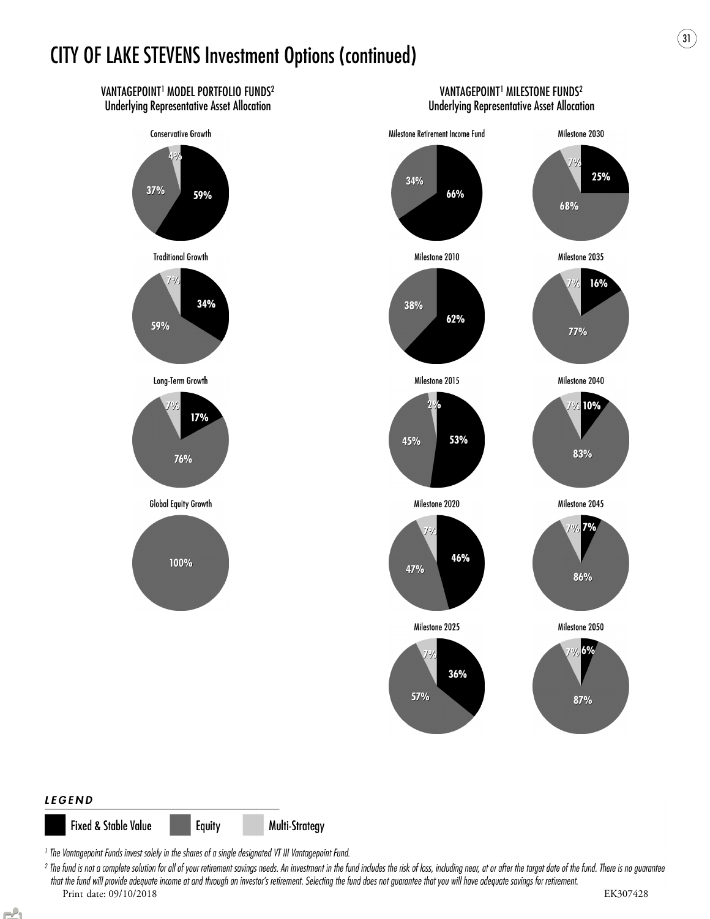# CITY OF LAKE STEVENS Investment Options (continued)

## VANTAGEPOINT[1] MODEL PORTFOLIO FUNDS[2]
### Underlying Representative Asset Allocation

| Fund | Fixed & Stable Value | Equity | Multi-Strategy |
|---|---|---|---|
| Conservative Growth | 59% | 37% | 4% |
| Traditional Growth | 34% | 59% | 7% |
| Long-Term Growth | 17% | 76% | 7% |
| Global Equity Growth | | 100% | |

## VANTAGEPOINT[1] MILESTONE FUNDS[2]
### Underlying Representative Asset Allocation

| Fund | Fixed & Stable Value | Equity | Multi-Strategy |
|---|---|---|---|
| Milestone Retirement Income Fund | 66% | 34% | |
| Milestone 2010 | 62% | 38% | |
| Milestone 2015 | 53% | 45% | 2% |
| Milestone 2020 | 46% | 47% | 7% |
| Milestone 2025 | 36% | 57% | 7% |
| Milestone 2030 | 25% | 68% | 7% |
| Milestone 2035 | 16% | 77% | 7% |
| Milestone 2040 | 10% | 83% | 7% |
| Milestone 2045 | 7% | 86% | 7% |
| Milestone 2050 | 6% | 87% | 7% |

***LEGEND***

Fixed & Stable Value | Equity | Multi-Strategy

*[1] The Vantagepoint Funds invest solely in the shares of a single designated VT III Vantagepoint Fund.*

*[2] The fund is not a complete solution for all of your retirement savings needs. An investment in the fund includes the risk of loss, including near, at or after the target date of the fund. There is no guarantee that the fund will provide adequate income at and through an investor's retirement. Selecting the fund does not guarantee that you will have adequate savings for retirement.*

Print date: 09/10/2018

EK307428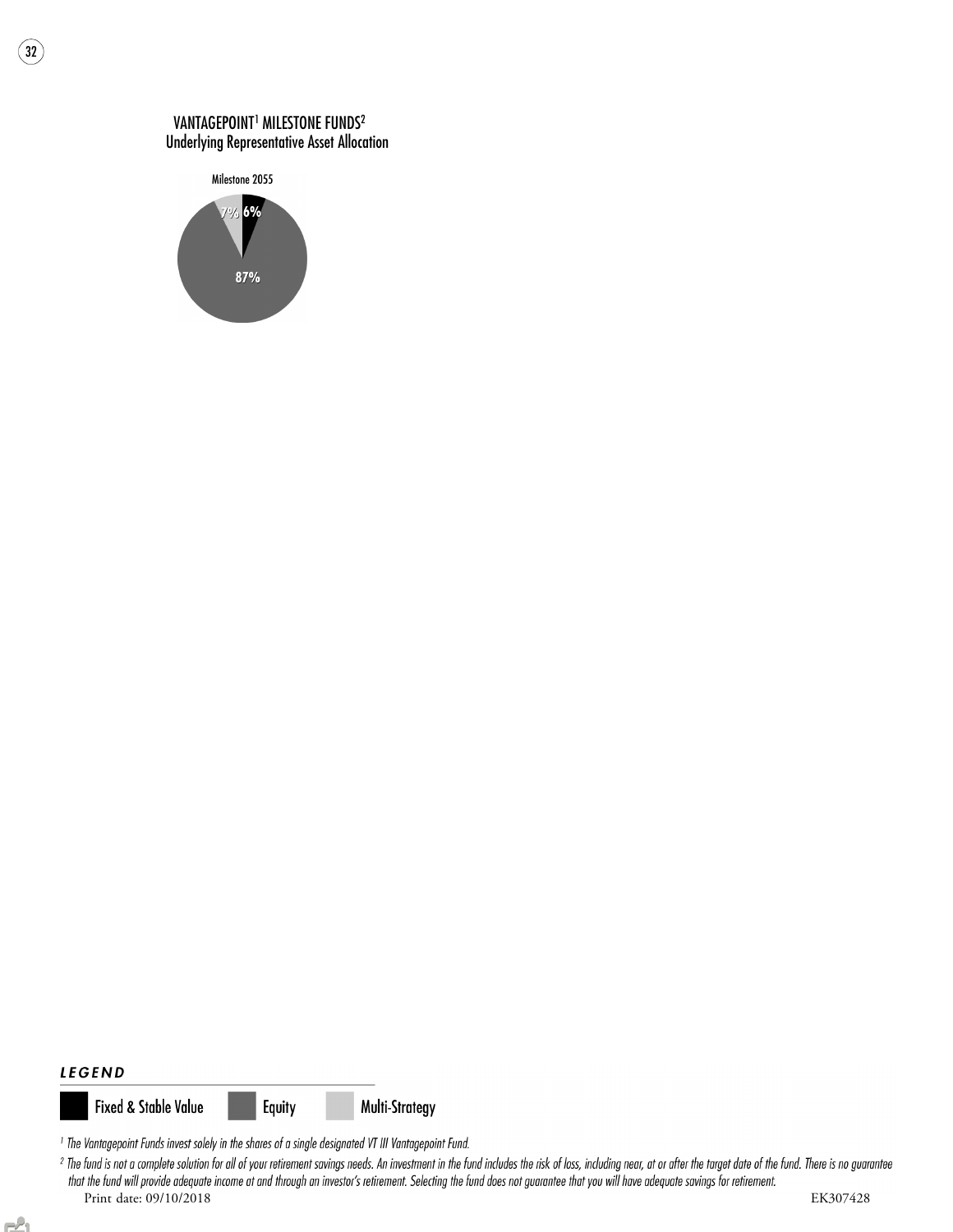VANTAGEPOINT[1] MILESTONE FUNDS[2]
Underlying Representative Asset Allocation

Milestone 2055

7% 6%

87%

***LEGEND***

Fixed & Stable Value | Equity | Multi-Strategy

*[1] The Vantagepoint Funds invest solely in the shares of a single designated VT III Vantagepoint Fund.*

*[2] The fund is not a complete solution for all of your retirement savings needs. An investment in the fund includes the risk of loss, including near, at or after the target date of the fund. There is no guarantee that the fund will provide adequate income at and through an investor's retirement. Selecting the fund does not guarantee that you will have adequate savings for retirement.*

Print date: 09/10/2018 EK307428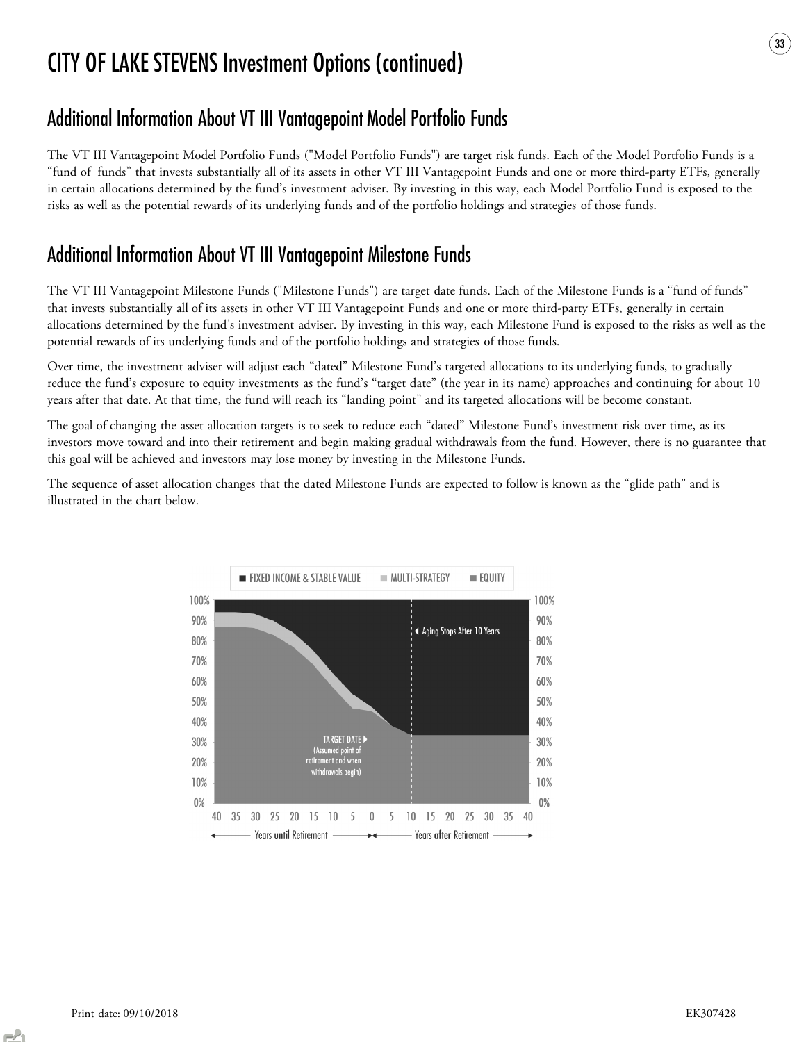# CITY OF LAKE STEVENS Investment Options (continued)

## Additional Information About VT III Vantagepoint Model Portfolio Funds

The VT III Vantagepoint Model Portfolio Funds ("Model Portfolio Funds") are target risk funds. Each of the Model Portfolio Funds is a "fund of funds" that invests substantially all of its assets in other VT III Vantagepoint Funds and one or more third-party ETFs, generally in certain allocations determined by the fund's investment adviser. By investing in this way, each Model Portfolio Fund is exposed to the risks as well as the potential rewards of its underlying funds and of the portfolio holdings and strategies of those funds.

## Additional Information About VT III Vantagepoint Milestone Funds

The VT III Vantagepoint Milestone Funds ("Milestone Funds") are target date funds. Each of the Milestone Funds is a "fund of funds" that invests substantially all of its assets in other VT III Vantagepoint Funds and one or more third-party ETFs, generally in certain allocations determined by the fund's investment adviser. By investing in this way, each Milestone Fund is exposed to the risks as well as the potential rewards of its underlying funds and of the portfolio holdings and strategies of those funds.

Over time, the investment adviser will adjust each "dated" Milestone Fund's targeted allocations to its underlying funds, to gradually reduce the fund's exposure to equity investments as the fund's "target date" (the year in its name) approaches and continuing for about 10 years after that date. At that time, the fund will reach its "landing point" and its targeted allocations will be become constant.

The goal of changing the asset allocation targets is to seek to reduce each "dated" Milestone Fund's investment risk over time, as its investors move toward and into their retirement and begin making gradual withdrawals from the fund. However, there is no guarantee that this goal will be achieved and investors may lose money by investing in the Milestone Funds.

The sequence of asset allocation changes that the dated Milestone Funds are expected to follow is known as the "glide path" and is illustrated in the chart below.

■ FIXED INCOME & STABLE VALUE ■ MULTI-STRATEGY ■ EQUITY

TARGET DATE ▶ (Assumed point of retirement and when withdrawals begin)

◀ Aging Stops After 10 Years

Years **until** Retirement — Years **after** Retirement

Print date: 09/10/2018 EK307428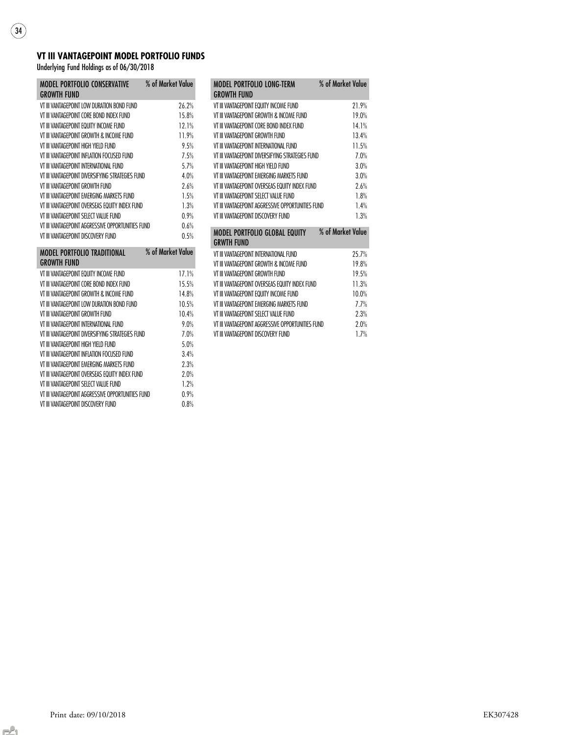## VT III VANTAGEPOINT MODEL PORTFOLIO FUNDS

Underlying Fund Holdings as of 06/30/2018

| MODEL PORTFOLIO CONSERVATIVE GROWTH FUND | % of Market Value |
|---|---|
| VT III VANTAGEPOINT LOW DURATION BOND FUND | 26.2% |
| VT III VANTAGEPOINT CORE BOND INDEX FUND | 15.8% |
| VT III VANTAGEPOINT EQUITY INCOME FUND | 12.1% |
| VT III VANTAGEPOINT GROWTH & INCOME FUND | 11.9% |
| VT III VANTAGEPOINT HIGH YIELD FUND | 9.5% |
| VT III VANTAGEPOINT INFLATION FOCUSED FUND | 7.5% |
| VT III VANTAGEPOINT INTERNATIONAL FUND | 5.7% |
| VT III VANTAGEPOINT DIVERSIFYING STRATEGIES FUND | 4.0% |
| VT III VANTAGEPOINT GROWTH FUND | 2.6% |
| VT III VANTAGEPOINT EMERGING MARKETS FUND | 1.5% |
| VT III VANTAGEPOINT OVERSEAS EQUITY INDEX FUND | 1.3% |
| VT III VANTAGEPOINT SELECT VALUE FUND | 0.9% |
| VT III VANTAGEPOINT AGGRESSIVE OPPORTUNITIES FUND | 0.6% |
| VT III VANTAGEPOINT DISCOVERY FUND | 0.5% |

| MODEL PORTFOLIO TRADITIONAL GROWTH FUND | % of Market Value |
|---|---|
| VT III VANTAGEPOINT EQUITY INCOME FUND | 17.1% |
| VT III VANTAGEPOINT CORE BOND INDEX FUND | 15.5% |
| VT III VANTAGEPOINT GROWTH & INCOME FUND | 14.8% |
| VT III VANTAGEPOINT LOW DURATION BOND FUND | 10.5% |
| VT III VANTAGEPOINT GROWTH FUND | 10.4% |
| VT III VANTAGEPOINT INTERNATIONAL FUND | 9.0% |
| VT III VANTAGEPOINT DIVERSIFYING STRATEGIES FUND | 7.0% |
| VT III VANTAGEPOINT HIGH YIELD FUND | 5.0% |
| VT III VANTAGEPOINT INFLATION FOCUSED FUND | 3.4% |
| VT III VANTAGEPOINT EMERGING MARKETS FUND | 2.3% |
| VT III VANTAGEPOINT OVERSEAS EQUITY INDEX FUND | 2.0% |
| VT III VANTAGEPOINT SELECT VALUE FUND | 1.2% |
| VT III VANTAGEPOINT AGGRESSIVE OPPORTUNITIES FUND | 0.9% |
| VT III VANTAGEPOINT DISCOVERY FUND | 0.8% |

| MODEL PORTFOLIO LONG-TERM GROWTH FUND | % of Market Value |
|---|---|
| VT III VANTAGEPOINT EQUITY INCOME FUND | 21.9% |
| VT III VANTAGEPOINT GROWTH & INCOME FUND | 19.0% |
| VT III VANTAGEPOINT CORE BOND INDEX FUND | 14.1% |
| VT III VANTAGEPOINT GROWTH FUND | 13.4% |
| VT III VANTAGEPOINT INTERNATIONAL FUND | 11.5% |
| VT III VANTAGEPOINT DIVERSIFYING STRATEGIES FUND | 7.0% |
| VT III VANTAGEPOINT HIGH YIELD FUND | 3.0% |
| VT III VANTAGEPOINT EMERGING MARKETS FUND | 3.0% |
| VT III VANTAGEPOINT OVERSEAS EQUITY INDEX FUND | 2.6% |
| VT III VANTAGEPOINT SELECT VALUE FUND | 1.8% |
| VT III VANTAGEPOINT AGGRESSIVE OPPORTUNITIES FUND | 1.4% |
| VT III VANTAGEPOINT DISCOVERY FUND | 1.3% |

| MODEL PORTFOLIO GLOBAL EQUITY GRWTH FUND | % of Market Value |
|---|---|
| VT III VANTAGEPOINT INTERNATIONAL FUND | 25.7% |
| VT III VANTAGEPOINT GROWTH & INCOME FUND | 19.8% |
| VT III VANTAGEPOINT GROWTH FUND | 19.5% |
| VT III VANTAGEPOINT OVERSEAS EQUITY INDEX FUND | 11.3% |
| VT III VANTAGEPOINT EQUITY INCOME FUND | 10.0% |
| VT III VANTAGEPOINT EMERGING MARKETS FUND | 7.7% |
| VT III VANTAGEPOINT SELECT VALUE FUND | 2.3% |
| VT III VANTAGEPOINT AGGRESSIVE OPPORTUNITIES FUND | 2.0% |
| VT III VANTAGEPOINT DISCOVERY FUND | 1.7% |

Print date: 09/10/2018

EK307428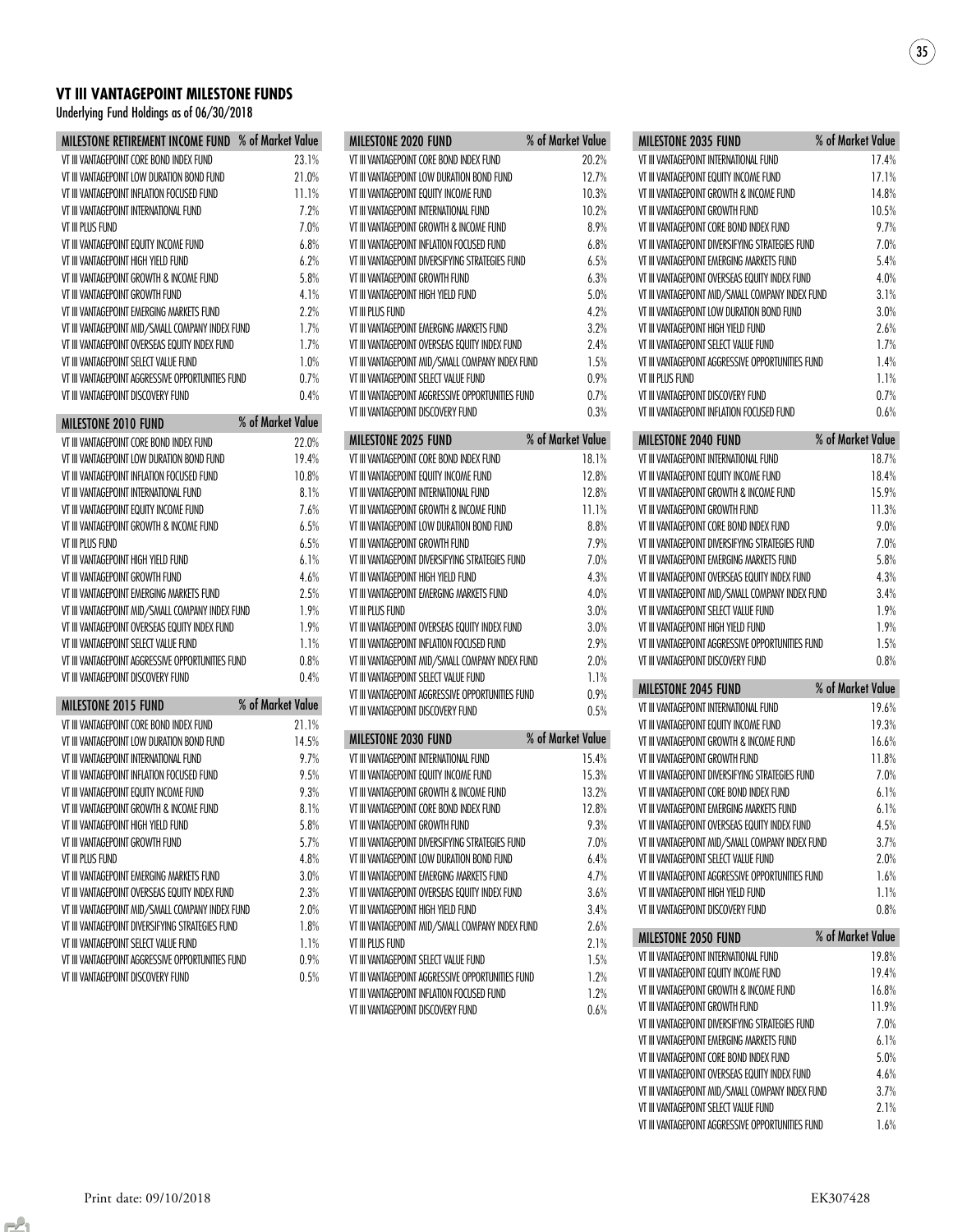## VT III VANTAGEPOINT MILESTONE FUNDS

Underlying Fund Holdings as of 06/30/2018

| MILESTONE RETIREMENT INCOME FUND | % of Market Value |
|---|---|
| VT III VANTAGEPOINT CORE BOND INDEX FUND | 23.1% |
| VT III VANTAGEPOINT LOW DURATION BOND FUND | 21.0% |
| VT III VANTAGEPOINT INFLATION FOCUSED FUND | 11.1% |
| VT III VANTAGEPOINT INTERNATIONAL FUND | 7.2% |
| VT III PLUS FUND | 7.0% |
| VT III VANTAGEPOINT EQUITY INCOME FUND | 6.8% |
| VT III VANTAGEPOINT HIGH YIELD FUND | 6.2% |
| VT III VANTAGEPOINT GROWTH & INCOME FUND | 5.8% |
| VT III VANTAGEPOINT GROWTH FUND | 4.1% |
| VT III VANTAGEPOINT EMERGING MARKETS FUND | 2.2% |
| VT III VANTAGEPOINT MID/SMALL COMPANY INDEX FUND | 1.7% |
| VT III VANTAGEPOINT OVERSEAS EQUITY INDEX FUND | 1.7% |
| VT III VANTAGEPOINT SELECT VALUE FUND | 1.0% |
| VT III VANTAGEPOINT AGGRESSIVE OPPORTUNITIES FUND | 0.7% |
| VT III VANTAGEPOINT DISCOVERY FUND | 0.4% |

| MILESTONE 2010 FUND | % of Market Value |
|---|---|
| VT III VANTAGEPOINT CORE BOND INDEX FUND | 22.0% |
| VT III VANTAGEPOINT LOW DURATION BOND FUND | 19.4% |
| VT III VANTAGEPOINT INFLATION FOCUSED FUND | 10.8% |
| VT III VANTAGEPOINT INTERNATIONAL FUND | 8.1% |
| VT III VANTAGEPOINT EQUITY INCOME FUND | 7.6% |
| VT III VANTAGEPOINT GROWTH & INCOME FUND | 6.5% |
| VT III PLUS FUND | 6.5% |
| VT III VANTAGEPOINT HIGH YIELD FUND | 6.1% |
| VT III VANTAGEPOINT GROWTH FUND | 4.6% |
| VT III VANTAGEPOINT EMERGING MARKETS FUND | 2.5% |
| VT III VANTAGEPOINT MID/SMALL COMPANY INDEX FUND | 1.9% |
| VT III VANTAGEPOINT OVERSEAS EQUITY INDEX FUND | 1.9% |
| VT III VANTAGEPOINT SELECT VALUE FUND | 1.1% |
| VT III VANTAGEPOINT AGGRESSIVE OPPORTUNITIES FUND | 0.8% |
| VT III VANTAGEPOINT DISCOVERY FUND | 0.4% |

| MILESTONE 2015 FUND | % of Market Value |
|---|---|
| VT III VANTAGEPOINT CORE BOND INDEX FUND | 21.1% |
| VT III VANTAGEPOINT LOW DURATION BOND FUND | 14.5% |
| VT III VANTAGEPOINT INTERNATIONAL FUND | 9.7% |
| VT III VANTAGEPOINT INFLATION FOCUSED FUND | 9.5% |
| VT III VANTAGEPOINT EQUITY INCOME FUND | 9.3% |
| VT III VANTAGEPOINT GROWTH & INCOME FUND | 8.1% |
| VT III VANTAGEPOINT HIGH YIELD FUND | 5.8% |
| VT III VANTAGEPOINT GROWTH FUND | 5.7% |
| VT III PLUS FUND | 4.8% |
| VT III VANTAGEPOINT EMERGING MARKETS FUND | 3.0% |
| VT III VANTAGEPOINT OVERSEAS EQUITY INDEX FUND | 2.3% |
| VT III VANTAGEPOINT MID/SMALL COMPANY INDEX FUND | 2.0% |
| VT III VANTAGEPOINT DIVERSIFYING STRATEGIES FUND | 1.8% |
| VT III VANTAGEPOINT SELECT VALUE FUND | 1.1% |
| VT III VANTAGEPOINT AGGRESSIVE OPPORTUNITIES FUND | 0.9% |
| VT III VANTAGEPOINT DISCOVERY FUND | 0.5% |

| MILESTONE 2020 FUND | % of Market Value |
|---|---|
| VT III VANTAGEPOINT CORE BOND INDEX FUND | 20.2% |
| VT III VANTAGEPOINT LOW DURATION BOND FUND | 12.7% |
| VT III VANTAGEPOINT EQUITY INCOME FUND | 10.3% |
| VT III VANTAGEPOINT INTERNATIONAL FUND | 10.2% |
| VT III VANTAGEPOINT GROWTH & INCOME FUND | 8.9% |
| VT III VANTAGEPOINT INFLATION FOCUSED FUND | 6.8% |
| VT III VANTAGEPOINT DIVERSIFYING STRATEGIES FUND | 6.5% |
| VT III VANTAGEPOINT GROWTH FUND | 6.3% |
| VT III VANTAGEPOINT HIGH YIELD FUND | 5.0% |
| VT III PLUS FUND | 4.2% |
| VT III VANTAGEPOINT EMERGING MARKETS FUND | 3.2% |
| VT III VANTAGEPOINT OVERSEAS EQUITY INDEX FUND | 2.4% |
| VT III VANTAGEPOINT MID/SMALL COMPANY INDEX FUND | 1.5% |
| VT III VANTAGEPOINT SELECT VALUE FUND | 0.9% |
| VT III VANTAGEPOINT AGGRESSIVE OPPORTUNITIES FUND | 0.7% |
| VT III VANTAGEPOINT DISCOVERY FUND | 0.3% |

| MILESTONE 2025 FUND | % of Market Value |
|---|---|
| VT III VANTAGEPOINT CORE BOND INDEX FUND | 18.1% |
| VT III VANTAGEPOINT EQUITY INCOME FUND | 12.8% |
| VT III VANTAGEPOINT INTERNATIONAL FUND | 12.8% |
| VT III VANTAGEPOINT GROWTH & INCOME FUND | 11.1% |
| VT III VANTAGEPOINT LOW DURATION BOND FUND | 8.8% |
| VT III VANTAGEPOINT GROWTH FUND | 7.9% |
| VT III VANTAGEPOINT DIVERSIFYING STRATEGIES FUND | 7.0% |
| VT III VANTAGEPOINT HIGH YIELD FUND | 4.3% |
| VT III VANTAGEPOINT EMERGING MARKETS FUND | 4.0% |
| VT III PLUS FUND | 3.0% |
| VT III VANTAGEPOINT OVERSEAS EQUITY INDEX FUND | 3.0% |
| VT III VANTAGEPOINT INFLATION FOCUSED FUND | 2.9% |
| VT III VANTAGEPOINT MID/SMALL COMPANY INDEX FUND | 2.0% |
| VT III VANTAGEPOINT SELECT VALUE FUND | 1.1% |
| VT III VANTAGEPOINT AGGRESSIVE OPPORTUNITIES FUND | 0.9% |
| VT III VANTAGEPOINT DISCOVERY FUND | 0.5% |

| MILESTONE 2030 FUND | % of Market Value |
|---|---|
| VT III VANTAGEPOINT INTERNATIONAL FUND | 15.4% |
| VT III VANTAGEPOINT EQUITY INCOME FUND | 15.3% |
| VT III VANTAGEPOINT GROWTH & INCOME FUND | 13.2% |
| VT III VANTAGEPOINT CORE BOND INDEX FUND | 12.8% |
| VT III VANTAGEPOINT GROWTH FUND | 9.3% |
| VT III VANTAGEPOINT DIVERSIFYING STRATEGIES FUND | 7.0% |
| VT III VANTAGEPOINT LOW DURATION BOND FUND | 6.4% |
| VT III VANTAGEPOINT EMERGING MARKETS FUND | 4.7% |
| VT III VANTAGEPOINT OVERSEAS EQUITY INDEX FUND | 3.6% |
| VT III VANTAGEPOINT HIGH YIELD FUND | 3.4% |
| VT III VANTAGEPOINT MID/SMALL COMPANY INDEX FUND | 2.6% |
| VT III PLUS FUND | 2.1% |
| VT III VANTAGEPOINT SELECT VALUE FUND | 1.5% |
| VT III VANTAGEPOINT AGGRESSIVE OPPORTUNITIES FUND | 1.2% |
| VT III VANTAGEPOINT INFLATION FOCUSED FUND | 1.2% |
| VT III VANTAGEPOINT DISCOVERY FUND | 0.6% |

| MILESTONE 2035 FUND | % of Market Value |
|---|---|
| VT III VANTAGEPOINT INTERNATIONAL FUND | 17.4% |
| VT III VANTAGEPOINT EQUITY INCOME FUND | 17.1% |
| VT III VANTAGEPOINT GROWTH & INCOME FUND | 14.8% |
| VT III VANTAGEPOINT GROWTH FUND | 10.5% |
| VT III VANTAGEPOINT CORE BOND INDEX FUND | 9.7% |
| VT III VANTAGEPOINT DIVERSIFYING STRATEGIES FUND | 7.0% |
| VT III VANTAGEPOINT EMERGING MARKETS FUND | 5.4% |
| VT III VANTAGEPOINT OVERSEAS EQUITY INDEX FUND | 4.0% |
| VT III VANTAGEPOINT MID/SMALL COMPANY INDEX FUND | 3.1% |
| VT III VANTAGEPOINT LOW DURATION BOND FUND | 3.0% |
| VT III VANTAGEPOINT HIGH YIELD FUND | 2.6% |
| VT III VANTAGEPOINT SELECT VALUE FUND | 1.7% |
| VT III VANTAGEPOINT AGGRESSIVE OPPORTUNITIES FUND | 1.4% |
| VT III PLUS FUND | 1.1% |
| VT III VANTAGEPOINT DISCOVERY FUND | 0.7% |
| VT III VANTAGEPOINT INFLATION FOCUSED FUND | 0.6% |

| MILESTONE 2040 FUND | % of Market Value |
|---|---|
| VT III VANTAGEPOINT INTERNATIONAL FUND | 18.7% |
| VT III VANTAGEPOINT EQUITY INCOME FUND | 18.4% |
| VT III VANTAGEPOINT GROWTH & INCOME FUND | 15.9% |
| VT III VANTAGEPOINT GROWTH FUND | 11.3% |
| VT III VANTAGEPOINT CORE BOND INDEX FUND | 9.0% |
| VT III VANTAGEPOINT DIVERSIFYING STRATEGIES FUND | 7.0% |
| VT III VANTAGEPOINT EMERGING MARKETS FUND | 5.8% |
| VT III VANTAGEPOINT OVERSEAS EQUITY INDEX FUND | 4.3% |
| VT III VANTAGEPOINT MID/SMALL COMPANY INDEX FUND | 3.4% |
| VT III VANTAGEPOINT SELECT VALUE FUND | 1.9% |
| VT III VANTAGEPOINT HIGH YIELD FUND | 1.9% |
| VT III VANTAGEPOINT AGGRESSIVE OPPORTUNITIES FUND | 1.5% |
| VT III VANTAGEPOINT DISCOVERY FUND | 0.8% |

| MILESTONE 2045 FUND | % of Market Value |
|---|---|
| VT III VANTAGEPOINT INTERNATIONAL FUND | 19.6% |
| VT III VANTAGEPOINT EQUITY INCOME FUND | 19.3% |
| VT III VANTAGEPOINT GROWTH & INCOME FUND | 16.6% |
| VT III VANTAGEPOINT GROWTH FUND | 11.8% |
| VT III VANTAGEPOINT DIVERSIFYING STRATEGIES FUND | 7.0% |
| VT III VANTAGEPOINT CORE BOND INDEX FUND | 6.1% |
| VT III VANTAGEPOINT EMERGING MARKETS FUND | 6.1% |
| VT III VANTAGEPOINT OVERSEAS EQUITY INDEX FUND | 4.5% |
| VT III VANTAGEPOINT MID/SMALL COMPANY INDEX FUND | 3.7% |
| VT III VANTAGEPOINT SELECT VALUE FUND | 2.0% |
| VT III VANTAGEPOINT AGGRESSIVE OPPORTUNITIES FUND | 1.6% |
| VT III VANTAGEPOINT HIGH YIELD FUND | 1.1% |
| VT III VANTAGEPOINT DISCOVERY FUND | 0.8% |

| MILESTONE 2050 FUND | % of Market Value |
|---|---|
| VT III VANTAGEPOINT INTERNATIONAL FUND | 19.8% |
| VT III VANTAGEPOINT EQUITY INCOME FUND | 19.4% |
| VT III VANTAGEPOINT GROWTH & INCOME FUND | 16.8% |
| VT III VANTAGEPOINT GROWTH FUND | 11.9% |
| VT III VANTAGEPOINT DIVERSIFYING STRATEGIES FUND | 7.0% |
| VT III VANTAGEPOINT EMERGING MARKETS FUND | 6.1% |
| VT III VANTAGEPOINT CORE BOND INDEX FUND | 5.0% |
| VT III VANTAGEPOINT OVERSEAS EQUITY INDEX FUND | 4.6% |
| VT III VANTAGEPOINT MID/SMALL COMPANY INDEX FUND | 3.7% |
| VT III VANTAGEPOINT SELECT VALUE FUND | 2.1% |
| VT III VANTAGEPOINT AGGRESSIVE OPPORTUNITIES FUND | 1.6% |

Print date: 09/10/2018

EK307428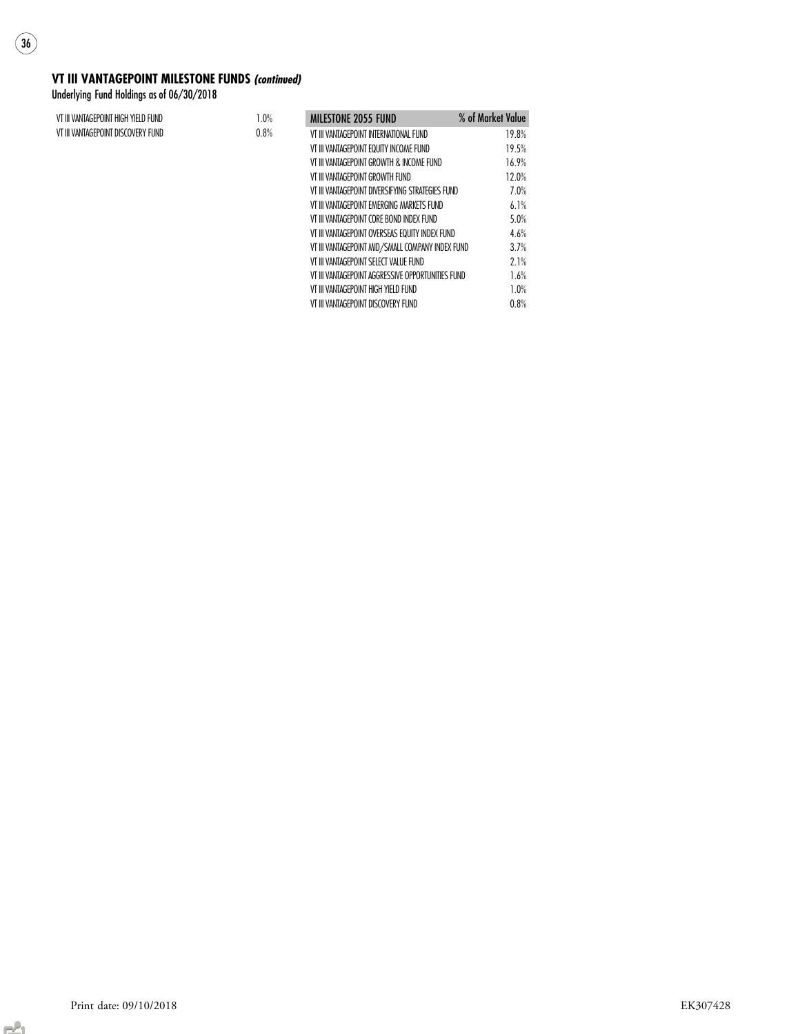## VT III VANTAGEPOINT MILESTONE FUNDS *(continued)*

Underlying Fund Holdings as of 06/30/2018

| | |
|---|---|
| VT III VANTAGEPOINT HIGH YIELD FUND | 1.0% |
| VT III VANTAGEPOINT DISCOVERY FUND | 0.8% |

| MILESTONE 2055 FUND | % of Market Value |
|---|---|
| VT III VANTAGEPOINT INTERNATIONAL FUND | 19.8% |
| VT III VANTAGEPOINT EQUITY INCOME FUND | 19.5% |
| VT III VANTAGEPOINT GROWTH & INCOME FUND | 16.9% |
| VT III VANTAGEPOINT GROWTH FUND | 12.0% |
| VT III VANTAGEPOINT DIVERSIFYING STRATEGIES FUND | 7.0% |
| VT III VANTAGEPOINT EMERGING MARKETS FUND | 6.1% |
| VT III VANTAGEPOINT CORE BOND INDEX FUND | 5.0% |
| VT III VANTAGEPOINT OVERSEAS EQUITY INDEX FUND | 4.6% |
| VT III VANTAGEPOINT MID/SMALL COMPANY INDEX FUND | 3.7% |
| VT III VANTAGEPOINT SELECT VALUE FUND | 2.1% |
| VT III VANTAGEPOINT AGGRESSIVE OPPORTUNITIES FUND | 1.6% |
| VT III VANTAGEPOINT HIGH YIELD FUND | 1.0% |
| VT III VANTAGEPOINT DISCOVERY FUND | 0.8% |

Print date: 09/10/2018

EK307428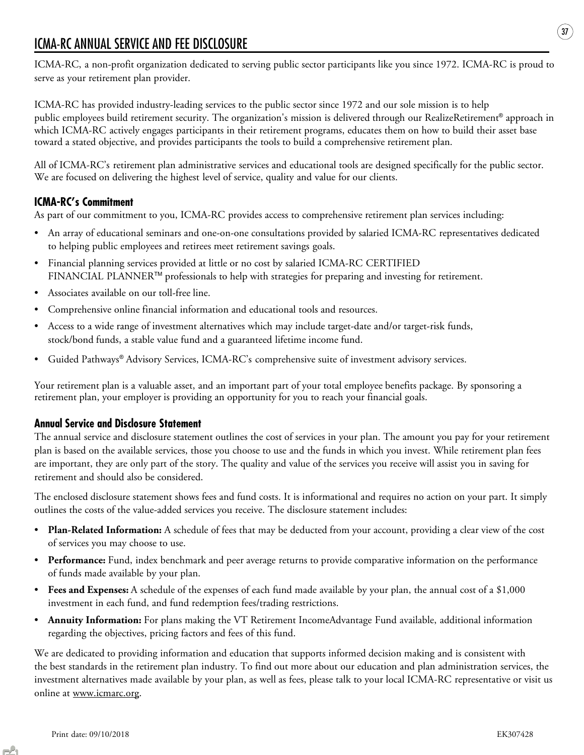# ICMA-RC ANNUAL SERVICE AND FEE DISCLOSURE

ICMA-RC, a non-profit organization dedicated to serving public sector participants like you since 1972. ICMA-RC is proud to serve as your retirement plan provider.

ICMA-RC has provided industry-leading services to the public sector since 1972 and our sole mission is to help public employees build retirement security. The organization's mission is delivered through our RealizeRetirement® approach in which ICMA-RC actively engages participants in their retirement programs, educates them on how to build their asset base toward a stated objective, and provides participants the tools to build a comprehensive retirement plan.

All of ICMA-RC's retirement plan administrative services and educational tools are designed specifically for the public sector. We are focused on delivering the highest level of service, quality and value for our clients.

## ICMA-RC's Commitment

As part of our commitment to you, ICMA-RC provides access to comprehensive retirement plan services including:

- An array of educational seminars and one-on-one consultations provided by salaried ICMA-RC representatives dedicated to helping public employees and retirees meet retirement savings goals.
- Financial planning services provided at little or no cost by salaried ICMA-RC CERTIFIED FINANCIAL PLANNER™ professionals to help with strategies for preparing and investing for retirement.
- Associates available on our toll-free line.
- Comprehensive online financial information and educational tools and resources.
- Access to a wide range of investment alternatives which may include target-date and/or target-risk funds, stock/bond funds, a stable value fund and a guaranteed lifetime income fund.
- Guided Pathways® Advisory Services, ICMA-RC's comprehensive suite of investment advisory services.

Your retirement plan is a valuable asset, and an important part of your total employee benefits package. By sponsoring a retirement plan, your employer is providing an opportunity for you to reach your financial goals.

## Annual Service and Disclosure Statement

The annual service and disclosure statement outlines the cost of services in your plan. The amount you pay for your retirement plan is based on the available services, those you choose to use and the funds in which you invest. While retirement plan fees are important, they are only part of the story. The quality and value of the services you receive will assist you in saving for retirement and should also be considered.

The enclosed disclosure statement shows fees and fund costs. It is informational and requires no action on your part. It simply outlines the costs of the value-added services you receive. The disclosure statement includes:

- **Plan-Related Information:** A schedule of fees that may be deducted from your account, providing a clear view of the cost of services you may choose to use.
- **Performance:** Fund, index benchmark and peer average returns to provide comparative information on the performance of funds made available by your plan.
- **Fees and Expenses:** A schedule of the expenses of each fund made available by your plan, the annual cost of a $1,000 investment in each fund, and fund redemption fees/trading restrictions.
- **Annuity Information:** For plans making the VT Retirement IncomeAdvantage Fund available, additional information regarding the objectives, pricing factors and fees of this fund.

We are dedicated to providing information and education that supports informed decision making and is consistent with the best standards in the retirement plan industry. To find out more about our education and plan administration services, the investment alternatives made available by your plan, as well as fees, please talk to your local ICMA-RC representative or visit us online at www.icmarc.org.

Print date: 09/10/2018 EK307428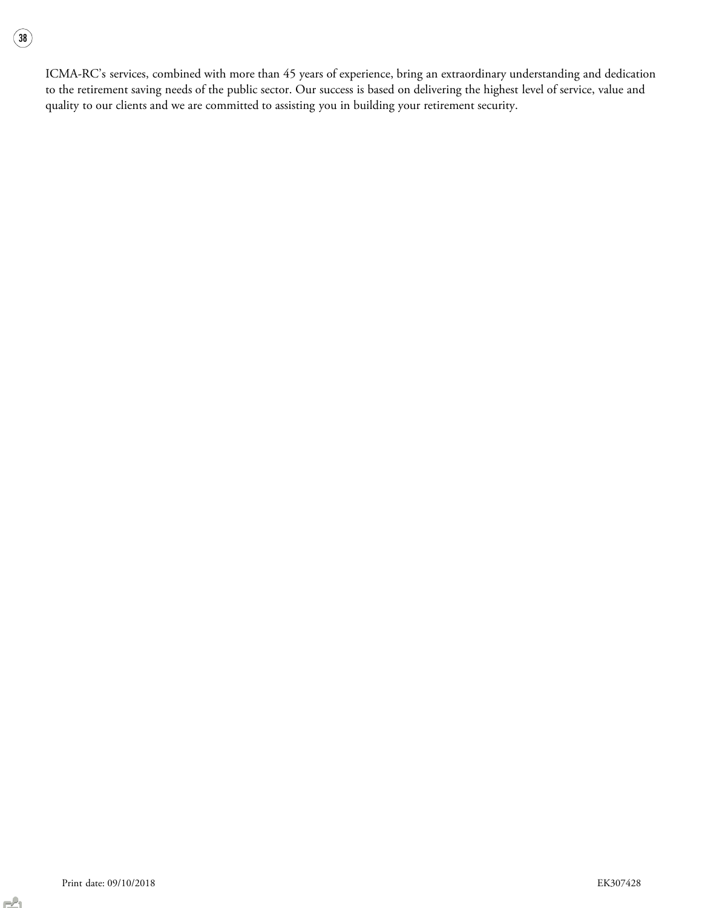ICMA-RC's services, combined with more than 45 years of experience, bring an extraordinary understanding and dedication to the retirement saving needs of the public sector. Our success is based on delivering the highest level of service, value and quality to our clients and we are committed to assisting you in building your retirement security.

Print date: 09/10/2018 EK307428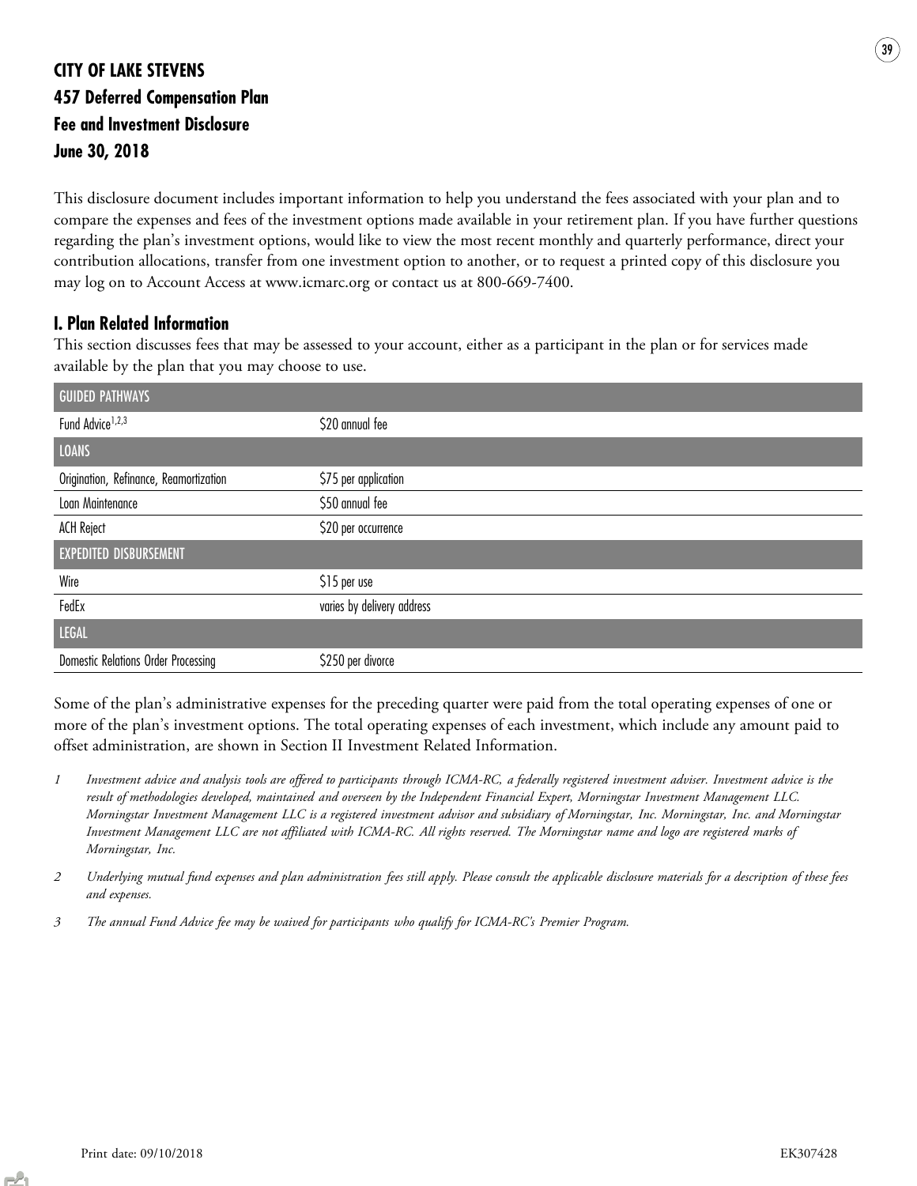# CITY OF LAKE STEVENS
## 457 Deferred Compensation Plan
## Fee and Investment Disclosure
## June 30, 2018

This disclosure document includes important information to help you understand the fees associated with your plan and to compare the expenses and fees of the investment options made available in your retirement plan. If you have further questions regarding the plan's investment options, would like to view the most recent monthly and quarterly performance, direct your contribution allocations, transfer from one investment option to another, or to request a printed copy of this disclosure you may log on to Account Access at www.icmarc.org or contact us at 800-669-7400.

## I. Plan Related Information

This section discusses fees that may be assessed to your account, either as a participant in the plan or for services made available by the plan that you may choose to use.

| GUIDED PATHWAYS | |
|---|---|
| Fund Advice[1,2,3] | $20 annual fee |
| **LOANS** | |
| Origination, Refinance, Reamortization | $75 per application |
| Loan Maintenance | $50 annual fee |
| ACH Reject | $20 per occurrence |
| **EXPEDITED DISBURSEMENT** | |
| Wire | $15 per use |
| FedEx | varies by delivery address |
| **LEGAL** | |
| Domestic Relations Order Processing | $250 per divorce |

Some of the plan's administrative expenses for the preceding quarter were paid from the total operating expenses of one or more of the plan's investment options. The total operating expenses of each investment, which include any amount paid to offset administration, are shown in Section II Investment Related Information.

1 *Investment advice and analysis tools are offered to participants through ICMA-RC, a federally registered investment adviser. Investment advice is the result of methodologies developed, maintained and overseen by the Independent Financial Expert, Morningstar Investment Management LLC. Morningstar Investment Management LLC is a registered investment advisor and subsidiary of Morningstar, Inc. Morningstar, Inc. and Morningstar Investment Management LLC are not affiliated with ICMA-RC. All rights reserved. The Morningstar name and logo are registered marks of Morningstar, Inc.*

2 *Underlying mutual fund expenses and plan administration fees still apply. Please consult the applicable disclosure materials for a description of these fees and expenses.*

3 *The annual Fund Advice fee may be waived for participants who qualify for ICMA-RC's Premier Program.*

Print date: 09/10/2018 EK307428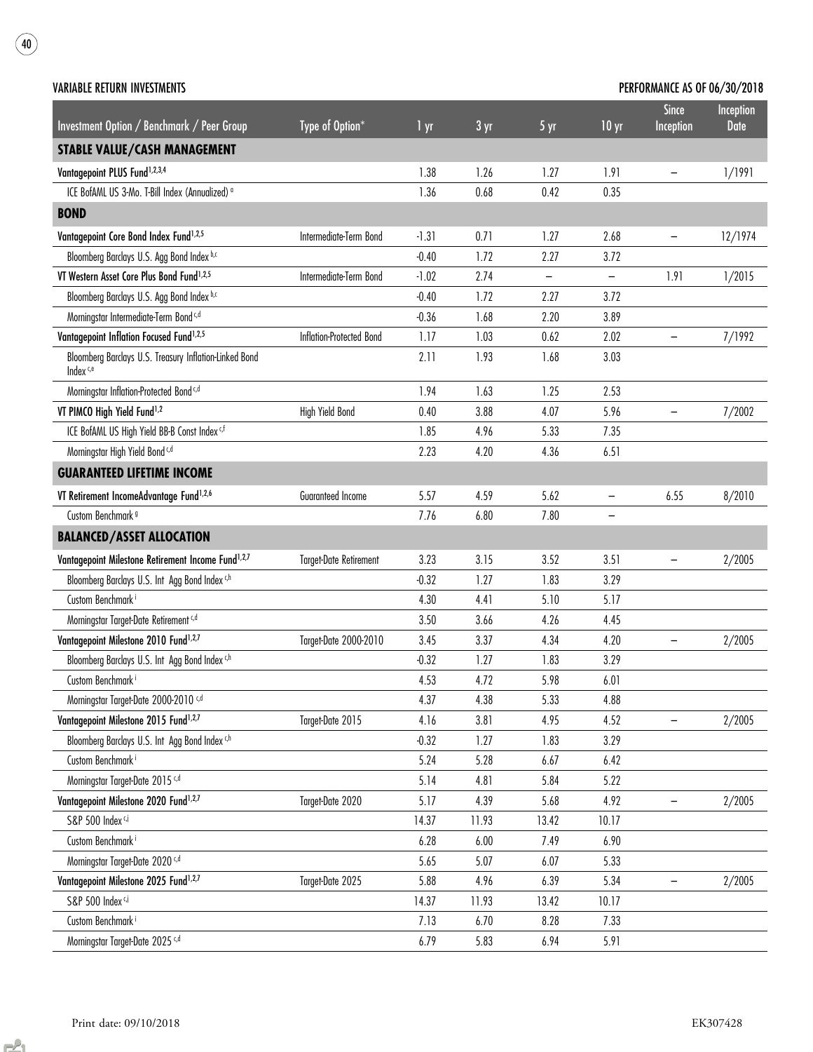VARIABLE RETURN INVESTMENTS

PERFORMANCE AS OF 06/30/2018

| Investment Option / Benchmark / Peer Group | Type of Option* | 1 yr | 3 yr | 5 yr | 10 yr | Since Inception | Inception Date |
|---|---|---|---|---|---|---|---|
| **STABLE VALUE/CASH MANAGEMENT** | | | | | | | |
| **Vantagepoint PLUS Fund[1,2,3,4]** | | 1.38 | 1.26 | 1.27 | 1.91 | – | 1/1991 |
| ICE BofAML US 3-Mo. T-Bill Index (Annualized) [a] | | 1.36 | 0.68 | 0.42 | 0.35 | | |
| **BOND** | | | | | | | |
| **Vantagepoint Core Bond Index Fund[1,2,5]** | Intermediate-Term Bond | -1.31 | 0.71 | 1.27 | 2.68 | – | 12/1974 |
| Bloomberg Barclays U.S. Agg Bond Index [b,c] | | -0.40 | 1.72 | 2.27 | 3.72 | | |
| **VT Western Asset Core Plus Bond Fund[1,2,5]** | Intermediate-Term Bond | -1.02 | 2.74 | – | – | 1.91 | 1/2015 |
| Bloomberg Barclays U.S. Agg Bond Index [b,c] | | -0.40 | 1.72 | 2.27 | 3.72 | | |
| Morningstar Intermediate-Term Bond [c,d] | | -0.36 | 1.68 | 2.20 | 3.89 | | |
| **Vantagepoint Inflation Focused Fund[1,2,5]** | Inflation-Protected Bond | 1.17 | 1.03 | 0.62 | 2.02 | – | 7/1992 |
| Bloomberg Barclays U.S. Treasury Inflation-Linked Bond Index [c,e] | | 2.11 | 1.93 | 1.68 | 3.03 | | |
| Morningstar Inflation-Protected Bond [c,d] | | 1.94 | 1.63 | 1.25 | 2.53 | | |
| **VT PIMCO High Yield Fund[1,2]** | High Yield Bond | 0.40 | 3.88 | 4.07 | 5.96 | – | 7/2002 |
| ICE BofAML US High Yield BB-B Const Index [c,f] | | 1.85 | 4.96 | 5.33 | 7.35 | | |
| Morningstar High Yield Bond [c,d] | | 2.23 | 4.20 | 4.36 | 6.51 | | |
| **GUARANTEED LIFETIME INCOME** | | | | | | | |
| **VT Retirement IncomeAdvantage Fund[1,2,6]** | Guaranteed Income | 5.57 | 4.59 | 5.62 | – | 6.55 | 8/2010 |
| Custom Benchmark [g] | | 7.76 | 6.80 | 7.80 | – | | |
| **BALANCED/ASSET ALLOCATION** | | | | | | | |
| **Vantagepoint Milestone Retirement Income Fund[1,2,7]** | Target-Date Retirement | 3.23 | 3.15 | 3.52 | 3.51 | – | 2/2005 |
| Bloomberg Barclays U.S. Int Agg Bond Index [c,h] | | -0.32 | 1.27 | 1.83 | 3.29 | | |
| Custom Benchmark [i] | | 4.30 | 4.41 | 5.10 | 5.17 | | |
| Morningstar Target-Date Retirement [c,d] | | 3.50 | 3.66 | 4.26 | 4.45 | | |
| **Vantagepoint Milestone 2010 Fund[1,2,7]** | Target-Date 2000-2010 | 3.45 | 3.37 | 4.34 | 4.20 | – | 2/2005 |
| Bloomberg Barclays U.S. Int Agg Bond Index [c,h] | | -0.32 | 1.27 | 1.83 | 3.29 | | |
| Custom Benchmark [i] | | 4.53 | 4.72 | 5.98 | 6.01 | | |
| Morningstar Target-Date 2000-2010 [c,d] | | 4.37 | 4.38 | 5.33 | 4.88 | | |
| **Vantagepoint Milestone 2015 Fund[1,2,7]** | Target-Date 2015 | 4.16 | 3.81 | 4.95 | 4.52 | – | 2/2005 |
| Bloomberg Barclays U.S. Int Agg Bond Index [c,h] | | -0.32 | 1.27 | 1.83 | 3.29 | | |
| Custom Benchmark [i] | | 5.24 | 5.28 | 6.67 | 6.42 | | |
| Morningstar Target-Date 2015 [c,d] | | 5.14 | 4.81 | 5.84 | 5.22 | | |
| **Vantagepoint Milestone 2020 Fund[1,2,7]** | Target-Date 2020 | 5.17 | 4.39 | 5.68 | 4.92 | – | 2/2005 |
| S&P 500 Index [c,j] | | 14.37 | 11.93 | 13.42 | 10.17 | | |
| Custom Benchmark [i] | | 6.28 | 6.00 | 7.49 | 6.90 | | |
| Morningstar Target-Date 2020 [c,d] | | 5.65 | 5.07 | 6.07 | 5.33 | | |
| **Vantagepoint Milestone 2025 Fund[1,2,7]** | Target-Date 2025 | 5.88 | 4.96 | 6.39 | 5.34 | – | 2/2005 |
| S&P 500 Index [c,j] | | 14.37 | 11.93 | 13.42 | 10.17 | | |
| Custom Benchmark [i] | | 7.13 | 6.70 | 8.28 | 7.33 | | |
| Morningstar Target-Date 2025 [c,d] | | 6.79 | 5.83 | 6.94 | 5.91 | | |

Print date: 09/10/2018

EK307428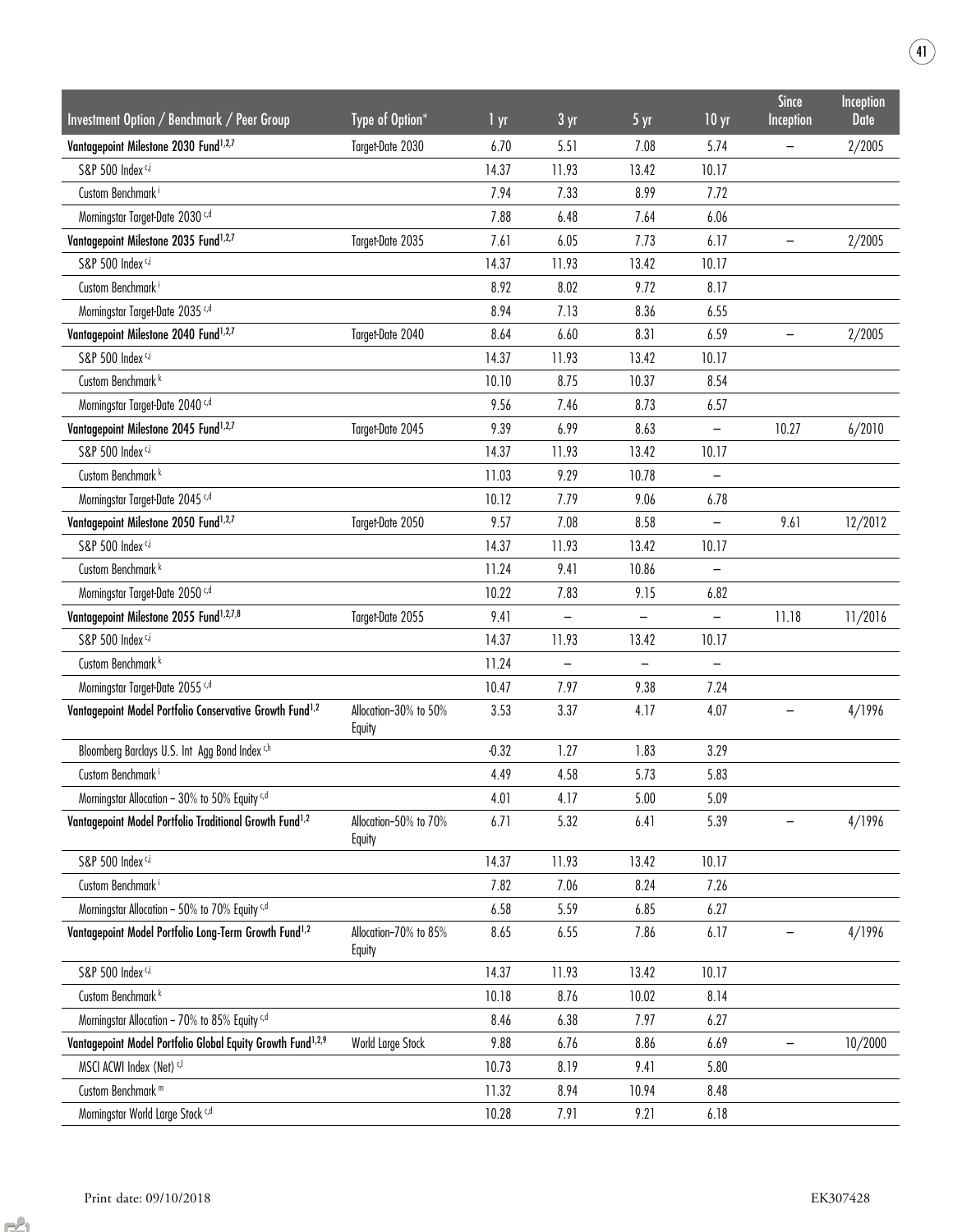| Investment Option / Benchmark / Peer Group | Type of Option* | 1 yr | 3 yr | 5 yr | 10 yr | Since Inception | Inception Date |
|---|---|---|---|---|---|---|---|
| **Vantagepoint Milestone 2030 Fund[1,2,7]** | Target-Date 2030 | 6.70 | 5.51 | 7.08 | 5.74 | – | 2/2005 |
| S&P 500 Index [c,j] | | 14.37 | 11.93 | 13.42 | 10.17 | | |
| Custom Benchmark [i] | | 7.94 | 7.33 | 8.99 | 7.72 | | |
| Morningstar Target-Date 2030 [c,d] | | 7.88 | 6.48 | 7.64 | 6.06 | | |
| **Vantagepoint Milestone 2035 Fund[1,2,7]** | Target-Date 2035 | 7.61 | 6.05 | 7.73 | 6.17 | – | 2/2005 |
| S&P 500 Index [c,j] | | 14.37 | 11.93 | 13.42 | 10.17 | | |
| Custom Benchmark [i] | | 8.92 | 8.02 | 9.72 | 8.17 | | |
| Morningstar Target-Date 2035 [c,d] | | 8.94 | 7.13 | 8.36 | 6.55 | | |
| **Vantagepoint Milestone 2040 Fund[1,2,7]** | Target-Date 2040 | 8.64 | 6.60 | 8.31 | 6.59 | – | 2/2005 |
| S&P 500 Index [c,j] | | 14.37 | 11.93 | 13.42 | 10.17 | | |
| Custom Benchmark [k] | | 10.10 | 8.75 | 10.37 | 8.54 | | |
| Morningstar Target-Date 2040 [c,d] | | 9.56 | 7.46 | 8.73 | 6.57 | | |
| **Vantagepoint Milestone 2045 Fund[1,2,7]** | Target-Date 2045 | 9.39 | 6.99 | 8.63 | – | 10.27 | 6/2010 |
| S&P 500 Index [c,j] | | 14.37 | 11.93 | 13.42 | 10.17 | | |
| Custom Benchmark [k] | | 11.03 | 9.29 | 10.78 | – | | |
| Morningstar Target-Date 2045 [c,d] | | 10.12 | 7.79 | 9.06 | 6.78 | | |
| **Vantagepoint Milestone 2050 Fund[1,2,7]** | Target-Date 2050 | 9.57 | 7.08 | 8.58 | – | 9.61 | 12/2012 |
| S&P 500 Index [c,j] | | 14.37 | 11.93 | 13.42 | 10.17 | | |
| Custom Benchmark [k] | | 11.24 | 9.41 | 10.86 | – | | |
| Morningstar Target-Date 2050 [c,d] | | 10.22 | 7.83 | 9.15 | 6.82 | | |
| **Vantagepoint Milestone 2055 Fund[1,2,7,8]** | Target-Date 2055 | 9.41 | – | – | – | 11.18 | 11/2016 |
| S&P 500 Index [c,j] | | 14.37 | 11.93 | 13.42 | 10.17 | | |
| Custom Benchmark [k] | | 11.24 | – | – | – | | |
| Morningstar Target-Date 2055 [c,d] | | 10.47 | 7.97 | 9.38 | 7.24 | | |
| **Vantagepoint Model Portfolio Conservative Growth Fund[1,2]** | Allocation–30% to 50% Equity | 3.53 | 3.37 | 4.17 | 4.07 | – | 4/1996 |
| Bloomberg Barclays U.S. Int Agg Bond Index [c,h] | | -0.32 | 1.27 | 1.83 | 3.29 | | |
| Custom Benchmark [i] | | 4.49 | 4.58 | 5.73 | 5.83 | | |
| Morningstar Allocation – 30% to 50% Equity [c,d] | | 4.01 | 4.17 | 5.00 | 5.09 | | |
| **Vantagepoint Model Portfolio Traditional Growth Fund[1,2]** | Allocation–50% to 70% Equity | 6.71 | 5.32 | 6.41 | 5.39 | – | 4/1996 |
| S&P 500 Index [c,j] | | 14.37 | 11.93 | 13.42 | 10.17 | | |
| Custom Benchmark [i] | | 7.82 | 7.06 | 8.24 | 7.26 | | |
| Morningstar Allocation – 50% to 70% Equity [c,d] | | 6.58 | 5.59 | 6.85 | 6.27 | | |
| **Vantagepoint Model Portfolio Long-Term Growth Fund[1,2]** | Allocation–70% to 85% Equity | 8.65 | 6.55 | 7.86 | 6.17 | – | 4/1996 |
| S&P 500 Index [c,j] | | 14.37 | 11.93 | 13.42 | 10.17 | | |
| Custom Benchmark [k] | | 10.18 | 8.76 | 10.02 | 8.14 | | |
| Morningstar Allocation – 70% to 85% Equity [c,d] | | 8.46 | 6.38 | 7.97 | 6.27 | | |
| **Vantagepoint Model Portfolio Global Equity Growth Fund[1,2,9]** | World Large Stock | 9.88 | 6.76 | 8.86 | 6.69 | – | 10/2000 |
| MSCI ACWI Index (Net) [c,l] | | 10.73 | 8.19 | 9.41 | 5.80 | | |
| Custom Benchmark [m] | | 11.32 | 8.94 | 10.94 | 8.48 | | |
| Morningstar World Large Stock [c,d] | | 10.28 | 7.91 | 9.21 | 6.18 | | |

Print date: 09/10/2018 EK307428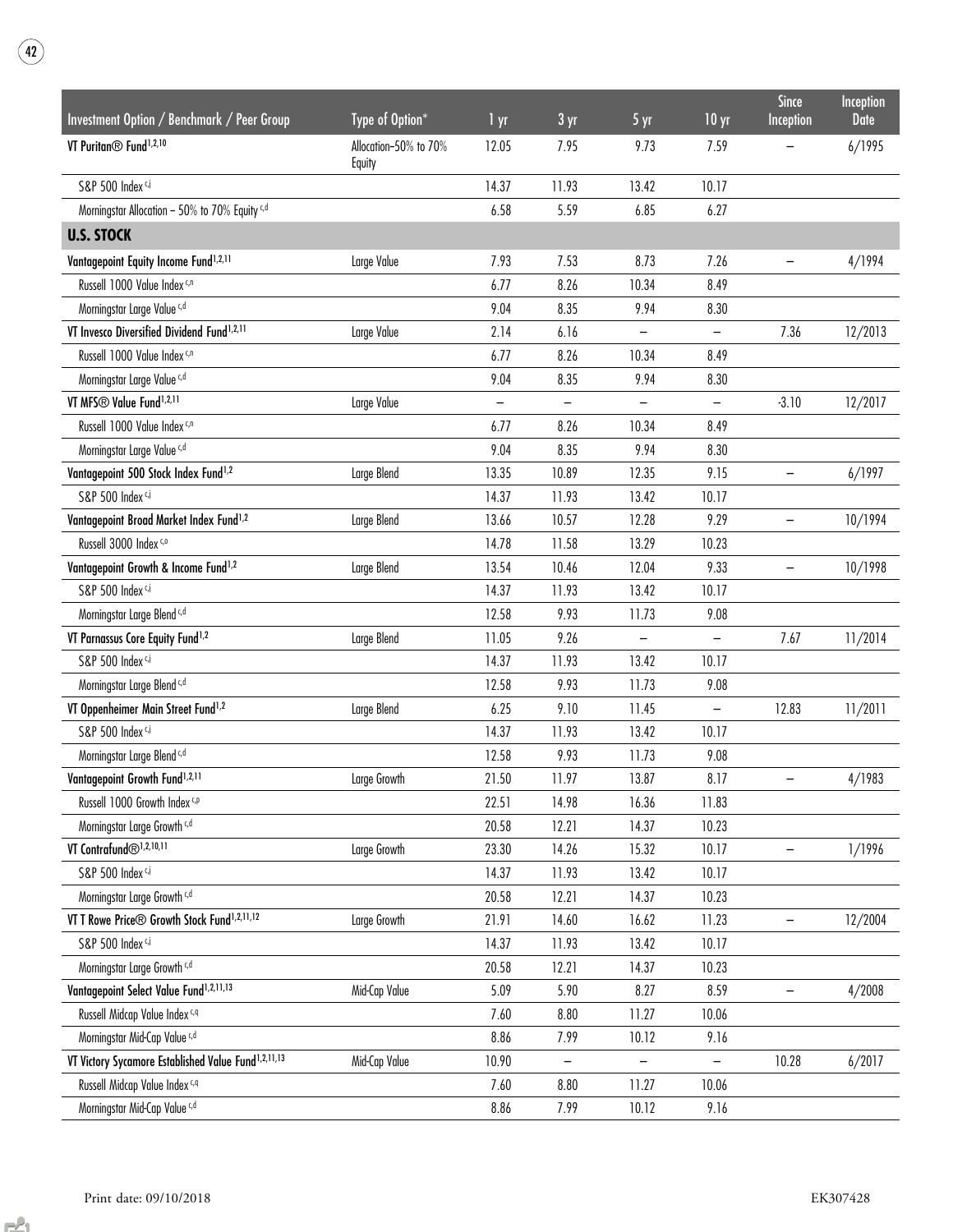| Investment Option / Benchmark / Peer Group | Type of Option* | 1 yr | 3 yr | 5 yr | 10 yr | Since Inception | Inception Date |
|---|---|---|---|---|---|---|---|
| **VT Puritan® Fund[1,2,10]** | Allocation–50% to 70% Equity | 12.05 | 7.95 | 9.73 | 7.59 | – | 6/1995 |
| S&P 500 Index [c,j] | | 14.37 | 11.93 | 13.42 | 10.17 | | |
| Morningstar Allocation – 50% to 70% Equity [c,d] | | 6.58 | 5.59 | 6.85 | 6.27 | | |
| **U.S. STOCK** | | | | | | | |
| **Vantagepoint Equity Income Fund[1,2,11]** | Large Value | 7.93 | 7.53 | 8.73 | 7.26 | – | 4/1994 |
| Russell 1000 Value Index [c,n] | | 6.77 | 8.26 | 10.34 | 8.49 | | |
| Morningstar Large Value [c,d] | | 9.04 | 8.35 | 9.94 | 8.30 | | |
| **VT Invesco Diversified Dividend Fund[1,2,11]** | Large Value | 2.14 | 6.16 | – | – | 7.36 | 12/2013 |
| Russell 1000 Value Index [c,n] | | 6.77 | 8.26 | 10.34 | 8.49 | | |
| Morningstar Large Value [c,d] | | 9.04 | 8.35 | 9.94 | 8.30 | | |
| **VT MFS® Value Fund[1,2,11]** | Large Value | – | – | – | – | -3.10 | 12/2017 |
| Russell 1000 Value Index [c,n] | | 6.77 | 8.26 | 10.34 | 8.49 | | |
| Morningstar Large Value [c,d] | | 9.04 | 8.35 | 9.94 | 8.30 | | |
| **Vantagepoint 500 Stock Index Fund[1,2]** | Large Blend | 13.35 | 10.89 | 12.35 | 9.15 | – | 6/1997 |
| S&P 500 Index [c,j] | | 14.37 | 11.93 | 13.42 | 10.17 | | |
| **Vantagepoint Broad Market Index Fund[1,2]** | Large Blend | 13.66 | 10.57 | 12.28 | 9.29 | – | 10/1994 |
| Russell 3000 Index [c,o] | | 14.78 | 11.58 | 13.29 | 10.23 | | |
| **Vantagepoint Growth & Income Fund[1,2]** | Large Blend | 13.54 | 10.46 | 12.04 | 9.33 | – | 10/1998 |
| S&P 500 Index [c,j] | | 14.37 | 11.93 | 13.42 | 10.17 | | |
| Morningstar Large Blend [c,d] | | 12.58 | 9.93 | 11.73 | 9.08 | | |
| **VT Parnassus Core Equity Fund[1,2]** | Large Blend | 11.05 | 9.26 | – | – | 7.67 | 11/2014 |
| S&P 500 Index [c,j] | | 14.37 | 11.93 | 13.42 | 10.17 | | |
| Morningstar Large Blend [c,d] | | 12.58 | 9.93 | 11.73 | 9.08 | | |
| **VT Oppenheimer Main Street Fund[1,2]** | Large Blend | 6.25 | 9.10 | 11.45 | – | 12.83 | 11/2011 |
| S&P 500 Index [c,j] | | 14.37 | 11.93 | 13.42 | 10.17 | | |
| Morningstar Large Blend [c,d] | | 12.58 | 9.93 | 11.73 | 9.08 | | |
| **Vantagepoint Growth Fund[1,2,11]** | Large Growth | 21.50 | 11.97 | 13.87 | 8.17 | – | 4/1983 |
| Russell 1000 Growth Index [c,p] | | 22.51 | 14.98 | 16.36 | 11.83 | | |
| Morningstar Large Growth [c,d] | | 20.58 | 12.21 | 14.37 | 10.23 | | |
| **VT Contrafund®[1,2,10,11]** | Large Growth | 23.30 | 14.26 | 15.32 | 10.17 | – | 1/1996 |
| S&P 500 Index [c,j] | | 14.37 | 11.93 | 13.42 | 10.17 | | |
| Morningstar Large Growth [c,d] | | 20.58 | 12.21 | 14.37 | 10.23 | | |
| **VT T Rowe Price® Growth Stock Fund[1,2,11,12]** | Large Growth | 21.91 | 14.60 | 16.62 | 11.23 | – | 12/2004 |
| S&P 500 Index [c,j] | | 14.37 | 11.93 | 13.42 | 10.17 | | |
| Morningstar Large Growth [c,d] | | 20.58 | 12.21 | 14.37 | 10.23 | | |
| **Vantagepoint Select Value Fund[1,2,11,13]** | Mid-Cap Value | 5.09 | 5.90 | 8.27 | 8.59 | – | 4/2008 |
| Russell Midcap Value Index [c,q] | | 7.60 | 8.80 | 11.27 | 10.06 | | |
| Morningstar Mid-Cap Value [c,d] | | 8.86 | 7.99 | 10.12 | 9.16 | | |
| **VT Victory Sycamore Established Value Fund[1,2,11,13]** | Mid-Cap Value | 10.90 | – | – | – | 10.28 | 6/2017 |
| Russell Midcap Value Index [c,q] | | 7.60 | 8.80 | 11.27 | 10.06 | | |
| Morningstar Mid-Cap Value [c,d] | | 8.86 | 7.99 | 10.12 | 9.16 | | |

Print date: 09/10/2018 EK307428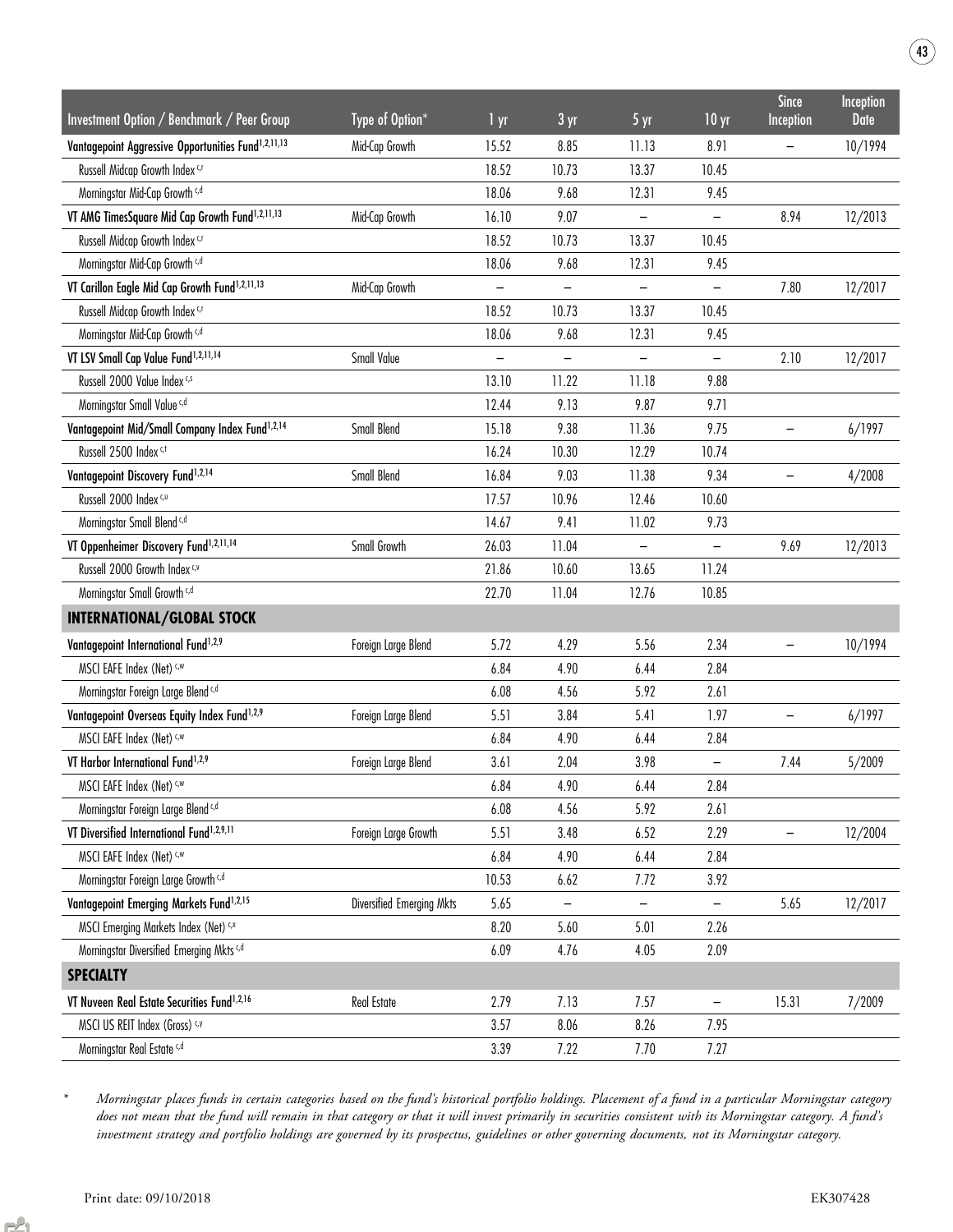| Investment Option / Benchmark / Peer Group | Type of Option* | 1 yr | 3 yr | 5 yr | 10 yr | Since Inception | Inception Date |
|---|---|---|---|---|---|---|---|
| **Vantagepoint Aggressive Opportunities Fund[1,2,11,13]** | Mid-Cap Growth | 15.52 | 8.85 | 11.13 | 8.91 | – | 10/1994 |
| Russell Midcap Growth Index [c,r] | | 18.52 | 10.73 | 13.37 | 10.45 | | |
| Morningstar Mid-Cap Growth [c,d] | | 18.06 | 9.68 | 12.31 | 9.45 | | |
| **VT AMG TimesSquare Mid Cap Growth Fund[1,2,11,13]** | Mid-Cap Growth | 16.10 | 9.07 | – | – | 8.94 | 12/2013 |
| Russell Midcap Growth Index [c,r] | | 18.52 | 10.73 | 13.37 | 10.45 | | |
| Morningstar Mid-Cap Growth [c,d] | | 18.06 | 9.68 | 12.31 | 9.45 | | |
| **VT Carillon Eagle Mid Cap Growth Fund[1,2,11,13]** | Mid-Cap Growth | – | – | – | – | 7.80 | 12/2017 |
| Russell Midcap Growth Index [c,r] | | 18.52 | 10.73 | 13.37 | 10.45 | | |
| Morningstar Mid-Cap Growth [c,d] | | 18.06 | 9.68 | 12.31 | 9.45 | | |
| **VT LSV Small Cap Value Fund[1,2,11,14]** | Small Value | – | – | – | – | 2.10 | 12/2017 |
| Russell 2000 Value Index [c,s] | | 13.10 | 11.22 | 11.18 | 9.88 | | |
| Morningstar Small Value [c,d] | | 12.44 | 9.13 | 9.87 | 9.71 | | |
| **Vantagepoint Mid/Small Company Index Fund[1,2,14]** | Small Blend | 15.18 | 9.38 | 11.36 | 9.75 | – | 6/1997 |
| Russell 2500 Index [c,t] | | 16.24 | 10.30 | 12.29 | 10.74 | | |
| **Vantagepoint Discovery Fund[1,2,14]** | Small Blend | 16.84 | 9.03 | 11.38 | 9.34 | – | 4/2008 |
| Russell 2000 Index [c,u] | | 17.57 | 10.96 | 12.46 | 10.60 | | |
| Morningstar Small Blend [c,d] | | 14.67 | 9.41 | 11.02 | 9.73 | | |
| **VT Oppenheimer Discovery Fund[1,2,11,14]** | Small Growth | 26.03 | 11.04 | – | – | 9.69 | 12/2013 |
| Russell 2000 Growth Index [c,v] | | 21.86 | 10.60 | 13.65 | 11.24 | | |
| Morningstar Small Growth [c,d] | | 22.70 | 11.04 | 12.76 | 10.85 | | |
| **INTERNATIONAL/GLOBAL STOCK** | | | | | | | |
| **Vantagepoint International Fund[1,2,9]** | Foreign Large Blend | 5.72 | 4.29 | 5.56 | 2.34 | – | 10/1994 |
| MSCI EAFE Index (Net) [c,w] | | 6.84 | 4.90 | 6.44 | 2.84 | | |
| Morningstar Foreign Large Blend [c,d] | | 6.08 | 4.56 | 5.92 | 2.61 | | |
| **Vantagepoint Overseas Equity Index Fund[1,2,9]** | Foreign Large Blend | 5.51 | 3.84 | 5.41 | 1.97 | – | 6/1997 |
| MSCI EAFE Index (Net) [c,w] | | 6.84 | 4.90 | 6.44 | 2.84 | | |
| **VT Harbor International Fund[1,2,9]** | Foreign Large Blend | 3.61 | 2.04 | 3.98 | – | 7.44 | 5/2009 |
| MSCI EAFE Index (Net) [c,w] | | 6.84 | 4.90 | 6.44 | 2.84 | | |
| Morningstar Foreign Large Blend [c,d] | | 6.08 | 4.56 | 5.92 | 2.61 | | |
| **VT Diversified International Fund[1,2,9,11]** | Foreign Large Growth | 5.51 | 3.48 | 6.52 | 2.29 | – | 12/2004 |
| MSCI EAFE Index (Net) [c,w] | | 6.84 | 4.90 | 6.44 | 2.84 | | |
| Morningstar Foreign Large Growth [c,d] | | 10.53 | 6.62 | 7.72 | 3.92 | | |
| **Vantagepoint Emerging Markets Fund[1,2,15]** | Diversified Emerging Mkts | 5.65 | – | – | – | 5.65 | 12/2017 |
| MSCI Emerging Markets Index (Net) [c,x] | | 8.20 | 5.60 | 5.01 | 2.26 | | |
| Morningstar Diversified Emerging Mkts [c,d] | | 6.09 | 4.76 | 4.05 | 2.09 | | |
| **SPECIALTY** | | | | | | | |
| **VT Nuveen Real Estate Securities Fund[1,2,16]** | Real Estate | 2.79 | 7.13 | 7.57 | – | 15.31 | 7/2009 |
| MSCI US REIT Index (Gross) [c,y] | | 3.57 | 8.06 | 8.26 | 7.95 | | |
| Morningstar Real Estate [c,d] | | 3.39 | 7.22 | 7.70 | 7.27 | | |

\* *Morningstar places funds in certain categories based on the fund's historical portfolio holdings. Placement of a fund in a particular Morningstar category does not mean that the fund will remain in that category or that it will invest primarily in securities consistent with its Morningstar category. A fund's investment strategy and portfolio holdings are governed by its prospectus, guidelines or other governing documents, not its Morningstar category.*

Print date: 09/10/2018 EK307428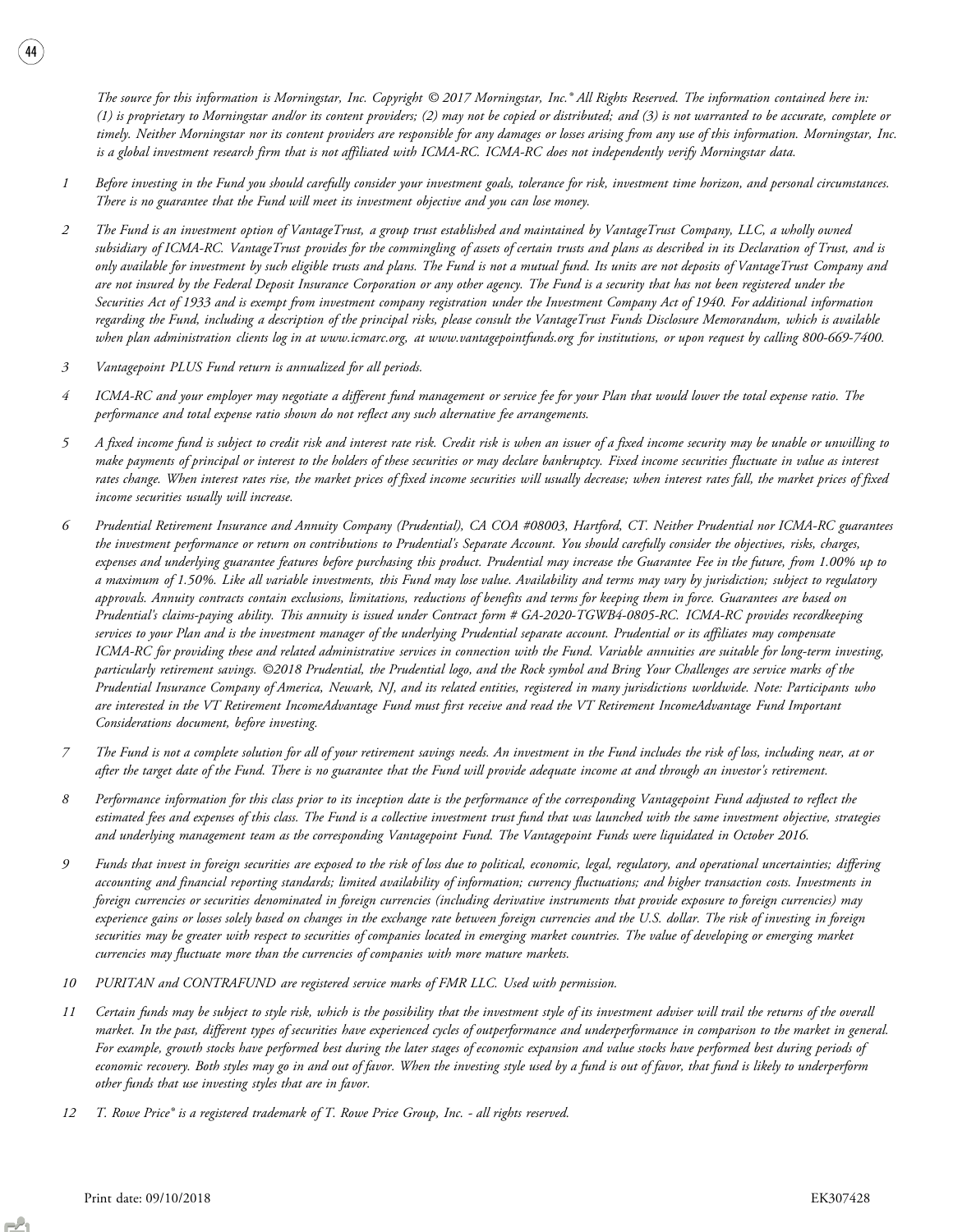*The source for this information is Morningstar, Inc. Copyright © 2017 Morningstar, Inc.® All Rights Reserved. The information contained here in: (1) is proprietary to Morningstar and/or its content providers; (2) may not be copied or distributed; and (3) is not warranted to be accurate, complete or timely. Neither Morningstar nor its content providers are responsible for any damages or losses arising from any use of this information. Morningstar, Inc. is a global investment research firm that is not affiliated with ICMA-RC. ICMA-RC does not independently verify Morningstar data.*

1. *Before investing in the Fund you should carefully consider your investment goals, tolerance for risk, investment time horizon, and personal circumstances. There is no guarantee that the Fund will meet its investment objective and you can lose money.*

2. *The Fund is an investment option of VantageTrust, a group trust established and maintained by VantageTrust Company, LLC, a wholly owned subsidiary of ICMA-RC. VantageTrust provides for the commingling of assets of certain trusts and plans as described in its Declaration of Trust, and is only available for investment by such eligible trusts and plans. The Fund is not a mutual fund. Its units are not deposits of VantageTrust Company and are not insured by the Federal Deposit Insurance Corporation or any other agency. The Fund is a security that has not been registered under the Securities Act of 1933 and is exempt from investment company registration under the Investment Company Act of 1940. For additional information regarding the Fund, including a description of the principal risks, please consult the VantageTrust Funds Disclosure Memorandum, which is available when plan administration clients log in at www.icmarc.org, at www.vantagepointfunds.org for institutions, or upon request by calling 800-669-7400.*

3. *Vantagepoint PLUS Fund return is annualized for all periods.*

4. *ICMA-RC and your employer may negotiate a different fund management or service fee for your Plan that would lower the total expense ratio. The performance and total expense ratio shown do not reflect any such alternative fee arrangements.*

5. *A fixed income fund is subject to credit risk and interest rate risk. Credit risk is when an issuer of a fixed income security may be unable or unwilling to make payments of principal or interest to the holders of these securities or may declare bankruptcy. Fixed income securities fluctuate in value as interest rates change. When interest rates rise, the market prices of fixed income securities will usually decrease; when interest rates fall, the market prices of fixed income securities usually will increase.*

6. *Prudential Retirement Insurance and Annuity Company (Prudential), CA COA #08003, Hartford, CT. Neither Prudential nor ICMA-RC guarantees the investment performance or return on contributions to Prudential's Separate Account. You should carefully consider the objectives, risks, charges, expenses and underlying guarantee features before purchasing this product. Prudential may increase the Guarantee Fee in the future, from 1.00% up to a maximum of 1.50%. Like all variable investments, this Fund may lose value. Availability and terms may vary by jurisdiction; subject to regulatory approvals. Annuity contracts contain exclusions, limitations, reductions of benefits and terms for keeping them in force. Guarantees are based on Prudential's claims-paying ability. This annuity is issued under Contract form # GA-2020-TGWB4-0805-RC. ICMA-RC provides recordkeeping services to your Plan and is the investment manager of the underlying Prudential separate account. Prudential or its affiliates may compensate ICMA-RC for providing these and related administrative services in connection with the Fund. Variable annuities are suitable for long-term investing, particularly retirement savings. ©2018 Prudential, the Prudential logo, and the Rock symbol and Bring Your Challenges are service marks of the Prudential Insurance Company of America, Newark, NJ, and its related entities, registered in many jurisdictions worldwide. Note: Participants who are interested in the VT Retirement IncomeAdvantage Fund must first receive and read the VT Retirement IncomeAdvantage Fund Important Considerations document, before investing.*

7. *The Fund is not a complete solution for all of your retirement savings needs. An investment in the Fund includes the risk of loss, including near, at or after the target date of the Fund. There is no guarantee that the Fund will provide adequate income at and through an investor's retirement.*

8. *Performance information for this class prior to its inception date is the performance of the corresponding Vantagepoint Fund adjusted to reflect the estimated fees and expenses of this class. The Fund is a collective investment trust fund that was launched with the same investment objective, strategies and underlying management team as the corresponding Vantagepoint Fund. The Vantagepoint Funds were liquidated in October 2016.*

9. *Funds that invest in foreign securities are exposed to the risk of loss due to political, economic, legal, regulatory, and operational uncertainties; differing accounting and financial reporting standards; limited availability of information; currency fluctuations; and higher transaction costs. Investments in foreign currencies or securities denominated in foreign currencies (including derivative instruments that provide exposure to foreign currencies) may experience gains or losses solely based on changes in the exchange rate between foreign currencies and the U.S. dollar. The risk of investing in foreign securities may be greater with respect to securities of companies located in emerging market countries. The value of developing or emerging market currencies may fluctuate more than the currencies of companies with more mature markets.*

10. *PURITAN and CONTRAFUND are registered service marks of FMR LLC. Used with permission.*

11. *Certain funds may be subject to style risk, which is the possibility that the investment style of its investment adviser will trail the returns of the overall market. In the past, different types of securities have experienced cycles of outperformance and underperformance in comparison to the market in general. For example, growth stocks have performed best during the later stages of economic expansion and value stocks have performed best during periods of economic recovery. Both styles may go in and out of favor. When the investing style used by a fund is out of favor, that fund is likely to underperform other funds that use investing styles that are in favor.*

12. *T. Rowe Price® is a registered trademark of T. Rowe Price Group, Inc. - all rights reserved.*

Print date: 09/10/2018 EK307428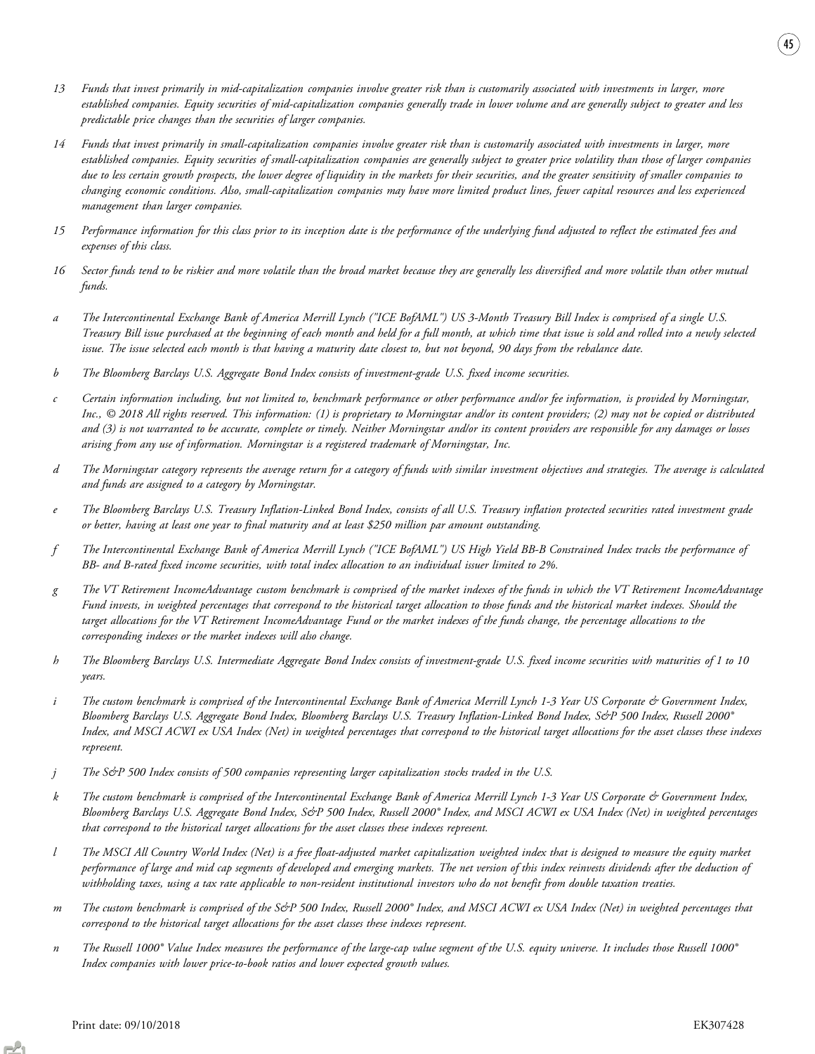*13 Funds that invest primarily in mid-capitalization companies involve greater risk than is customarily associated with investments in larger, more established companies. Equity securities of mid-capitalization companies generally trade in lower volume and are generally subject to greater and less predictable price changes than the securities of larger companies.*

*14 Funds that invest primarily in small-capitalization companies involve greater risk than is customarily associated with investments in larger, more established companies. Equity securities of small-capitalization companies are generally subject to greater price volatility than those of larger companies due to less certain growth prospects, the lower degree of liquidity in the markets for their securities, and the greater sensitivity of smaller companies to changing economic conditions. Also, small-capitalization companies may have more limited product lines, fewer capital resources and less experienced management than larger companies.*

*15 Performance information for this class prior to its inception date is the performance of the underlying fund adjusted to reflect the estimated fees and expenses of this class.*

*16 Sector funds tend to be riskier and more volatile than the broad market because they are generally less diversified and more volatile than other mutual funds.*

*a The Intercontinental Exchange Bank of America Merrill Lynch ("ICE BofAML") US 3-Month Treasury Bill Index is comprised of a single U.S. Treasury Bill issue purchased at the beginning of each month and held for a full month, at which time that issue is sold and rolled into a newly selected issue. The issue selected each month is that having a maturity date closest to, but not beyond, 90 days from the rebalance date.*

*b The Bloomberg Barclays U.S. Aggregate Bond Index consists of investment-grade U.S. fixed income securities.*

*c Certain information including, but not limited to, benchmark performance or other performance and/or fee information, is provided by Morningstar, Inc., © 2018 All rights reserved. This information: (1) is proprietary to Morningstar and/or its content providers; (2) may not be copied or distributed and (3) is not warranted to be accurate, complete or timely. Neither Morningstar and/or its content providers are responsible for any damages or losses arising from any use of information. Morningstar is a registered trademark of Morningstar, Inc.*

*d The Morningstar category represents the average return for a category of funds with similar investment objectives and strategies. The average is calculated and funds are assigned to a category by Morningstar.*

*e The Bloomberg Barclays U.S. Treasury Inflation-Linked Bond Index, consists of all U.S. Treasury inflation protected securities rated investment grade or better, having at least one year to final maturity and at least $250 million par amount outstanding.*

*f The Intercontinental Exchange Bank of America Merrill Lynch ("ICE BofAML") US High Yield BB-B Constrained Index tracks the performance of BB- and B-rated fixed income securities, with total index allocation to an individual issuer limited to 2%.*

*g The VT Retirement IncomeAdvantage custom benchmark is comprised of the market indexes of the funds in which the VT Retirement IncomeAdvantage Fund invests, in weighted percentages that correspond to the historical target allocation to those funds and the historical market indexes. Should the target allocations for the VT Retirement IncomeAdvantage Fund or the market indexes of the funds change, the percentage allocations to the corresponding indexes or the market indexes will also change.*

*h The Bloomberg Barclays U.S. Intermediate Aggregate Bond Index consists of investment-grade U.S. fixed income securities with maturities of 1 to 10 years.*

*i The custom benchmark is comprised of the Intercontinental Exchange Bank of America Merrill Lynch 1-3 Year US Corporate & Government Index, Bloomberg Barclays U.S. Aggregate Bond Index, Bloomberg Barclays U.S. Treasury Inflation-Linked Bond Index, S&P 500 Index, Russell 2000® Index, and MSCI ACWI ex USA Index (Net) in weighted percentages that correspond to the historical target allocations for the asset classes these indexes represent.*

*j The S&P 500 Index consists of 500 companies representing larger capitalization stocks traded in the U.S.*

*k The custom benchmark is comprised of the Intercontinental Exchange Bank of America Merrill Lynch 1-3 Year US Corporate & Government Index, Bloomberg Barclays U.S. Aggregate Bond Index, S&P 500 Index, Russell 2000® Index, and MSCI ACWI ex USA Index (Net) in weighted percentages that correspond to the historical target allocations for the asset classes these indexes represent.*

*l The MSCI All Country World Index (Net) is a free float-adjusted market capitalization weighted index that is designed to measure the equity market performance of large and mid cap segments of developed and emerging markets. The net version of this index reinvests dividends after the deduction of withholding taxes, using a tax rate applicable to non-resident institutional investors who do not benefit from double taxation treaties.*

*m The custom benchmark is comprised of the S&P 500 Index, Russell 2000® Index, and MSCI ACWI ex USA Index (Net) in weighted percentages that correspond to the historical target allocations for the asset classes these indexes represent.*

*n The Russell 1000® Value Index measures the performance of the large-cap value segment of the U.S. equity universe. It includes those Russell 1000® Index companies with lower price-to-book ratios and lower expected growth values.*

Print date: 09/10/2018 EK307428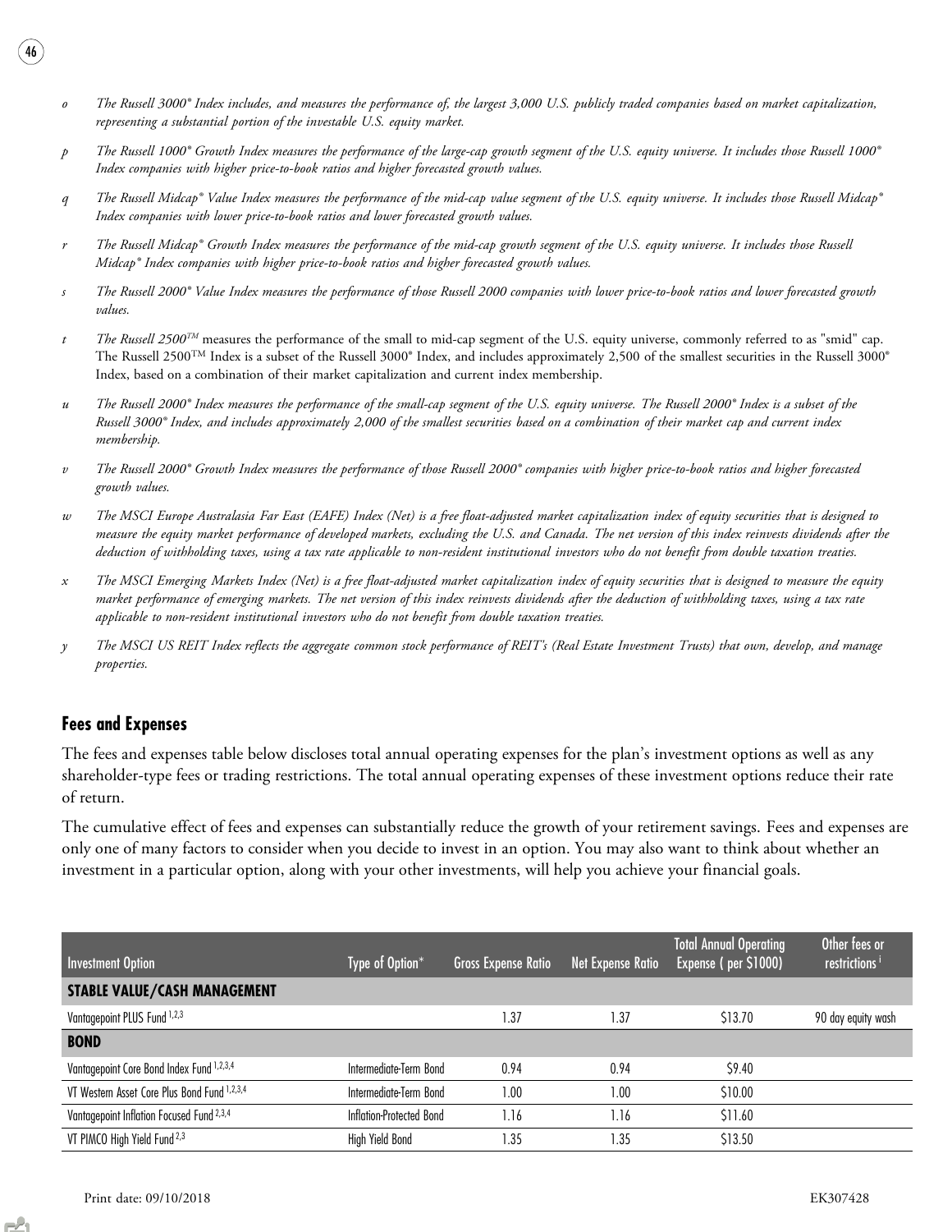*o* *The Russell 3000® Index includes, and measures the performance of, the largest 3,000 U.S. publicly traded companies based on market capitalization, representing a substantial portion of the investable U.S. equity market.*

*p* *The Russell 1000® Growth Index measures the performance of the large-cap growth segment of the U.S. equity universe. It includes those Russell 1000® Index companies with higher price-to-book ratios and higher forecasted growth values.*

*q* *The Russell Midcap® Value Index measures the performance of the mid-cap value segment of the U.S. equity universe. It includes those Russell Midcap® Index companies with lower price-to-book ratios and lower forecasted growth values.*

*r* *The Russell Midcap® Growth Index measures the performance of the mid-cap growth segment of the U.S. equity universe. It includes those Russell Midcap® Index companies with higher price-to-book ratios and higher forecasted growth values.*

*s* *The Russell 2000® Value Index measures the performance of those Russell 2000 companies with lower price-to-book ratios and lower forecasted growth values.*

*t* *The Russell 2500™* measures the performance of the small to mid-cap segment of the U.S. equity universe, commonly referred to as "smid" cap. The Russell 2500™ Index is a subset of the Russell 3000® Index, and includes approximately 2,500 of the smallest securities in the Russell 3000® Index, based on a combination of their market capitalization and current index membership.

*u* *The Russell 2000® Index measures the performance of the small-cap segment of the U.S. equity universe. The Russell 2000® Index is a subset of the Russell 3000® Index, and includes approximately 2,000 of the smallest securities based on a combination of their market cap and current index membership.*

*v* *The Russell 2000® Growth Index measures the performance of those Russell 2000® companies with higher price-to-book ratios and higher forecasted growth values.*

*w* *The MSCI Europe Australasia Far East (EAFE) Index (Net) is a free float-adjusted market capitalization index of equity securities that is designed to measure the equity market performance of developed markets, excluding the U.S. and Canada. The net version of this index reinvests dividends after the deduction of withholding taxes, using a tax rate applicable to non-resident institutional investors who do not benefit from double taxation treaties.*

*x* *The MSCI Emerging Markets Index (Net) is a free float-adjusted market capitalization index of equity securities that is designed to measure the equity market performance of emerging markets. The net version of this index reinvests dividends after the deduction of withholding taxes, using a tax rate applicable to non-resident institutional investors who do not benefit from double taxation treaties.*

*y* *The MSCI US REIT Index reflects the aggregate common stock performance of REIT's (Real Estate Investment Trusts) that own, develop, and manage properties.*

## Fees and Expenses

The fees and expenses table below discloses total annual operating expenses for the plan's investment options as well as any shareholder-type fees or trading restrictions. The total annual operating expenses of these investment options reduce their rate of return.

The cumulative effect of fees and expenses can substantially reduce the growth of your retirement savings. Fees and expenses are only one of many factors to consider when you decide to invest in an option. You may also want to think about whether an investment in a particular option, along with your other investments, will help you achieve your financial goals.

| Investment Option | Type of Option* | Gross Expense Ratio | Net Expense Ratio | Total Annual Operating Expense ( per $1000) | Other fees or restrictions [i] |
|---|---|---|---|---|---|
| **STABLE VALUE/CASH MANAGEMENT** | | | | | |
| Vantagepoint PLUS Fund [1,2,3] | | 1.37 | 1.37 | $13.70 | 90 day equity wash |
| **BOND** | | | | | |
| Vantagepoint Core Bond Index Fund [1,2,3,4] | Intermediate-Term Bond | 0.94 | 0.94 | $9.40 | |
| VT Western Asset Core Plus Bond Fund [1,2,3,4] | Intermediate-Term Bond | 1.00 | 1.00 | $10.00 | |
| Vantagepoint Inflation Focused Fund [2,3,4] | Inflation-Protected Bond | 1.16 | 1.16 | $11.60 | |
| VT PIMCO High Yield Fund [2,3] | High Yield Bond | 1.35 | 1.35 | $13.50 | |

Print date: 09/10/2018 EK307428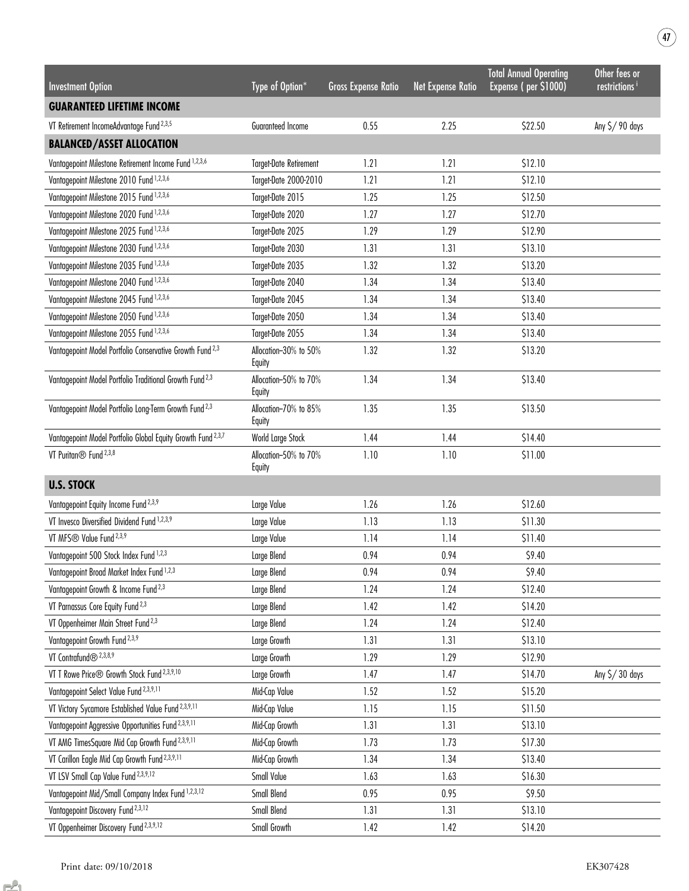| Investment Option | Type of Option* | Gross Expense Ratio | Net Expense Ratio | Total Annual Operating Expense ( per $1000) | Other fees or restrictions [i] |
|---|---|---|---|---|---|
| **GUARANTEED LIFETIME INCOME** | | | | | |
| VT Retirement IncomeAdvantage Fund [2,3,5] | Guaranteed Income | 0.55 | 2.25 | $22.50 | Any $/ 90 days |
| **BALANCED/ASSET ALLOCATION** | | | | | |
| Vantagepoint Milestone Retirement Income Fund [1,2,3,6] | Target-Date Retirement | 1.21 | 1.21 | $12.10 | |
| Vantagepoint Milestone 2010 Fund [1,2,3,6] | Target-Date 2000-2010 | 1.21 | 1.21 | $12.10 | |
| Vantagepoint Milestone 2015 Fund [1,2,3,6] | Target-Date 2015 | 1.25 | 1.25 | $12.50 | |
| Vantagepoint Milestone 2020 Fund [1,2,3,6] | Target-Date 2020 | 1.27 | 1.27 | $12.70 | |
| Vantagepoint Milestone 2025 Fund [1,2,3,6] | Target-Date 2025 | 1.29 | 1.29 | $12.90 | |
| Vantagepoint Milestone 2030 Fund [1,2,3,6] | Target-Date 2030 | 1.31 | 1.31 | $13.10 | |
| Vantagepoint Milestone 2035 Fund [1,2,3,6] | Target-Date 2035 | 1.32 | 1.32 | $13.20 | |
| Vantagepoint Milestone 2040 Fund [1,2,3,6] | Target-Date 2040 | 1.34 | 1.34 | $13.40 | |
| Vantagepoint Milestone 2045 Fund [1,2,3,6] | Target-Date 2045 | 1.34 | 1.34 | $13.40 | |
| Vantagepoint Milestone 2050 Fund [1,2,3,6] | Target-Date 2050 | 1.34 | 1.34 | $13.40 | |
| Vantagepoint Milestone 2055 Fund [1,2,3,6] | Target-Date 2055 | 1.34 | 1.34 | $13.40 | |
| Vantagepoint Model Portfolio Conservative Growth Fund [2,3] | Allocation–30% to 50% Equity | 1.32 | 1.32 | $13.20 | |
| Vantagepoint Model Portfolio Traditional Growth Fund [2,3] | Allocation–50% to 70% Equity | 1.34 | 1.34 | $13.40 | |
| Vantagepoint Model Portfolio Long-Term Growth Fund [2,3] | Allocation–70% to 85% Equity | 1.35 | 1.35 | $13.50 | |
| Vantagepoint Model Portfolio Global Equity Growth Fund [2,3,7] | World Large Stock | 1.44 | 1.44 | $14.40 | |
| VT Puritan® Fund [2,3,8] | Allocation–50% to 70% Equity | 1.10 | 1.10 | $11.00 | |
| **U.S. STOCK** | | | | | |
| Vantagepoint Equity Income Fund [2,3,9] | Large Value | 1.26 | 1.26 | $12.60 | |
| VT Invesco Diversified Dividend Fund [1,2,3,9] | Large Value | 1.13 | 1.13 | $11.30 | |
| VT MFS® Value Fund [2,3,9] | Large Value | 1.14 | 1.14 | $11.40 | |
| Vantagepoint 500 Stock Index Fund [1,2,3] | Large Blend | 0.94 | 0.94 | $9.40 | |
| Vantagepoint Broad Market Index Fund [1,2,3] | Large Blend | 0.94 | 0.94 | $9.40 | |
| Vantagepoint Growth & Income Fund [2,3] | Large Blend | 1.24 | 1.24 | $12.40 | |
| VT Parnassus Core Equity Fund [2,3] | Large Blend | 1.42 | 1.42 | $14.20 | |
| VT Oppenheimer Main Street Fund [2,3] | Large Blend | 1.24 | 1.24 | $12.40 | |
| Vantagepoint Growth Fund [2,3,9] | Large Growth | 1.31 | 1.31 | $13.10 | |
| VT Contrafund® [2,3,8,9] | Large Growth | 1.29 | 1.29 | $12.90 | |
| VT T Rowe Price® Growth Stock Fund [2,3,9,10] | Large Growth | 1.47 | 1.47 | $14.70 | Any $/ 30 days |
| Vantagepoint Select Value Fund [2,3,9,11] | Mid-Cap Value | 1.52 | 1.52 | $15.20 | |
| VT Victory Sycamore Established Value Fund [2,3,9,11] | Mid-Cap Value | 1.15 | 1.15 | $11.50 | |
| Vantagepoint Aggressive Opportunities Fund [2,3,9,11] | Mid-Cap Growth | 1.31 | 1.31 | $13.10 | |
| VT AMG TimesSquare Mid Cap Growth Fund [2,3,9,11] | Mid-Cap Growth | 1.73 | 1.73 | $17.30 | |
| VT Carillon Eagle Mid Cap Growth Fund [2,3,9,11] | Mid-Cap Growth | 1.34 | 1.34 | $13.40 | |
| VT LSV Small Cap Value Fund [2,3,9,12] | Small Value | 1.63 | 1.63 | $16.30 | |
| Vantagepoint Mid/Small Company Index Fund [1,2,3,12] | Small Blend | 0.95 | 0.95 | $9.50 | |
| Vantagepoint Discovery Fund [2,3,12] | Small Blend | 1.31 | 1.31 | $13.10 | |
| VT Oppenheimer Discovery Fund [2,3,9,12] | Small Growth | 1.42 | 1.42 | $14.20 | |

Print date: 09/10/2018 EK307428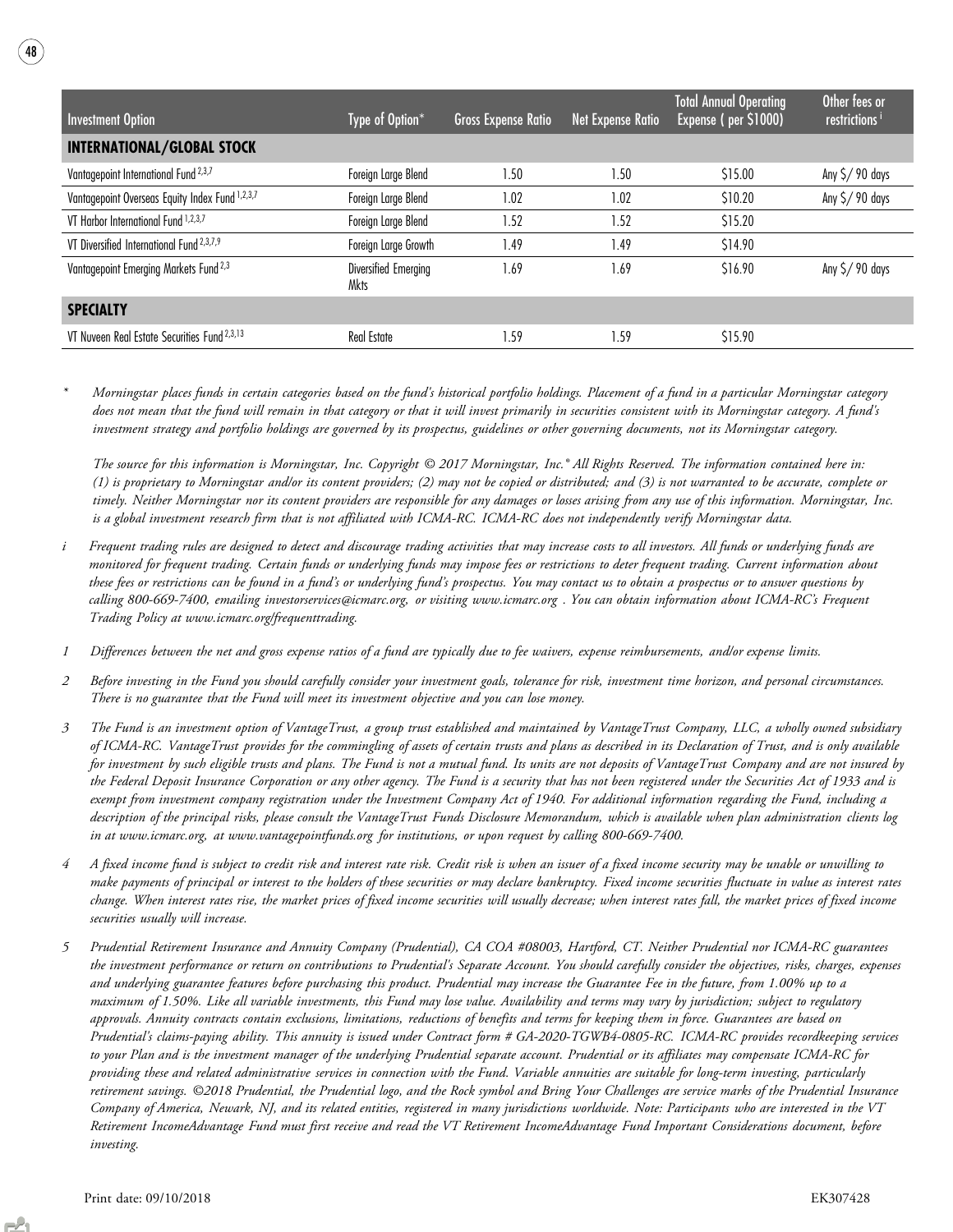| Investment Option | Type of Option* | Gross Expense Ratio | Net Expense Ratio | Total Annual Operating Expense ( per $1000) | Other fees or restrictions [i] |
|---|---|---|---|---|---|
| **INTERNATIONAL/GLOBAL STOCK** | | | | | |
| Vantagepoint International Fund [2,3,7] | Foreign Large Blend | 1.50 | 1.50 | $15.00 | Any $/ 90 days |
| Vantagepoint Overseas Equity Index Fund [1,2,3,7] | Foreign Large Blend | 1.02 | 1.02 | $10.20 | Any $/ 90 days |
| VT Harbor International Fund [1,2,3,7] | Foreign Large Blend | 1.52 | 1.52 | $15.20 | |
| VT Diversified International Fund [2,3,7,9] | Foreign Large Growth | 1.49 | 1.49 | $14.90 | |
| Vantagepoint Emerging Markets Fund [2,3] | Diversified Emerging Mkts | 1.69 | 1.69 | $16.90 | Any $/ 90 days |
| **SPECIALTY** | | | | | |
| VT Nuveen Real Estate Securities Fund [2,3,13] | Real Estate | 1.59 | 1.59 | $15.90 | |

\* *Morningstar places funds in certain categories based on the fund's historical portfolio holdings. Placement of a fund in a particular Morningstar category does not mean that the fund will remain in that category or that it will invest primarily in securities consistent with its Morningstar category. A fund's investment strategy and portfolio holdings are governed by its prospectus, guidelines or other governing documents, not its Morningstar category.*

*The source for this information is Morningstar, Inc. Copyright © 2017 Morningstar, Inc.® All Rights Reserved. The information contained here in: (1) is proprietary to Morningstar and/or its content providers; (2) may not be copied or distributed; and (3) is not warranted to be accurate, complete or timely. Neither Morningstar nor its content providers are responsible for any damages or losses arising from any use of this information. Morningstar, Inc. is a global investment research firm that is not affiliated with ICMA-RC. ICMA-RC does not independently verify Morningstar data.*

i *Frequent trading rules are designed to detect and discourage trading activities that may increase costs to all investors. All funds or underlying funds are monitored for frequent trading. Certain funds or underlying funds may impose fees or restrictions to deter frequent trading. Current information about these fees or restrictions can be found in a fund's or underlying fund's prospectus. You may contact us to obtain a prospectus or to answer questions by calling 800-669-7400, emailing investorservices@icmarc.org, or visiting www.icmarc.org . You can obtain information about ICMA-RC's Frequent Trading Policy at www.icmarc.org/frequenttrading.*

1 *Differences between the net and gross expense ratios of a fund are typically due to fee waivers, expense reimbursements, and/or expense limits.*

2 *Before investing in the Fund you should carefully consider your investment goals, tolerance for risk, investment time horizon, and personal circumstances. There is no guarantee that the Fund will meet its investment objective and you can lose money.*

3 *The Fund is an investment option of VantageTrust, a group trust established and maintained by VantageTrust Company, LLC, a wholly owned subsidiary of ICMA-RC. VantageTrust provides for the commingling of assets of certain trusts and plans as described in its Declaration of Trust, and is only available for investment by such eligible trusts and plans. The Fund is not a mutual fund. Its units are not deposits of VantageTrust Company and are not insured by the Federal Deposit Insurance Corporation or any other agency. The Fund is a security that has not been registered under the Securities Act of 1933 and is exempt from investment company registration under the Investment Company Act of 1940. For additional information regarding the Fund, including a description of the principal risks, please consult the VantageTrust Funds Disclosure Memorandum, which is available when plan administration clients log in at www.icmarc.org, at www.vantagepointfunds.org for institutions, or upon request by calling 800-669-7400.*

4 *A fixed income fund is subject to credit risk and interest rate risk. Credit risk is when an issuer of a fixed income security may be unable or unwilling to make payments of principal or interest to the holders of these securities or may declare bankruptcy. Fixed income securities fluctuate in value as interest rates change. When interest rates rise, the market prices of fixed income securities will usually decrease; when interest rates fall, the market prices of fixed income securities usually will increase.*

5 *Prudential Retirement Insurance and Annuity Company (Prudential), CA COA #08003, Hartford, CT. Neither Prudential nor ICMA-RC guarantees the investment performance or return on contributions to Prudential's Separate Account. You should carefully consider the objectives, risks, charges, expenses and underlying guarantee features before purchasing this product. Prudential may increase the Guarantee Fee in the future, from 1.00% up to a maximum of 1.50%. Like all variable investments, this Fund may lose value. Availability and terms may vary by jurisdiction; subject to regulatory approvals. Annuity contracts contain exclusions, limitations, reductions of benefits and terms for keeping them in force. Guarantees are based on Prudential's claims-paying ability. This annuity is issued under Contract form # GA-2020-TGWB4-0805-RC. ICMA-RC provides recordkeeping services to your Plan and is the investment manager of the underlying Prudential separate account. Prudential or its affiliates may compensate ICMA-RC for providing these and related administrative services in connection with the Fund. Variable annuities are suitable for long-term investing, particularly retirement savings. ©2018 Prudential, the Prudential logo, and the Rock symbol and Bring Your Challenges are service marks of the Prudential Insurance Company of America, Newark, NJ, and its related entities, registered in many jurisdictions worldwide. Note: Participants who are interested in the VT Retirement IncomeAdvantage Fund must first receive and read the VT Retirement IncomeAdvantage Fund Important Considerations document, before investing.*

Print date: 09/10/2018 EK307428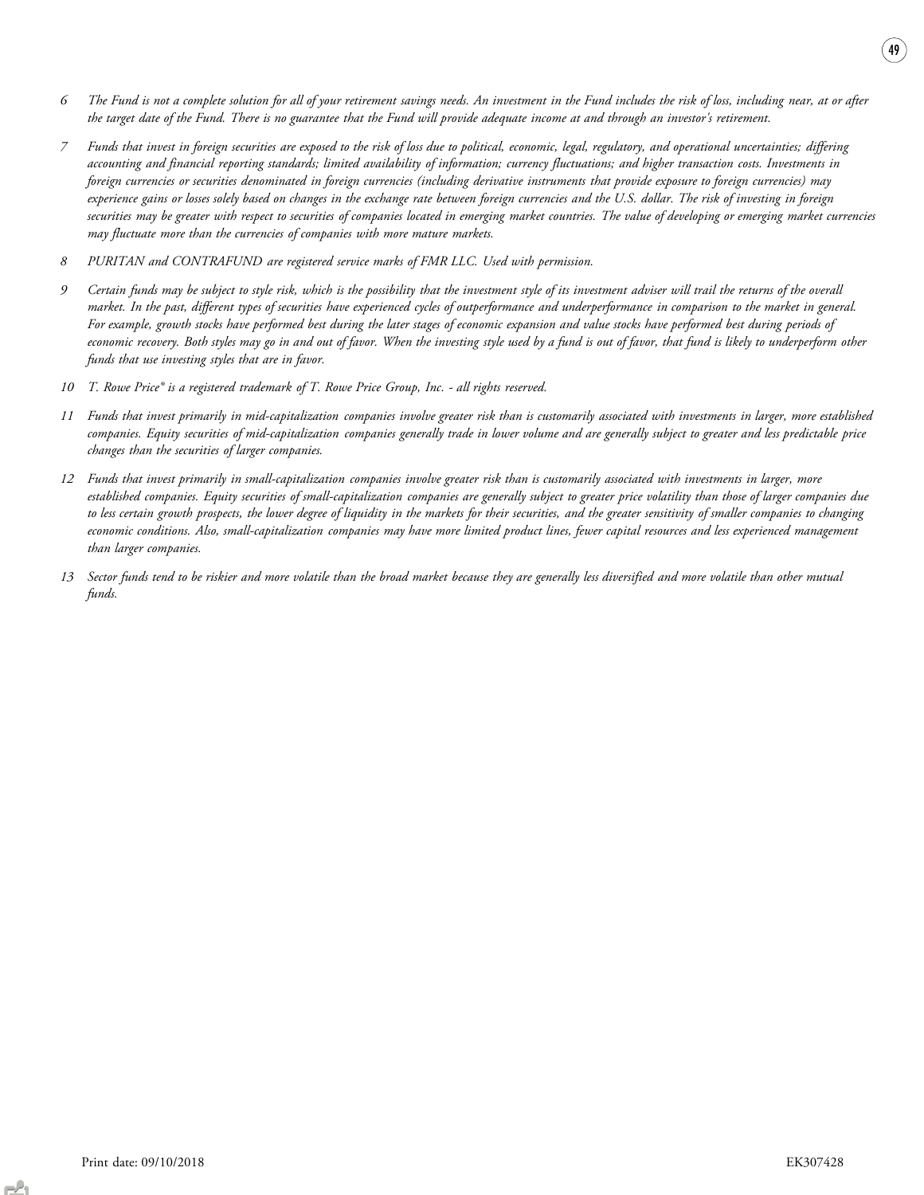6 *The Fund is not a complete solution for all of your retirement savings needs. An investment in the Fund includes the risk of loss, including near, at or after the target date of the Fund. There is no guarantee that the Fund will provide adequate income at and through an investor's retirement.*

7 *Funds that invest in foreign securities are exposed to the risk of loss due to political, economic, legal, regulatory, and operational uncertainties; differing accounting and financial reporting standards; limited availability of information; currency fluctuations; and higher transaction costs. Investments in foreign currencies or securities denominated in foreign currencies (including derivative instruments that provide exposure to foreign currencies) may experience gains or losses solely based on changes in the exchange rate between foreign currencies and the U.S. dollar. The risk of investing in foreign securities may be greater with respect to securities of companies located in emerging market countries. The value of developing or emerging market currencies may fluctuate more than the currencies of companies with more mature markets.*

8 *PURITAN and CONTRAFUND are registered service marks of FMR LLC. Used with permission.*

9 *Certain funds may be subject to style risk, which is the possibility that the investment style of its investment adviser will trail the returns of the overall market. In the past, different types of securities have experienced cycles of outperformance and underperformance in comparison to the market in general. For example, growth stocks have performed best during the later stages of economic expansion and value stocks have performed best during periods of economic recovery. Both styles may go in and out of favor. When the investing style used by a fund is out of favor, that fund is likely to underperform other funds that use investing styles that are in favor.*

10 *T. Rowe Price® is a registered trademark of T. Rowe Price Group, Inc. - all rights reserved.*

11 *Funds that invest primarily in mid-capitalization companies involve greater risk than is customarily associated with investments in larger, more established companies. Equity securities of mid-capitalization companies generally trade in lower volume and are generally subject to greater and less predictable price changes than the securities of larger companies.*

12 *Funds that invest primarily in small-capitalization companies involve greater risk than is customarily associated with investments in larger, more established companies. Equity securities of small-capitalization companies are generally subject to greater price volatility than those of larger companies due to less certain growth prospects, the lower degree of liquidity in the markets for their securities, and the greater sensitivity of smaller companies to changing economic conditions. Also, small-capitalization companies may have more limited product lines, fewer capital resources and less experienced management than larger companies.*

13 *Sector funds tend to be riskier and more volatile than the broad market because they are generally less diversified and more volatile than other mutual funds.*

Print date: 09/10/2018 EK307428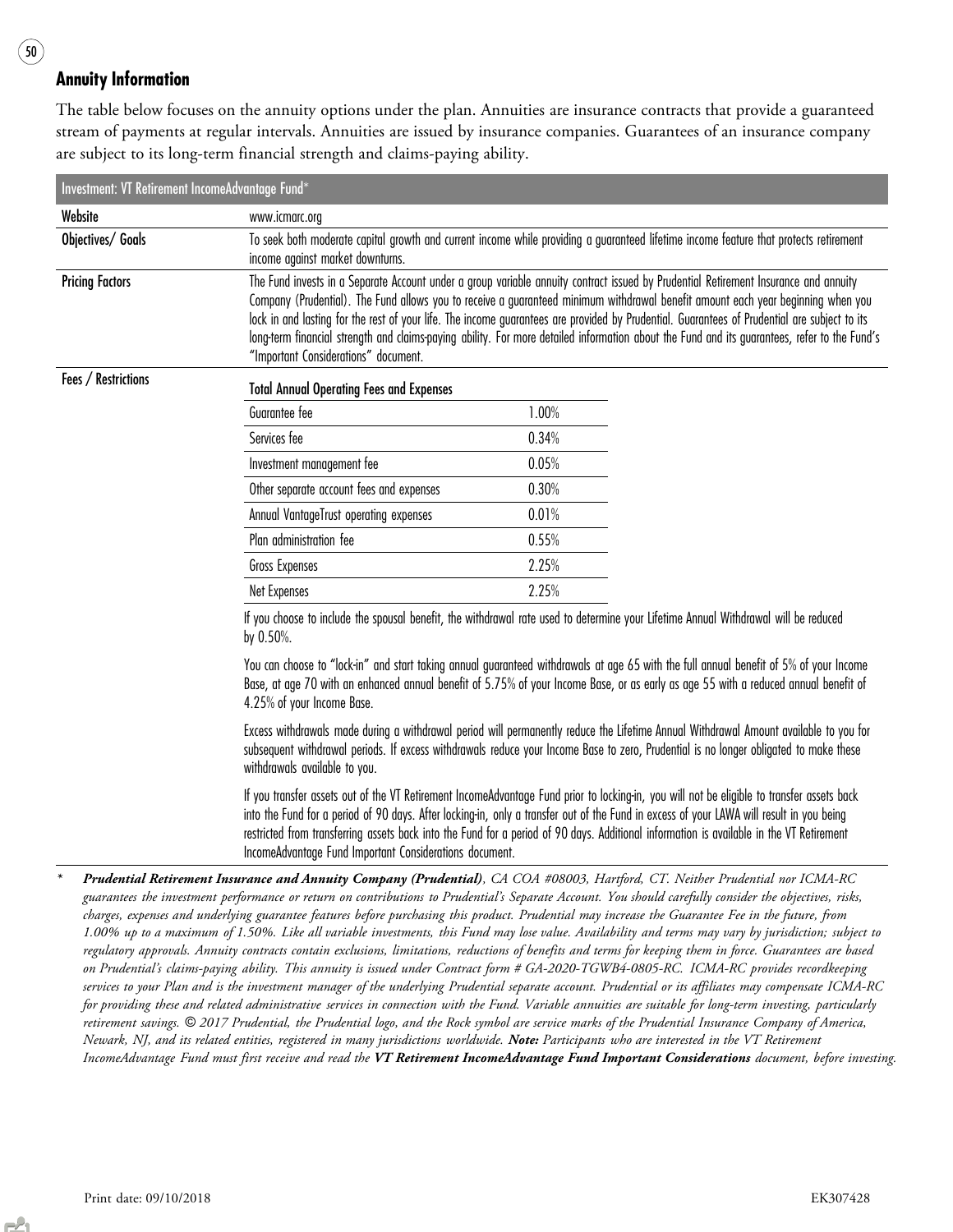## Annuity Information

The table below focuses on the annuity options under the plan. Annuities are insurance contracts that provide a guaranteed stream of payments at regular intervals. Annuities are issued by insurance companies. Guarantees of an insurance company are subject to its long-term financial strength and claims-paying ability.

| Investment: VT Retirement IncomeAdvantage Fund* | |
|---|---|
| Website | www.icmarc.org |
| Objectives/ Goals | To seek both moderate capital growth and current income while providing a guaranteed lifetime income feature that protects retirement income against market downturns. |
| Pricing Factors | The Fund invests in a Separate Account under a group variable annuity contract issued by Prudential Retirement Insurance and annuity Company (Prudential). The Fund allows you to receive a guaranteed minimum withdrawal benefit amount each year beginning when you lock in and lasting for the rest of your life. The income guarantees are provided by Prudential. Guarantees of Prudential are subject to its long-term financial strength and claims-paying ability. For more detailed information about the Fund and its guarantees, refer to the Fund's "Important Considerations" document. |
| Fees / Restrictions | See below |

**Total Annual Operating Fees and Expenses**

| Fee | Amount |
|---|---|
| Guarantee fee | 1.00% |
| Services fee | 0.34% |
| Investment management fee | 0.05% |
| Other separate account fees and expenses | 0.30% |
| Annual VantageTrust operating expenses | 0.01% |
| Plan administration fee | 0.55% |
| Gross Expenses | 2.25% |
| Net Expenses | 2.25% |

If you choose to include the spousal benefit, the withdrawal rate used to determine your Lifetime Annual Withdrawal will be reduced by 0.50%.

You can choose to "lock-in" and start taking annual guaranteed withdrawals at age 65 with the full annual benefit of 5% of your Income Base, at age 70 with an enhanced annual benefit of 5.75% of your Income Base, or as early as age 55 with a reduced annual benefit of 4.25% of your Income Base.

Excess withdrawals made during a withdrawal period will permanently reduce the Lifetime Annual Withdrawal Amount available to you for subsequent withdrawal periods. If excess withdrawals reduce your Income Base to zero, Prudential is no longer obligated to make these withdrawals available to you.

If you transfer assets out of the VT Retirement IncomeAdvantage Fund prior to locking-in, you will not be eligible to transfer assets back into the Fund for a period of 90 days. After locking-in, only a transfer out of the Fund in excess of your LAWA will result in you being restricted from transferring assets back into the Fund for a period of 90 days. Additional information is available in the VT Retirement IncomeAdvantage Fund Important Considerations document.

\* ***Prudential Retirement Insurance and Annuity Company (Prudential)****, CA COA #08003, Hartford, CT. Neither Prudential nor ICMA-RC guarantees the investment performance or return on contributions to Prudential's Separate Account. You should carefully consider the objectives, risks, charges, expenses and underlying guarantee features before purchasing this product. Prudential may increase the Guarantee Fee in the future, from 1.00% up to a maximum of 1.50%. Like all variable investments, this Fund may lose value. Availability and terms may vary by jurisdiction; subject to regulatory approvals. Annuity contracts contain exclusions, limitations, reductions of benefits and terms for keeping them in force. Guarantees are based on Prudential's claims-paying ability. This annuity is issued under Contract form # GA-2020-TGWB4-0805-RC. ICMA-RC provides recordkeeping services to your Plan and is the investment manager of the underlying Prudential separate account. Prudential or its affiliates may compensate ICMA-RC for providing these and related administrative services in connection with the Fund. Variable annuities are suitable for long-term investing, particularly retirement savings. © 2017 Prudential, the Prudential logo, and the Rock symbol are service marks of the Prudential Insurance Company of America, Newark, NJ, and its related entities, registered in many jurisdictions worldwide.* ***Note:*** *Participants who are interested in the VT Retirement IncomeAdvantage Fund must first receive and read the* ***VT Retirement IncomeAdvantage Fund Important Considerations*** *document, before investing.*

Print date: 09/10/2018 EK307428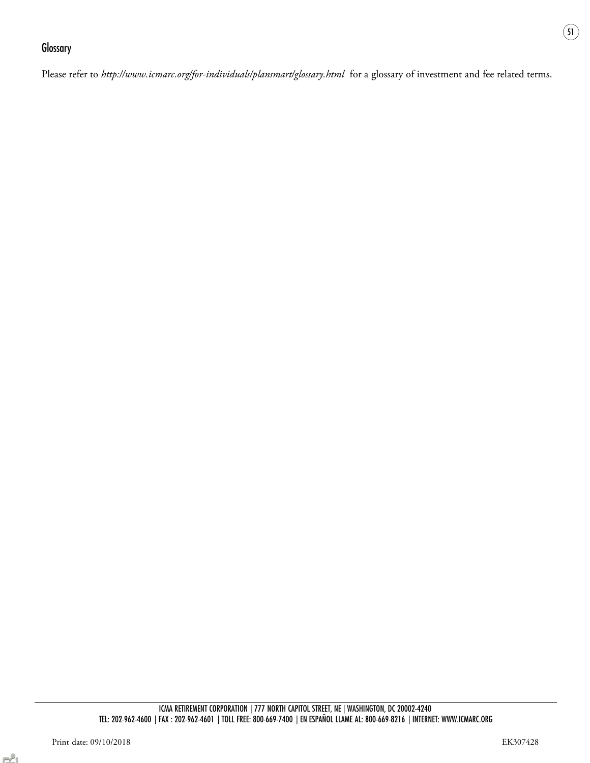## Glossary

Please refer to *http://www.icmarc.org/for-individuals/plansmart/glossary.html* for a glossary of investment and fee related terms.

ICMA RETIREMENT CORPORATION | 777 NORTH CAPITOL STREET, NE | WASHINGTON, DC 20002-4240
TEL: 202-962-4600 | FAX : 202-962-4601 | TOLL FREE: 800-669-7400 | EN ESPAÑOL LLAME AL: 800-669-8216 | INTERNET: WWW.ICMARC.ORG

Print date: 09/10/2018 EK307428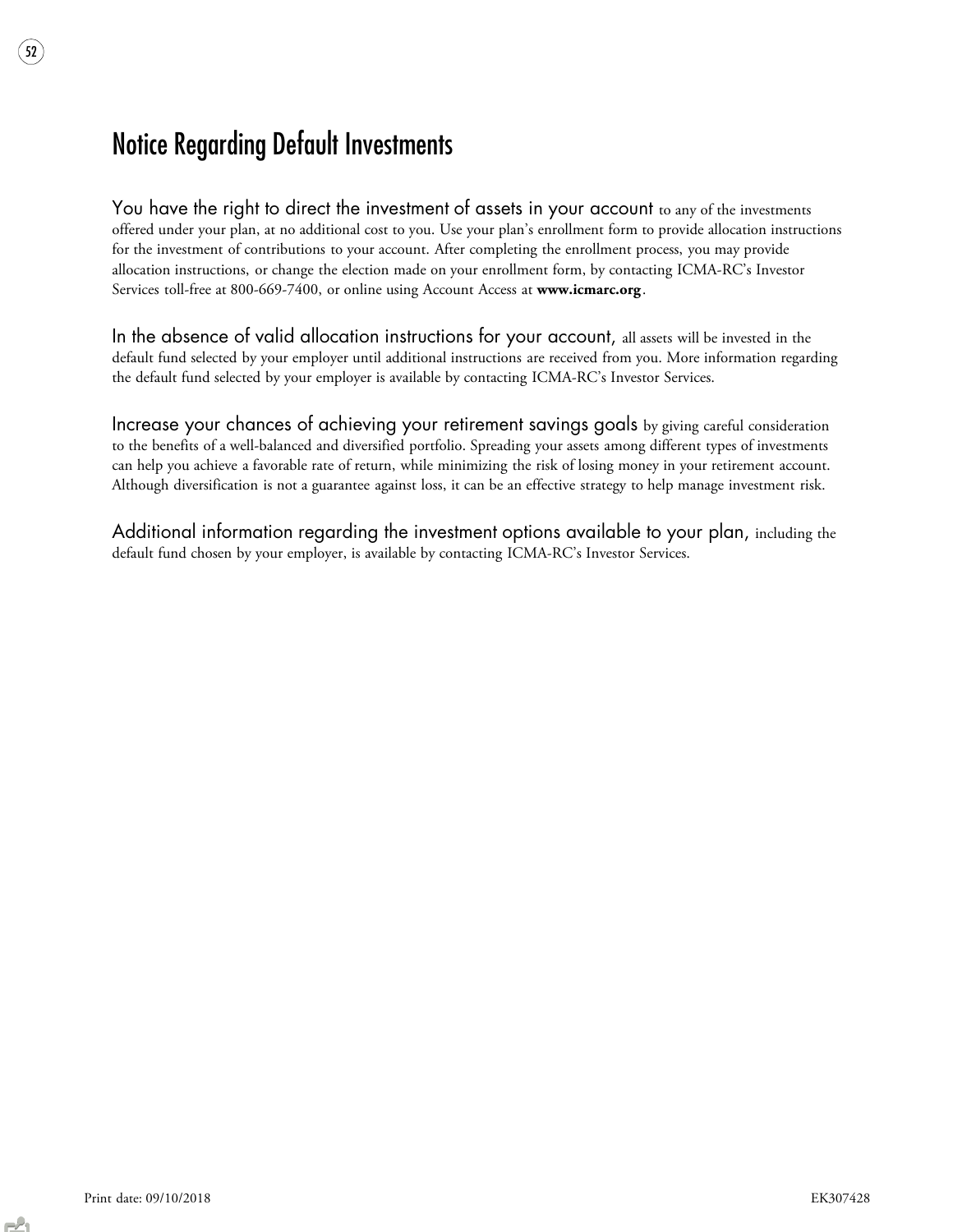# Notice Regarding Default Investments

You have the right to direct the investment of assets in your account to any of the investments offered under your plan, at no additional cost to you. Use your plan's enrollment form to provide allocation instructions for the investment of contributions to your account. After completing the enrollment process, you may provide allocation instructions, or change the election made on your enrollment form, by contacting ICMA-RC's Investor Services toll-free at 800-669-7400, or online using Account Access at **www.icmarc.org**.

In the absence of valid allocation instructions for your account, all assets will be invested in the default fund selected by your employer until additional instructions are received from you. More information regarding the default fund selected by your employer is available by contacting ICMA-RC's Investor Services.

Increase your chances of achieving your retirement savings goals by giving careful consideration to the benefits of a well-balanced and diversified portfolio. Spreading your assets among different types of investments can help you achieve a favorable rate of return, while minimizing the risk of losing money in your retirement account. Although diversification is not a guarantee against loss, it can be an effective strategy to help manage investment risk.

Additional information regarding the investment options available to your plan, including the default fund chosen by your employer, is available by contacting ICMA-RC's Investor Services.

Print date: 09/10/2018 EK307428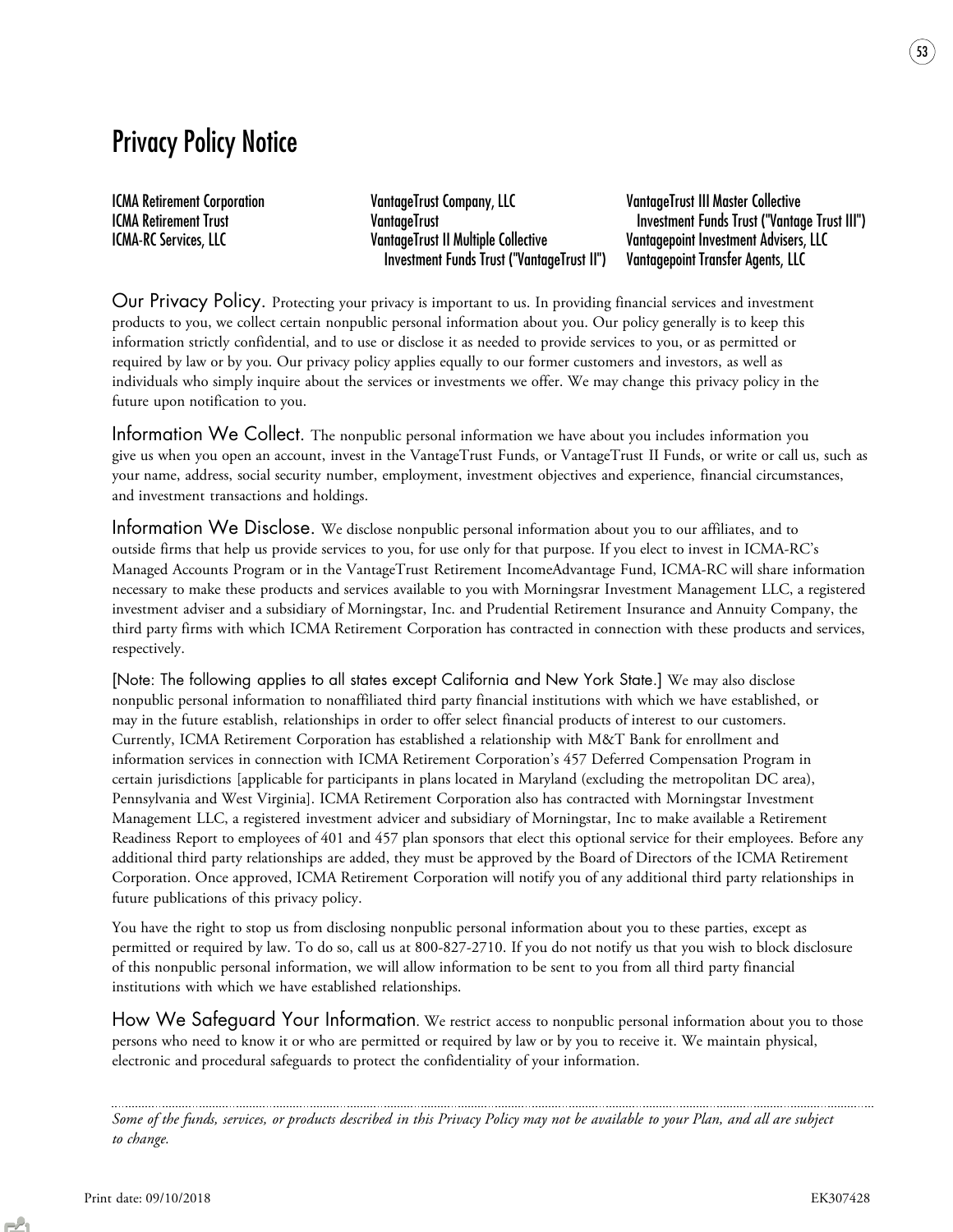# Privacy Policy Notice

ICMA Retirement Corporation
ICMA Retirement Trust
ICMA-RC Services, LLC
VantageTrust Company, LLC
VantageTrust
VantageTrust II Multiple Collective Investment Funds Trust ("VantageTrust II")
VantageTrust III Master Collective Investment Funds Trust ("Vantage Trust III")
Vantagepoint Investment Advisers, LLC
Vantagepoint Transfer Agents, LLC

**Our Privacy Policy.** Protecting your privacy is important to us. In providing financial services and investment products to you, we collect certain nonpublic personal information about you. Our policy generally is to keep this information strictly confidential, and to use or disclose it as needed to provide services to you, or as permitted or required by law or by you. Our privacy policy applies equally to our former customers and investors, as well as individuals who simply inquire about the services or investments we offer. We may change this privacy policy in the future upon notification to you.

**Information We Collect.** The nonpublic personal information we have about you includes information you give us when you open an account, invest in the VantageTrust Funds, or VantageTrust II Funds, or write or call us, such as your name, address, social security number, employment, investment objectives and experience, financial circumstances, and investment transactions and holdings.

**Information We Disclose.** We disclose nonpublic personal information about you to our affiliates, and to outside firms that help us provide services to you, for use only for that purpose. If you elect to invest in ICMA-RC's Managed Accounts Program or in the VantageTrust Retirement IncomeAdvantage Fund, ICMA-RC will share information necessary to make these products and services available to you with Morningsrar Investment Management LLC, a registered investment adviser and a subsidiary of Morningstar, Inc. and Prudential Retirement Insurance and Annuity Company, the third party firms with which ICMA Retirement Corporation has contracted in connection with these products and services, respectively.

[Note: The following applies to all states except California and New York State.] We may also disclose nonpublic personal information to nonaffiliated third party financial institutions with which we have established, or may in the future establish, relationships in order to offer select financial products of interest to our customers. Currently, ICMA Retirement Corporation has established a relationship with M&T Bank for enrollment and information services in connection with ICMA Retirement Corporation's 457 Deferred Compensation Program in certain jurisdictions [applicable for participants in plans located in Maryland (excluding the metropolitan DC area), Pennsylvania and West Virginia]. ICMA Retirement Corporation also has contracted with Morningstar Investment Management LLC, a registered investment advicer and subsidiary of Morningstar, Inc to make available a Retirement Readiness Report to employees of 401 and 457 plan sponsors that elect this optional service for their employees. Before any additional third party relationships are added, they must be approved by the Board of Directors of the ICMA Retirement Corporation. Once approved, ICMA Retirement Corporation will notify you of any additional third party relationships in future publications of this privacy policy.

You have the right to stop us from disclosing nonpublic personal information about you to these parties, except as permitted or required by law. To do so, call us at 800-827-2710. If you do not notify us that you wish to block disclosure of this nonpublic personal information, we will allow information to be sent to you from all third party financial institutions with which we have established relationships.

**How We Safeguard Your Information.** We restrict access to nonpublic personal information about you to those persons who need to know it or who are permitted or required by law or by you to receive it. We maintain physical, electronic and procedural safeguards to protect the confidentiality of your information.

*Some of the funds, services, or products described in this Privacy Policy may not be available to your Plan, and all are subject to change.*

Print date: 09/10/2018 EK307428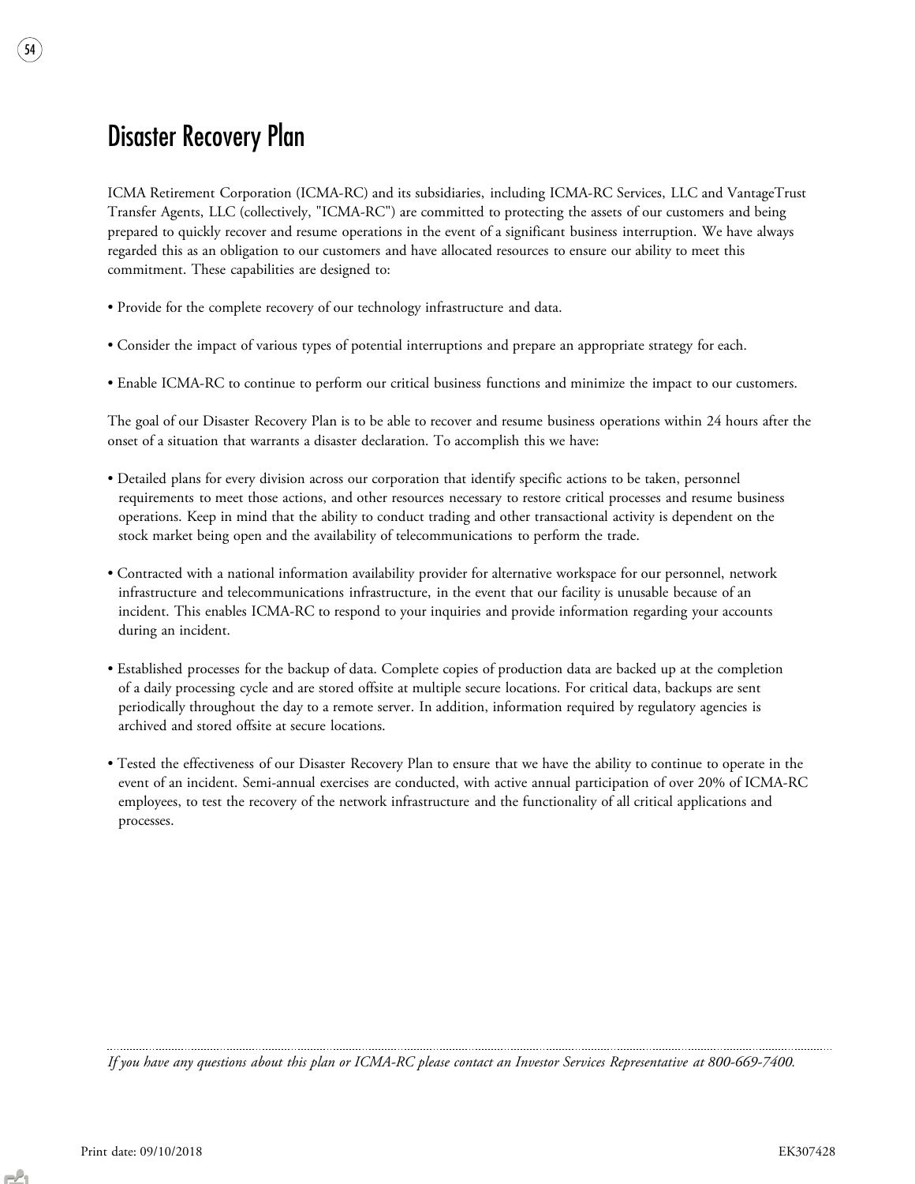# Disaster Recovery Plan

ICMA Retirement Corporation (ICMA-RC) and its subsidiaries, including ICMA-RC Services, LLC and VantageTrust Transfer Agents, LLC (collectively, "ICMA-RC") are committed to protecting the assets of our customers and being prepared to quickly recover and resume operations in the event of a significant business interruption. We have always regarded this as an obligation to our customers and have allocated resources to ensure our ability to meet this commitment. These capabilities are designed to:

- Provide for the complete recovery of our technology infrastructure and data.
- Consider the impact of various types of potential interruptions and prepare an appropriate strategy for each.
- Enable ICMA-RC to continue to perform our critical business functions and minimize the impact to our customers.

The goal of our Disaster Recovery Plan is to be able to recover and resume business operations within 24 hours after the onset of a situation that warrants a disaster declaration. To accomplish this we have:

- Detailed plans for every division across our corporation that identify specific actions to be taken, personnel requirements to meet those actions, and other resources necessary to restore critical processes and resume business operations. Keep in mind that the ability to conduct trading and other transactional activity is dependent on the stock market being open and the availability of telecommunications to perform the trade.
- Contracted with a national information availability provider for alternative workspace for our personnel, network infrastructure and telecommunications infrastructure, in the event that our facility is unusable because of an incident. This enables ICMA-RC to respond to your inquiries and provide information regarding your accounts during an incident.
- Established processes for the backup of data. Complete copies of production data are backed up at the completion of a daily processing cycle and are stored offsite at multiple secure locations. For critical data, backups are sent periodically throughout the day to a remote server. In addition, information required by regulatory agencies is archived and stored offsite at secure locations.
- Tested the effectiveness of our Disaster Recovery Plan to ensure that we have the ability to continue to operate in the event of an incident. Semi-annual exercises are conducted, with active annual participation of over 20% of ICMA-RC employees, to test the recovery of the network infrastructure and the functionality of all critical applications and processes.

*If you have any questions about this plan or ICMA-RC please contact an Investor Services Representative at 800-669-7400.*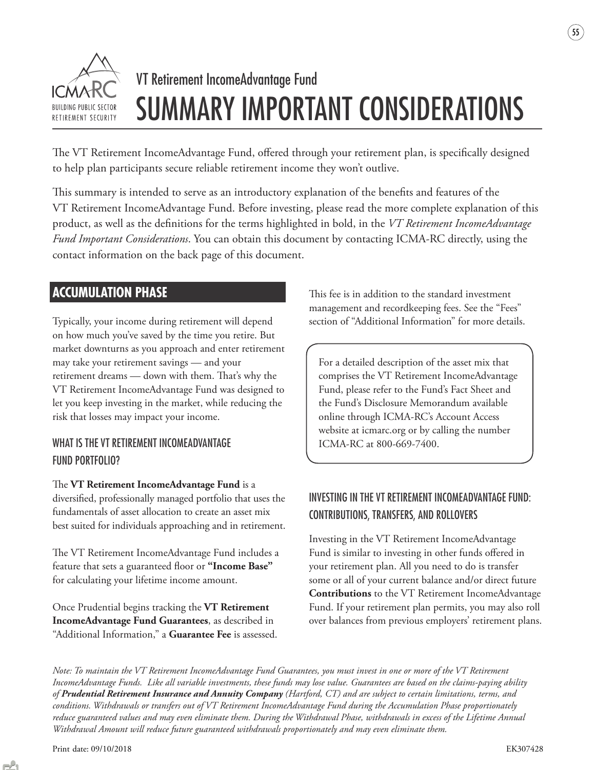VT Retirement IncomeAdvantage Fund

# SUMMARY IMPORTANT CONSIDERATIONS

The VT Retirement IncomeAdvantage Fund, offered through your retirement plan, is specifically designed to help plan participants secure reliable retirement income they won't outlive.

This summary is intended to serve as an introductory explanation of the benefits and features of the VT Retirement IncomeAdvantage Fund. Before investing, please read the more complete explanation of this product, as well as the definitions for the terms highlighted in bold, in the *VT Retirement IncomeAdvantage Fund Important Considerations*. You can obtain this document by contacting ICMA-RC directly, using the contact information on the back page of this document.

## ACCUMULATION PHASE

Typically, your income during retirement will depend on how much you've saved by the time you retire. But market downturns as you approach and enter retirement may take your retirement savings — and your retirement dreams — down with them. That's why the VT Retirement IncomeAdvantage Fund was designed to let you keep investing in the market, while reducing the risk that losses may impact your income.

### WHAT IS THE VT RETIREMENT INCOMEADVANTAGE FUND PORTFOLIO?

The **VT Retirement IncomeAdvantage Fund** is a diversified, professionally managed portfolio that uses the fundamentals of asset allocation to create an asset mix best suited for individuals approaching and in retirement.

The VT Retirement IncomeAdvantage Fund includes a feature that sets a guaranteed floor or **"Income Base"** for calculating your lifetime income amount.

Once Prudential begins tracking the **VT Retirement IncomeAdvantage Fund Guarantees**, as described in "Additional Information," a **Guarantee Fee** is assessed. This fee is in addition to the standard investment management and recordkeeping fees. See the "Fees" section of "Additional Information" for more details.

For a detailed description of the asset mix that comprises the VT Retirement IncomeAdvantage Fund, please refer to the Fund's Fact Sheet and the Fund's Disclosure Memorandum available online through ICMA-RC's Account Access website at icmarc.org or by calling the number ICMA-RC at 800-669-7400.

### INVESTING IN THE VT RETIREMENT INCOMEADVANTAGE FUND: CONTRIBUTIONS, TRANSFERS, AND ROLLOVERS

Investing in the VT Retirement IncomeAdvantage Fund is similar to investing in other funds offered in your retirement plan. All you need to do is transfer some or all of your current balance and/or direct future **Contributions** to the VT Retirement IncomeAdvantage Fund. If your retirement plan permits, you may also roll over balances from previous employers' retirement plans.

*Note: To maintain the VT Retirement IncomeAdvantage Fund Guarantees, you must invest in one or more of the VT Retirement IncomeAdvantage Funds. Like all variable investments, these funds may lose value. Guarantees are based on the claims-paying ability of **Prudential Retirement Insurance and Annuity Company** (Hartford, CT) and are subject to certain limitations, terms, and conditions. Withdrawals or transfers out of VT Retirement IncomeAdvantage Fund during the Accumulation Phase proportionately reduce guaranteed values and may even eliminate them. During the Withdrawal Phase, withdrawals in excess of the Lifetime Annual Withdrawal Amount will reduce future guaranteed withdrawals proportionately and may even eliminate them.*

Print date: 09/10/2018

EK307428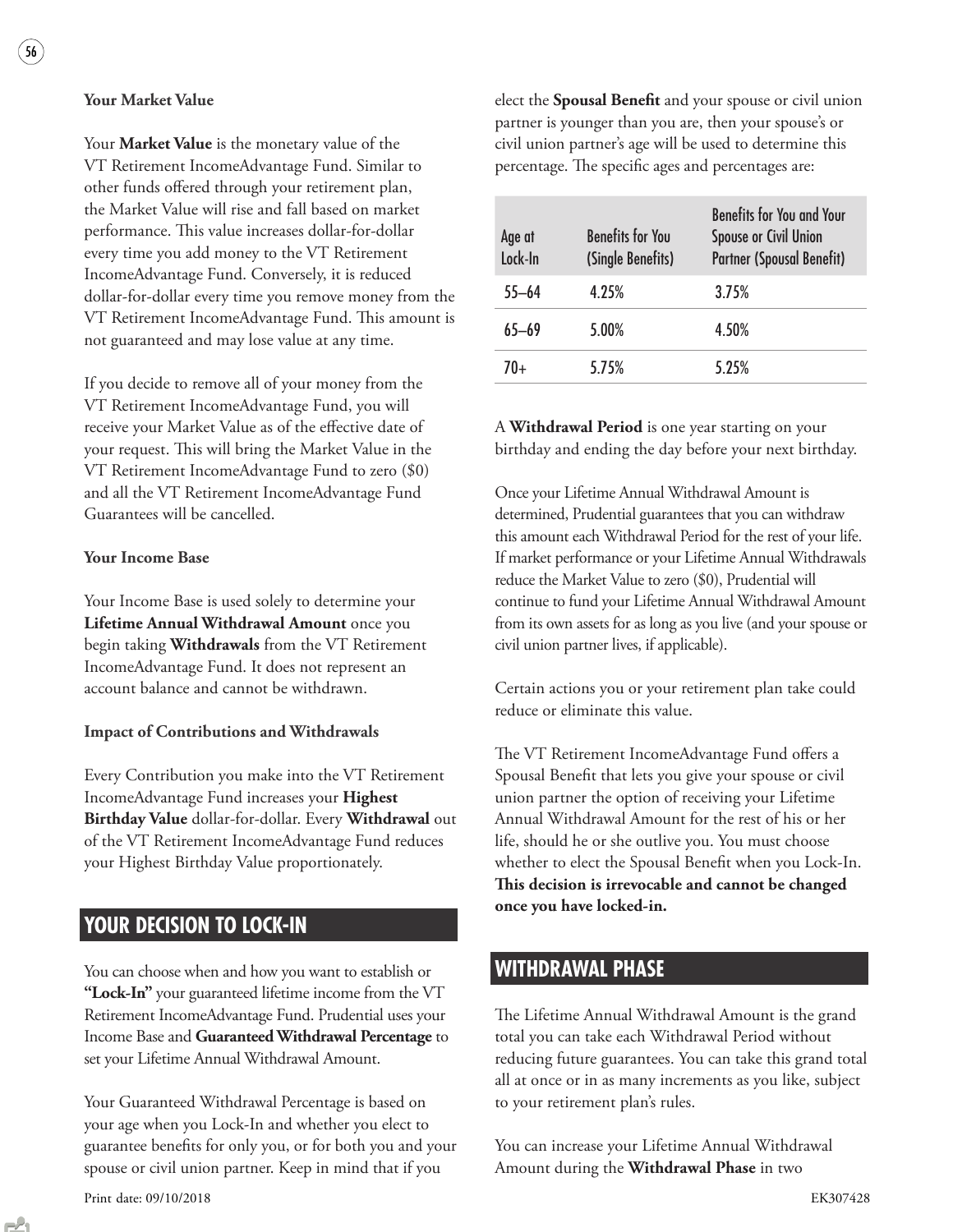**Your Market Value**

Your **Market Value** is the monetary value of the VT Retirement IncomeAdvantage Fund. Similar to other funds offered through your retirement plan, the Market Value will rise and fall based on market performance. This value increases dollar-for-dollar every time you add money to the VT Retirement IncomeAdvantage Fund. Conversely, it is reduced dollar-for-dollar every time you remove money from the VT Retirement IncomeAdvantage Fund. This amount is not guaranteed and may lose value at any time.

If you decide to remove all of your money from the VT Retirement IncomeAdvantage Fund, you will receive your Market Value as of the effective date of your request. This will bring the Market Value in the VT Retirement IncomeAdvantage Fund to zero ($0) and all the VT Retirement IncomeAdvantage Fund Guarantees will be cancelled.

**Your Income Base**

Your Income Base is used solely to determine your **Lifetime Annual Withdrawal Amount** once you begin taking **Withdrawals** from the VT Retirement IncomeAdvantage Fund. It does not represent an account balance and cannot be withdrawn.

**Impact of Contributions and Withdrawals**

Every Contribution you make into the VT Retirement IncomeAdvantage Fund increases your **Highest Birthday Value** dollar-for-dollar. Every **Withdrawal** out of the VT Retirement IncomeAdvantage Fund reduces your Highest Birthday Value proportionately.

## YOUR DECISION TO LOCK-IN

You can choose when and how you want to establish or **"Lock-In"** your guaranteed lifetime income from the VT Retirement IncomeAdvantage Fund. Prudential uses your Income Base and **Guaranteed Withdrawal Percentage** to set your Lifetime Annual Withdrawal Amount.

Your Guaranteed Withdrawal Percentage is based on your age when you Lock-In and whether you elect to guarantee benefits for only you, or for both you and your spouse or civil union partner. Keep in mind that if you elect the **Spousal Benefit** and your spouse or civil union partner is younger than you are, then your spouse's or civil union partner's age will be used to determine this percentage. The specific ages and percentages are:

| Age at Lock-In | Benefits for You (Single Benefits) | Benefits for You and Your Spouse or Civil Union Partner (Spousal Benefit) |
|---|---|---|
| 55–64 | 4.25% | 3.75% |
| 65–69 | 5.00% | 4.50% |
| 70+ | 5.75% | 5.25% |

A **Withdrawal Period** is one year starting on your birthday and ending the day before your next birthday.

Once your Lifetime Annual Withdrawal Amount is determined, Prudential guarantees that you can withdraw this amount each Withdrawal Period for the rest of your life. If market performance or your Lifetime Annual Withdrawals reduce the Market Value to zero ($0), Prudential will continue to fund your Lifetime Annual Withdrawal Amount from its own assets for as long as you live (and your spouse or civil union partner lives, if applicable).

Certain actions you or your retirement plan take could reduce or eliminate this value.

The VT Retirement IncomeAdvantage Fund offers a Spousal Benefit that lets you give your spouse or civil union partner the option of receiving your Lifetime Annual Withdrawal Amount for the rest of his or her life, should he or she outlive you. You must choose whether to elect the Spousal Benefit when you Lock-In. **This decision is irrevocable and cannot be changed once you have locked-in.**

## WITHDRAWAL PHASE

The Lifetime Annual Withdrawal Amount is the grand total you can take each Withdrawal Period without reducing future guarantees. You can take this grand total all at once or in as many increments as you like, subject to your retirement plan's rules.

You can increase your Lifetime Annual Withdrawal Amount during the **Withdrawal Phase** in two

Print date: 09/10/2018 EK307428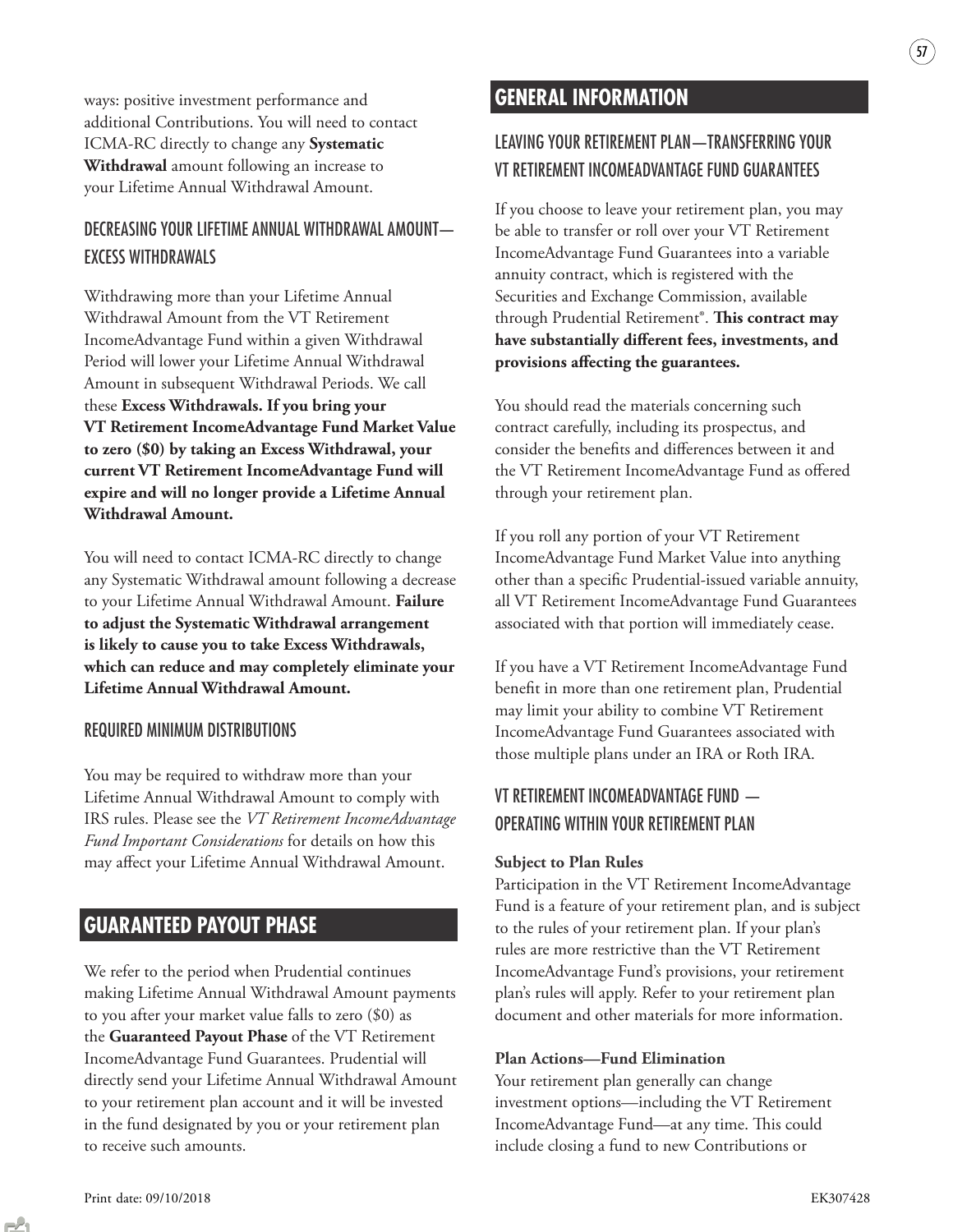ways: positive investment performance and additional Contributions. You will need to contact ICMA-RC directly to change any **Systematic Withdrawal** amount following an increase to your Lifetime Annual Withdrawal Amount.

### DECREASING YOUR LIFETIME ANNUAL WITHDRAWAL AMOUNT—EXCESS WITHDRAWALS

Withdrawing more than your Lifetime Annual Withdrawal Amount from the VT Retirement IncomeAdvantage Fund within a given Withdrawal Period will lower your Lifetime Annual Withdrawal Amount in subsequent Withdrawal Periods. We call these **Excess Withdrawals. If you bring your VT Retirement IncomeAdvantage Fund Market Value to zero ($0) by taking an Excess Withdrawal, your current VT Retirement IncomeAdvantage Fund will expire and will no longer provide a Lifetime Annual Withdrawal Amount.**

You will need to contact ICMA-RC directly to change any Systematic Withdrawal amount following a decrease to your Lifetime Annual Withdrawal Amount. **Failure to adjust the Systematic Withdrawal arrangement is likely to cause you to take Excess Withdrawals, which can reduce and may completely eliminate your Lifetime Annual Withdrawal Amount.**

### REQUIRED MINIMUM DISTRIBUTIONS

You may be required to withdraw more than your Lifetime Annual Withdrawal Amount to comply with IRS rules. Please see the *VT Retirement IncomeAdvantage Fund Important Considerations* for details on how this may affect your Lifetime Annual Withdrawal Amount.

## GUARANTEED PAYOUT PHASE

We refer to the period when Prudential continues making Lifetime Annual Withdrawal Amount payments to you after your market value falls to zero ($0) as the **Guaranteed Payout Phase** of the VT Retirement IncomeAdvantage Fund Guarantees. Prudential will directly send your Lifetime Annual Withdrawal Amount to your retirement plan account and it will be invested in the fund designated by you or your retirement plan to receive such amounts.

## GENERAL INFORMATION

### LEAVING YOUR RETIREMENT PLAN—TRANSFERRING YOUR VT RETIREMENT INCOMEADVANTAGE FUND GUARANTEES

If you choose to leave your retirement plan, you may be able to transfer or roll over your VT Retirement IncomeAdvantage Fund Guarantees into a variable annuity contract, which is registered with the Securities and Exchange Commission, available through Prudential Retirement®. **This contract may have substantially different fees, investments, and provisions affecting the guarantees.**

You should read the materials concerning such contract carefully, including its prospectus, and consider the benefits and differences between it and the VT Retirement IncomeAdvantage Fund as offered through your retirement plan.

If you roll any portion of your VT Retirement IncomeAdvantage Fund Market Value into anything other than a specific Prudential-issued variable annuity, all VT Retirement IncomeAdvantage Fund Guarantees associated with that portion will immediately cease.

If you have a VT Retirement IncomeAdvantage Fund benefit in more than one retirement plan, Prudential may limit your ability to combine VT Retirement IncomeAdvantage Fund Guarantees associated with those multiple plans under an IRA or Roth IRA.

### VT RETIREMENT INCOMEADVANTAGE FUND — OPERATING WITHIN YOUR RETIREMENT PLAN

**Subject to Plan Rules**

Participation in the VT Retirement IncomeAdvantage Fund is a feature of your retirement plan, and is subject to the rules of your retirement plan. If your plan's rules are more restrictive than the VT Retirement IncomeAdvantage Fund's provisions, your retirement plan's rules will apply. Refer to your retirement plan document and other materials for more information.

**Plan Actions—Fund Elimination**

Your retirement plan generally can change investment options—including the VT Retirement IncomeAdvantage Fund—at any time. This could include closing a fund to new Contributions or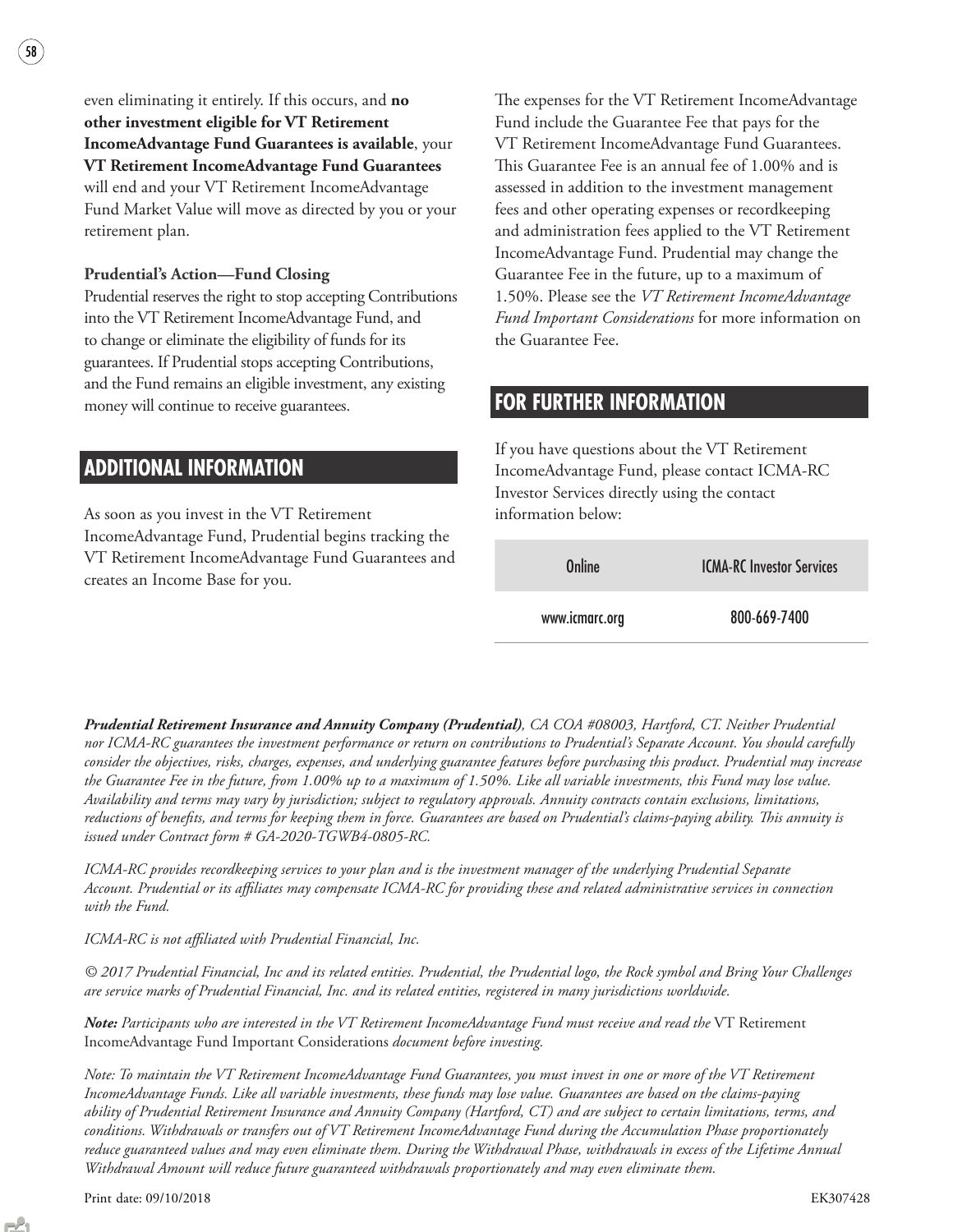even eliminating it entirely. If this occurs, and **no other investment eligible for VT Retirement IncomeAdvantage Fund Guarantees is available**, your **VT Retirement IncomeAdvantage Fund Guarantees** will end and your VT Retirement IncomeAdvantage Fund Market Value will move as directed by you or your retirement plan.

**Prudential's Action—Fund Closing**

Prudential reserves the right to stop accepting Contributions into the VT Retirement IncomeAdvantage Fund, and to change or eliminate the eligibility of funds for its guarantees. If Prudential stops accepting Contributions, and the Fund remains an eligible investment, any existing money will continue to receive guarantees.

## ADDITIONAL INFORMATION

As soon as you invest in the VT Retirement IncomeAdvantage Fund, Prudential begins tracking the VT Retirement IncomeAdvantage Fund Guarantees and creates an Income Base for you.

The expenses for the VT Retirement IncomeAdvantage Fund include the Guarantee Fee that pays for the VT Retirement IncomeAdvantage Fund Guarantees. This Guarantee Fee is an annual fee of 1.00% and is assessed in addition to the investment management fees and other operating expenses or recordkeeping and administration fees applied to the VT Retirement IncomeAdvantage Fund. Prudential may change the Guarantee Fee in the future, up to a maximum of 1.50%. Please see the *VT Retirement IncomeAdvantage Fund Important Considerations* for more information on the Guarantee Fee.

## FOR FURTHER INFORMATION

If you have questions about the VT Retirement IncomeAdvantage Fund, please contact ICMA-RC Investor Services directly using the contact information below:

| Online | ICMA-RC Investor Services |
|---|---|
| www.icmarc.org | 800-669-7400 |

***Prudential Retirement Insurance and Annuity Company (Prudential)****, CA COA #08003, Hartford, CT. Neither Prudential nor ICMA-RC guarantees the investment performance or return on contributions to Prudential's Separate Account. You should carefully consider the objectives, risks, charges, expenses, and underlying guarantee features before purchasing this product. Prudential may increase the Guarantee Fee in the future, from 1.00% up to a maximum of 1.50%. Like all variable investments, this Fund may lose value. Availability and terms may vary by jurisdiction; subject to regulatory approvals. Annuity contracts contain exclusions, limitations, reductions of benefits, and terms for keeping them in force. Guarantees are based on Prudential's claims-paying ability. This annuity is issued under Contract form # GA-2020-TGWB4-0805-RC.*

*ICMA-RC provides recordkeeping services to your plan and is the investment manager of the underlying Prudential Separate Account. Prudential or its affiliates may compensate ICMA-RC for providing these and related administrative services in connection with the Fund.*

*ICMA-RC is not affiliated with Prudential Financial, Inc.*

*© 2017 Prudential Financial, Inc and its related entities. Prudential, the Prudential logo, the Rock symbol and Bring Your Challenges are service marks of Prudential Financial, Inc. and its related entities, registered in many jurisdictions worldwide.*

***Note:*** *Participants who are interested in the VT Retirement IncomeAdvantage Fund must receive and read the* VT Retirement IncomeAdvantage Fund Important Considerations *document before investing.*

*Note: To maintain the VT Retirement IncomeAdvantage Fund Guarantees, you must invest in one or more of the VT Retirement IncomeAdvantage Funds. Like all variable investments, these funds may lose value. Guarantees are based on the claims-paying ability of Prudential Retirement Insurance and Annuity Company (Hartford, CT) and are subject to certain limitations, terms, and conditions. Withdrawals or transfers out of VT Retirement IncomeAdvantage Fund during the Accumulation Phase proportionately reduce guaranteed values and may even eliminate them. During the Withdrawal Phase, withdrawals in excess of the Lifetime Annual Withdrawal Amount will reduce future guaranteed withdrawals proportionately and may even eliminate them.*

Print date: 09/10/2018 EK307428